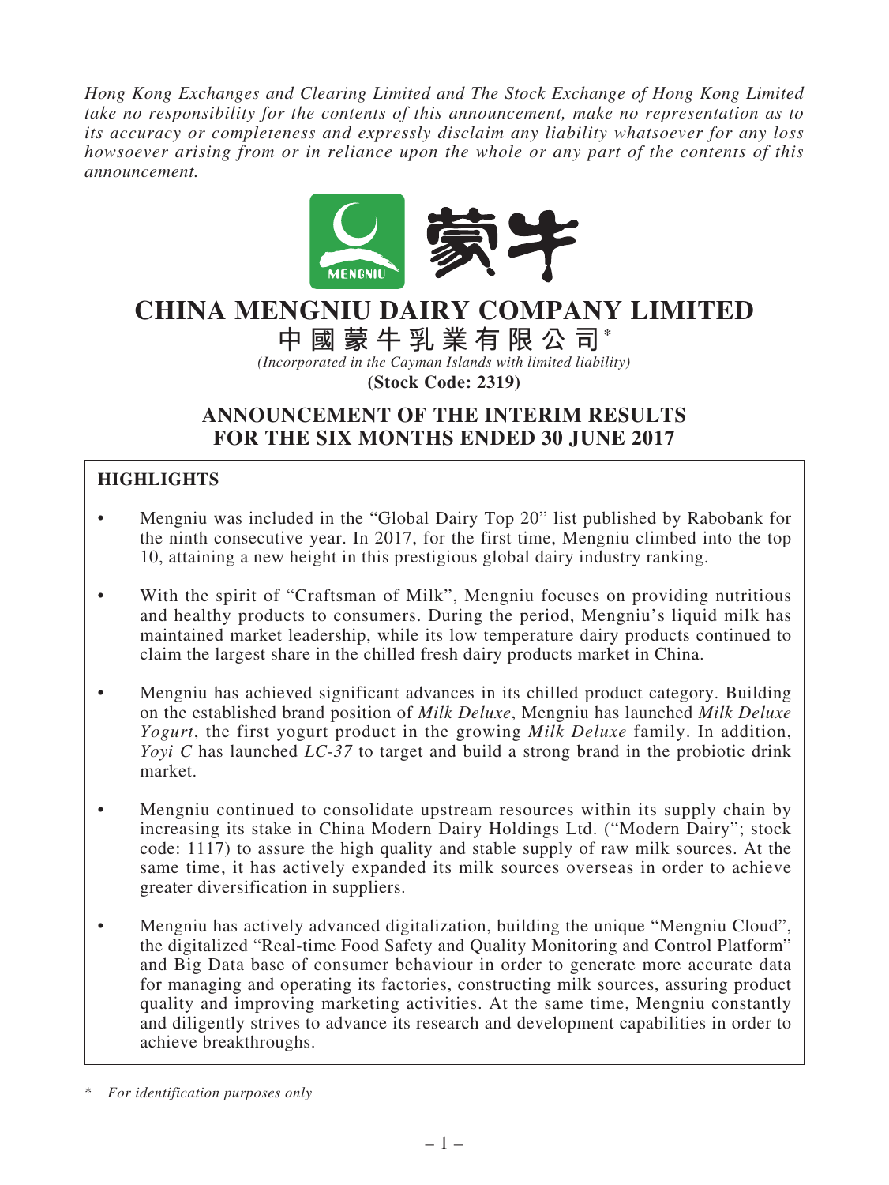*Hong Kong Exchanges and Clearing Limited and The Stock Exchange of Hong Kong Limited take no responsibility for the contents of this announcement, make no representation as to its accuracy or completeness and expressly disclaim any liability whatsoever for any loss howsoever arising from or in reliance upon the whole or any part of the contents of this announcement.*

# CHINA MENGNIU DAIRY COMPANY LIMITED

# 中國蒙牛乳業有限公司*

*(Incorporated in the Cayman Islands with limited liability)*

**(Stock Code: 2319)**

## ANNOUNCEMENT OF THE INTERIM RESULTS FOR THE SIX MONTHS ENDED 30 JUNE 2017

### HIGHLIGHTS

- Mengniu was included in the "Global Dairy Top 20" list published by Rabobank for the ninth consecutive year. In 2017, for the first time, Mengniu climbed into the top 10, attaining a new height in this prestigious global dairy industry ranking.
- With the spirit of "Craftsman of Milk", Mengniu focuses on providing nutritious and healthy products to consumers. During the period, Mengniu's liquid milk has maintained market leadership, while its low temperature dairy products continued to claim the largest share in the chilled fresh dairy products market in China.
- Mengniu has achieved significant advances in its chilled product category. Building on the established brand position of *Milk Deluxe*, Mengniu has launched *Milk Deluxe Yogurt*, the first yogurt product in the growing *Milk Deluxe* family. In addition, *Yoyi C* has launched *LC-37* to target and build a strong brand in the probiotic drink market.
- Mengniu continued to consolidate upstream resources within its supply chain by increasing its stake in China Modern Dairy Holdings Ltd. ("Modern Dairy"; stock code: 1117) to assure the high quality and stable supply of raw milk sources. At the same time, it has actively expanded its milk sources overseas in order to achieve greater diversification in suppliers.
- Mengniu has actively advanced digitalization, building the unique "Mengniu Cloud", the digitalized "Real-time Food Safety and Quality Monitoring and Control Platform" and Big Data base of consumer behaviour in order to generate more accurate data for managing and operating its factories, constructing milk sources, assuring product quality and improving marketing activities. At the same time, Mengniu constantly and diligently strives to advance its research and development capabilities in order to achieve breakthroughs.

\* *For identification purposes only*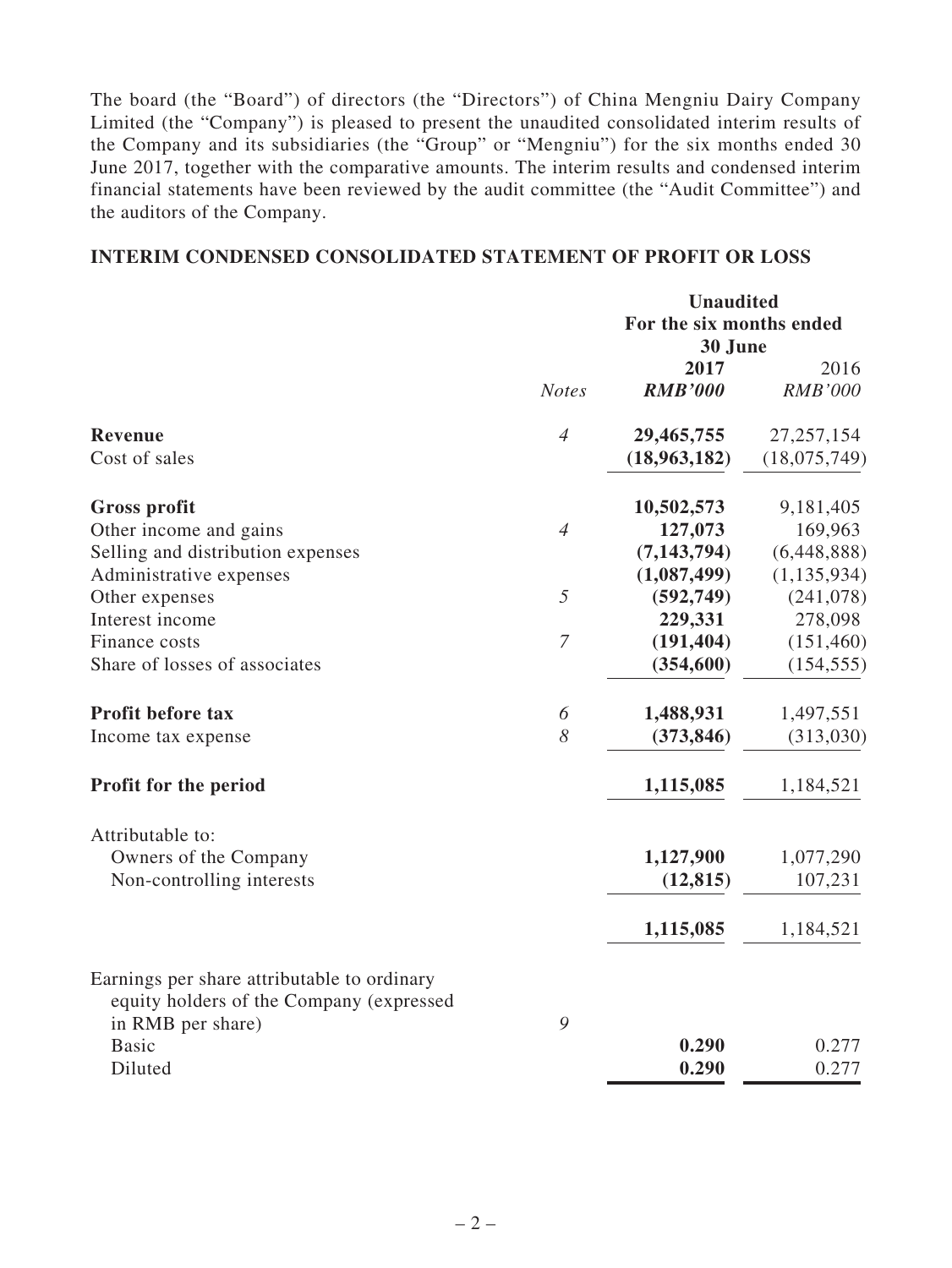The board (the "Board") of directors (the "Directors") of China Mengniu Dairy Company Limited (the "Company") is pleased to present the unaudited consolidated interim results of the Company and its subsidiaries (the "Group" or "Mengniu") for the six months ended 30 June 2017, together with the comparative amounts. The interim results and condensed interim financial statements have been reviewed by the audit committee (the "Audit Committee") and the auditors of the Company.

## INTERIM CONDENSED CONSOLIDATED STATEMENT OF PROFIT OR LOSS

| | | **Unaudited For the six months ended 30 June** | |
|---|---|---|---|
| | *Notes* | **2017** ***RMB'000*** | 2016 *RMB'000* |
| **Revenue** | *4* | **29,465,755** | 27,257,154 |
| Cost of sales | | **(18,963,182)** | (18,075,749) |
| **Gross profit** | | **10,502,573** | 9,181,405 |
| Other income and gains | *4* | **127,073** | 169,963 |
| Selling and distribution expenses | | **(7,143,794)** | (6,448,888) |
| Administrative expenses | | **(1,087,499)** | (1,135,934) |
| Other expenses | *5* | **(592,749)** | (241,078) |
| Interest income | | **229,331** | 278,098 |
| Finance costs | *7* | **(191,404)** | (151,460) |
| Share of losses of associates | | **(354,600)** | (154,555) |
| **Profit before tax** | *6* | **1,488,931** | 1,497,551 |
| Income tax expense | *8* | **(373,846)** | (313,030) |
| **Profit for the period** | | **1,115,085** | 1,184,521 |
| Attributable to: | | | |
| Owners of the Company | | **1,127,900** | 1,077,290 |
| Non-controlling interests | | **(12,815)** | 107,231 |
| | | **1,115,085** | 1,184,521 |
| Earnings per share attributable to ordinary equity holders of the Company (expressed in RMB per share) | *9* | | |
| Basic | | **0.290** | 0.277 |
| Diluted | | **0.290** | 0.277 |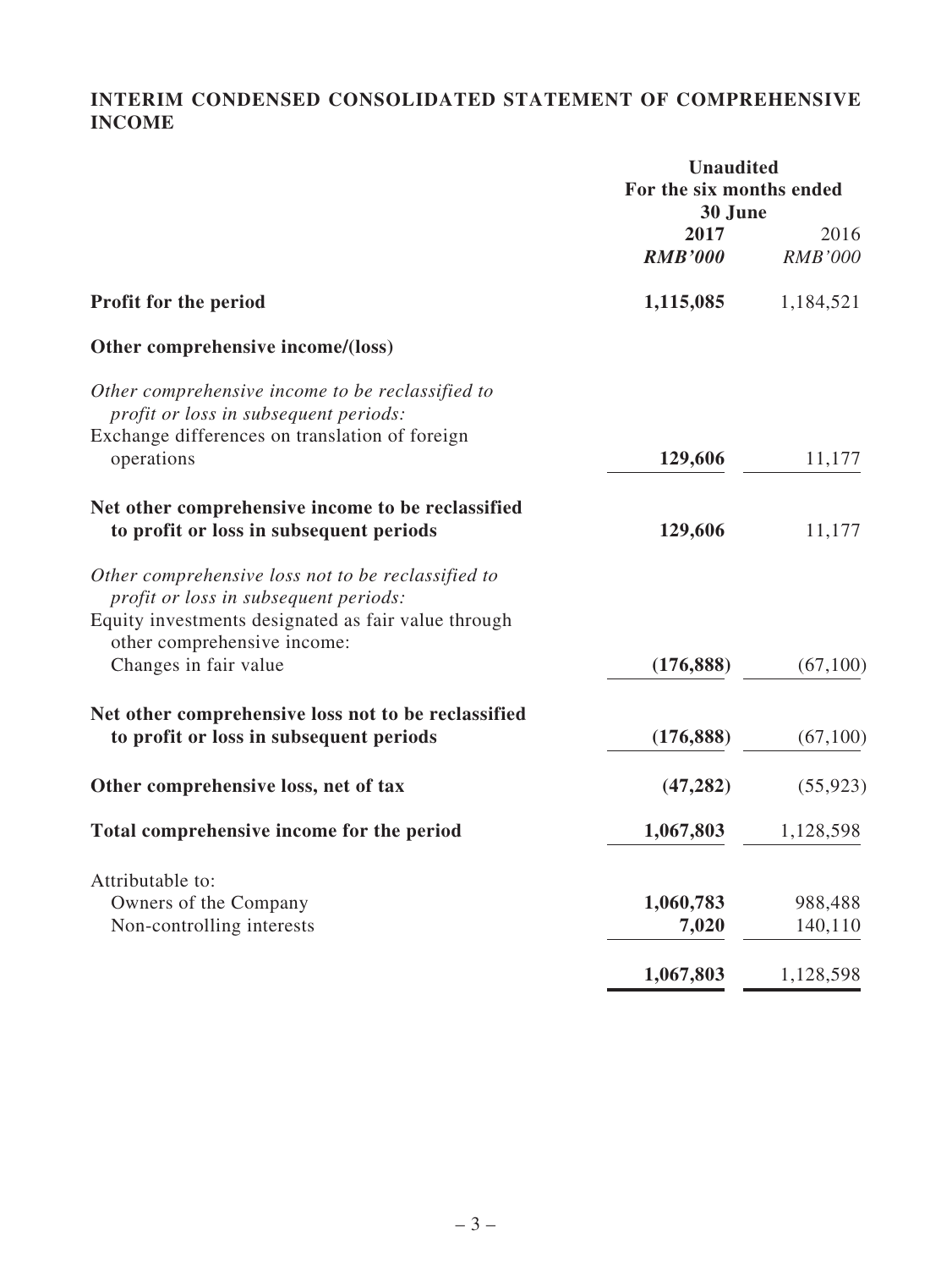## INTERIM CONDENSED CONSOLIDATED STATEMENT OF COMPREHENSIVE INCOME

| | Unaudited For the six months ended 30 June | |
|---|---|---|
| | **2017** | 2016 |
| | ***RMB'000*** | *RMB'000* |
| **Profit for the period** | **1,115,085** | 1,184,521 |
| **Other comprehensive income/(loss)** | | |
| *Other comprehensive income to be reclassified to profit or loss in subsequent periods:* | | |
| Exchange differences on translation of foreign operations | **129,606** | 11,177 |
| **Net other comprehensive income to be reclassified to profit or loss in subsequent periods** | **129,606** | 11,177 |
| *Other comprehensive loss not to be reclassified to profit or loss in subsequent periods:* | | |
| Equity investments designated as fair value through other comprehensive income: | | |
| Changes in fair value | **(176,888)** | (67,100) |
| **Net other comprehensive loss not to be reclassified to profit or loss in subsequent periods** | **(176,888)** | (67,100) |
| **Other comprehensive loss, net of tax** | **(47,282)** | (55,923) |
| **Total comprehensive income for the period** | **1,067,803** | 1,128,598 |
| Attributable to: | | |
| Owners of the Company | **1,060,783** | 988,488 |
| Non-controlling interests | **7,020** | 140,110 |
| | **1,067,803** | 1,128,598 |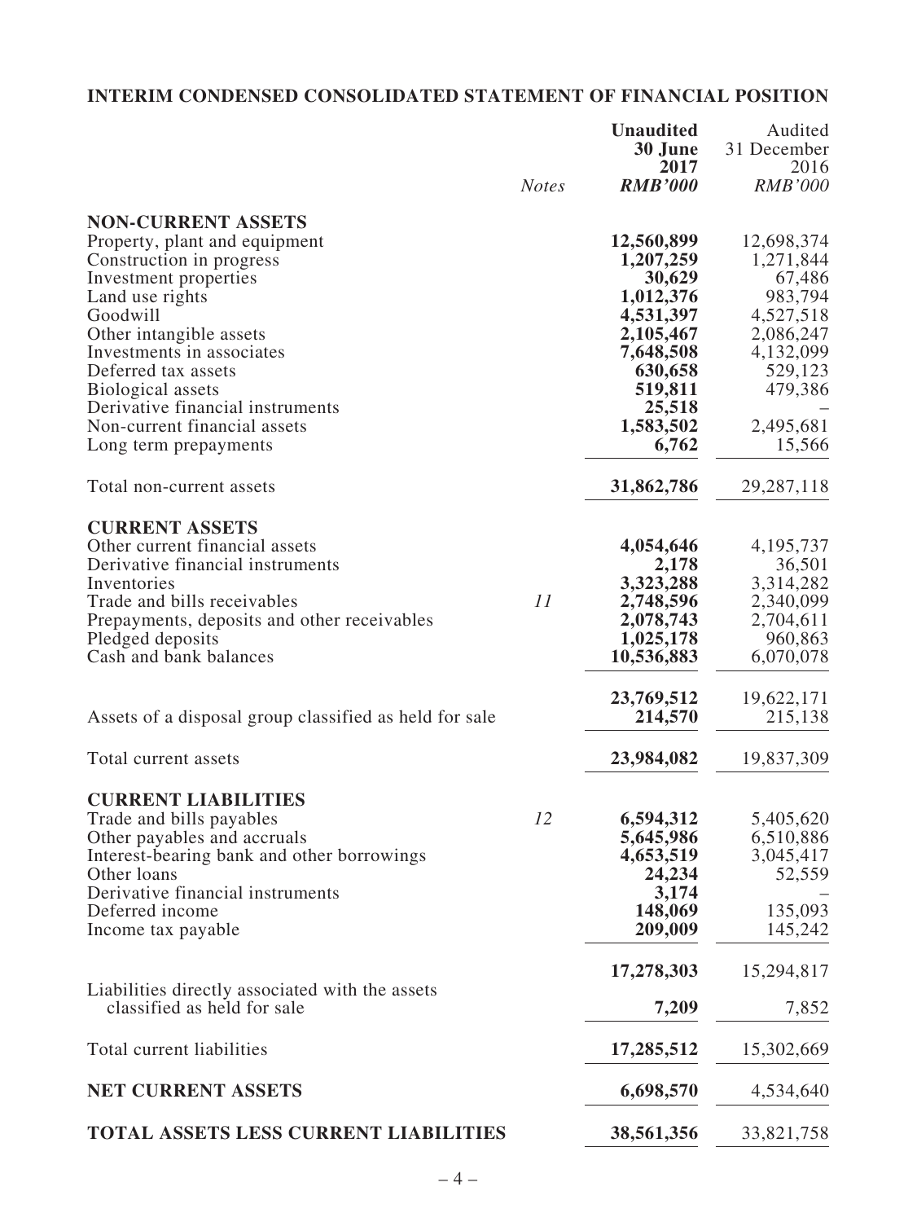## INTERIM CONDENSED CONSOLIDATED STATEMENT OF FINANCIAL POSITION

| | *Notes* | **Unaudited 30 June 2017** ***RMB'000*** | Audited 31 December 2016 *RMB'000* |
|---|---|---|---|
| **NON-CURRENT ASSETS** | | | |
| Property, plant and equipment | | **12,560,899** | 12,698,374 |
| Construction in progress | | **1,207,259** | 1,271,844 |
| Investment properties | | **30,629** | 67,486 |
| Land use rights | | **1,012,376** | 983,794 |
| Goodwill | | **4,531,397** | 4,527,518 |
| Other intangible assets | | **2,105,467** | 2,086,247 |
| Investments in associates | | **7,648,508** | 4,132,099 |
| Deferred tax assets | | **630,658** | 529,123 |
| Biological assets | | **519,811** | 479,386 |
| Derivative financial instruments | | **25,518** | – |
| Non-current financial assets | | **1,583,502** | 2,495,681 |
| Long term prepayments | | **6,762** | 15,566 |
| Total non-current assets | | **31,862,786** | 29,287,118 |
| **CURRENT ASSETS** | | | |
| Other current financial assets | | **4,054,646** | 4,195,737 |
| Derivative financial instruments | | **2,178** | 36,501 |
| Inventories | | **3,323,288** | 3,314,282 |
| Trade and bills receivables | *11* | **2,748,596** | 2,340,099 |
| Prepayments, deposits and other receivables | | **2,078,743** | 2,704,611 |
| Pledged deposits | | **1,025,178** | 960,863 |
| Cash and bank balances | | **10,536,883** | 6,070,078 |
| | | **23,769,512** | 19,622,171 |
| Assets of a disposal group classified as held for sale | | **214,570** | 215,138 |
| Total current assets | | **23,984,082** | 19,837,309 |
| **CURRENT LIABILITIES** | | | |
| Trade and bills payables | *12* | **6,594,312** | 5,405,620 |
| Other payables and accruals | | **5,645,986** | 6,510,886 |
| Interest-bearing bank and other borrowings | | **4,653,519** | 3,045,417 |
| Other loans | | **24,234** | 52,559 |
| Derivative financial instruments | | **3,174** | – |
| Deferred income | | **148,069** | 135,093 |
| Income tax payable | | **209,009** | 145,242 |
| | | **17,278,303** | 15,294,817 |
| Liabilities directly associated with the assets classified as held for sale | | **7,209** | 7,852 |
| Total current liabilities | | **17,285,512** | 15,302,669 |
| **NET CURRENT ASSETS** | | **6,698,570** | 4,534,640 |
| **TOTAL ASSETS LESS CURRENT LIABILITIES** | | **38,561,356** | 33,821,758 |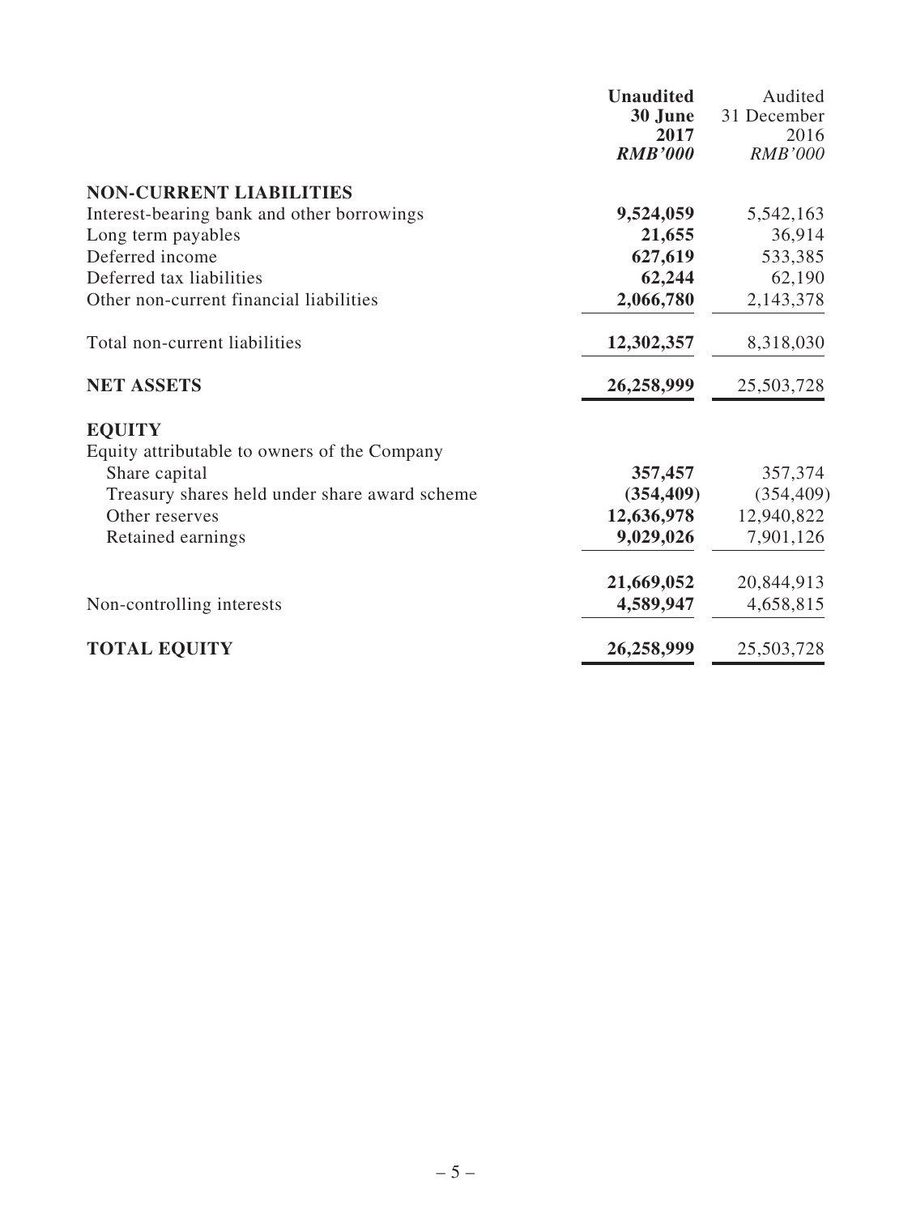| | **Unaudited 30 June 2017** | Audited 31 December 2016 |
|---|---|---|
| | ***RMB'000*** | *RMB'000* |
| **NON-CURRENT LIABILITIES** | | |
| Interest-bearing bank and other borrowings | **9,524,059** | 5,542,163 |
| Long term payables | **21,655** | 36,914 |
| Deferred income | **627,619** | 533,385 |
| Deferred tax liabilities | **62,244** | 62,190 |
| Other non-current financial liabilities | **2,066,780** | 2,143,378 |
| Total non-current liabilities | **12,302,357** | 8,318,030 |
| **NET ASSETS** | **26,258,999** | 25,503,728 |
| **EQUITY** | | |
| Equity attributable to owners of the Company | | |
| Share capital | **357,457** | 357,374 |
| Treasury shares held under share award scheme | **(354,409)** | (354,409) |
| Other reserves | **12,636,978** | 12,940,822 |
| Retained earnings | **9,029,026** | 7,901,126 |
| | **21,669,052** | 20,844,913 |
| Non-controlling interests | **4,589,947** | 4,658,815 |
| **TOTAL EQUITY** | **26,258,999** | 25,503,728 |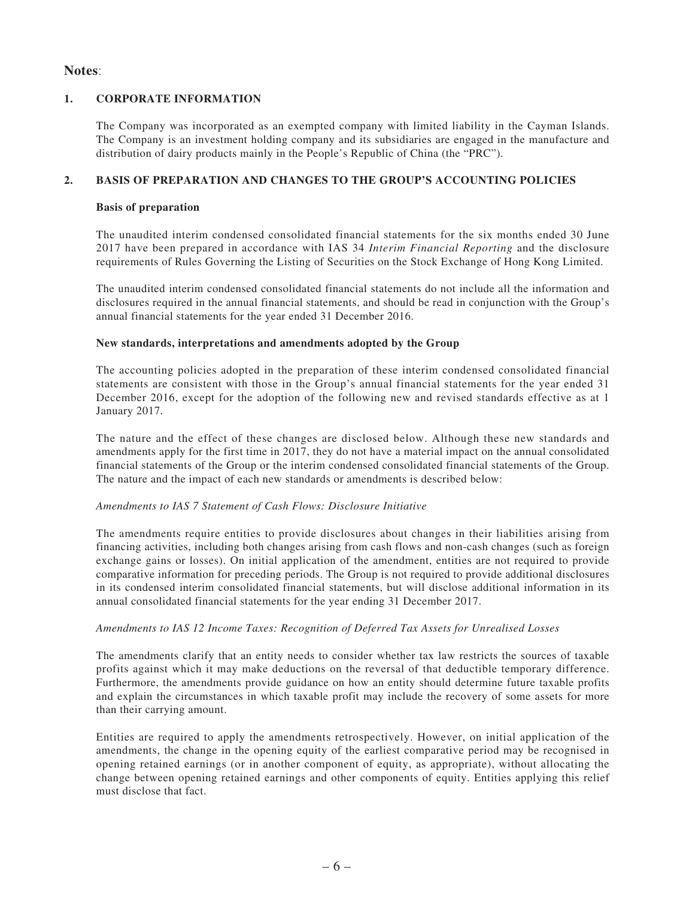**Notes**:

## 1. CORPORATE INFORMATION

The Company was incorporated as an exempted company with limited liability in the Cayman Islands. The Company is an investment holding company and its subsidiaries are engaged in the manufacture and distribution of dairy products mainly in the People's Republic of China (the "PRC").

## 2. BASIS OF PREPARATION AND CHANGES TO THE GROUP'S ACCOUNTING POLICIES

### Basis of preparation

The unaudited interim condensed consolidated financial statements for the six months ended 30 June 2017 have been prepared in accordance with IAS 34 *Interim Financial Reporting* and the disclosure requirements of Rules Governing the Listing of Securities on the Stock Exchange of Hong Kong Limited.

The unaudited interim condensed consolidated financial statements do not include all the information and disclosures required in the annual financial statements, and should be read in conjunction with the Group's annual financial statements for the year ended 31 December 2016.

### New standards, interpretations and amendments adopted by the Group

The accounting policies adopted in the preparation of these interim condensed consolidated financial statements are consistent with those in the Group's annual financial statements for the year ended 31 December 2016, except for the adoption of the following new and revised standards effective as at 1 January 2017.

The nature and the effect of these changes are disclosed below. Although these new standards and amendments apply for the first time in 2017, they do not have a material impact on the annual consolidated financial statements of the Group or the interim condensed consolidated financial statements of the Group. The nature and the impact of each new standards or amendments is described below:

*Amendments to IAS 7 Statement of Cash Flows: Disclosure Initiative*

The amendments require entities to provide disclosures about changes in their liabilities arising from financing activities, including both changes arising from cash flows and non-cash changes (such as foreign exchange gains or losses). On initial application of the amendment, entities are not required to provide comparative information for preceding periods. The Group is not required to provide additional disclosures in its condensed interim consolidated financial statements, but will disclose additional information in its annual consolidated financial statements for the year ending 31 December 2017.

*Amendments to IAS 12 Income Taxes: Recognition of Deferred Tax Assets for Unrealised Losses*

The amendments clarify that an entity needs to consider whether tax law restricts the sources of taxable profits against which it may make deductions on the reversal of that deductible temporary difference. Furthermore, the amendments provide guidance on how an entity should determine future taxable profits and explain the circumstances in which taxable profit may include the recovery of some assets for more than their carrying amount.

Entities are required to apply the amendments retrospectively. However, on initial application of the amendments, the change in the opening equity of the earliest comparative period may be recognised in opening retained earnings (or in another component of equity, as appropriate), without allocating the change between opening retained earnings and other components of equity. Entities applying this relief must disclose that fact.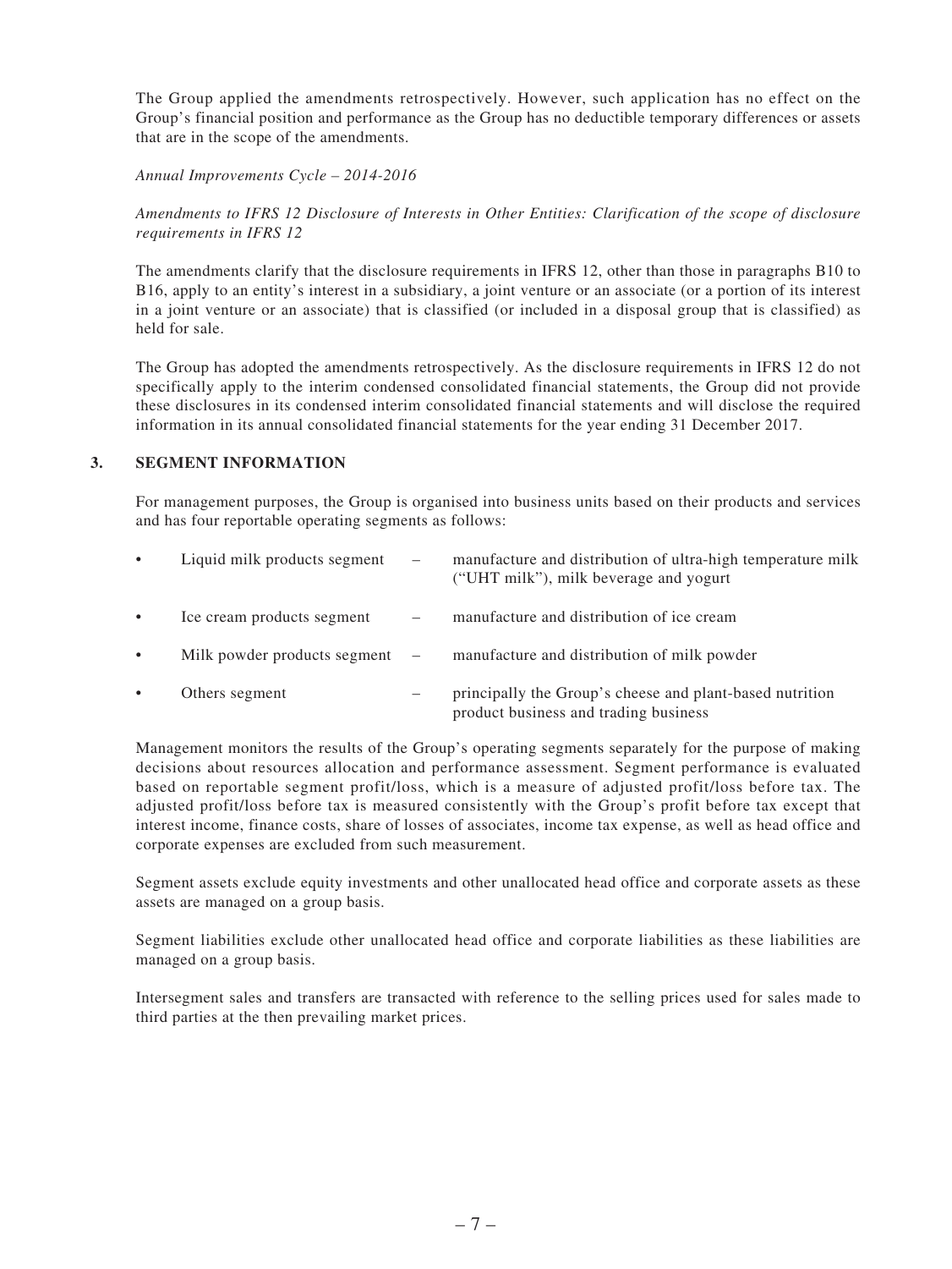The Group applied the amendments retrospectively. However, such application has no effect on the Group's financial position and performance as the Group has no deductible temporary differences or assets that are in the scope of the amendments.

*Annual Improvements Cycle – 2014-2016*

*Amendments to IFRS 12 Disclosure of Interests in Other Entities: Clarification of the scope of disclosure requirements in IFRS 12*

The amendments clarify that the disclosure requirements in IFRS 12, other than those in paragraphs B10 to B16, apply to an entity's interest in a subsidiary, a joint venture or an associate (or a portion of its interest in a joint venture or an associate) that is classified (or included in a disposal group that is classified) as held for sale.

The Group has adopted the amendments retrospectively. As the disclosure requirements in IFRS 12 do not specifically apply to the interim condensed consolidated financial statements, the Group did not provide these disclosures in its condensed interim consolidated financial statements and will disclose the required information in its annual consolidated financial statements for the year ending 31 December 2017.

## 3. SEGMENT INFORMATION

For management purposes, the Group is organised into business units based on their products and services and has four reportable operating segments as follows:

- Liquid milk products segment – manufacture and distribution of ultra-high temperature milk ("UHT milk"), milk beverage and yogurt
- Ice cream products segment – manufacture and distribution of ice cream
- Milk powder products segment – manufacture and distribution of milk powder
- Others segment – principally the Group's cheese and plant-based nutrition product business and trading business

Management monitors the results of the Group's operating segments separately for the purpose of making decisions about resources allocation and performance assessment. Segment performance is evaluated based on reportable segment profit/loss, which is a measure of adjusted profit/loss before tax. The adjusted profit/loss before tax is measured consistently with the Group's profit before tax except that interest income, finance costs, share of losses of associates, income tax expense, as well as head office and corporate expenses are excluded from such measurement.

Segment assets exclude equity investments and other unallocated head office and corporate assets as these assets are managed on a group basis.

Segment liabilities exclude other unallocated head office and corporate liabilities as these liabilities are managed on a group basis.

Intersegment sales and transfers are transacted with reference to the selling prices used for sales made to third parties at the then prevailing market prices.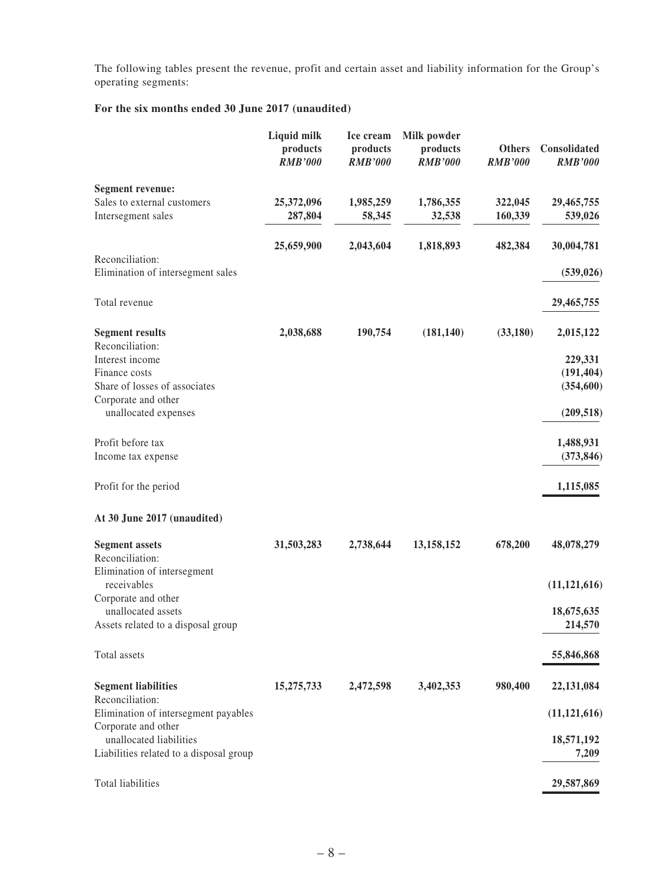The following tables present the revenue, profit and certain asset and liability information for the Group's operating segments:

**For the six months ended 30 June 2017 (unaudited)**

| | Liquid milk products *RMB'000* | Ice cream products *RMB'000* | Milk powder products *RMB'000* | Others *RMB'000* | Consolidated *RMB'000* |
|---|---|---|---|---|---|
| **Segment revenue:** | | | | | |
| Sales to external customers | **25,372,096** | **1,985,259** | **1,786,355** | **322,045** | **29,465,755** |
| Intersegment sales | **287,804** | **58,345** | **32,538** | **160,339** | **539,026** |
| | **25,659,900** | **2,043,604** | **1,818,893** | **482,384** | **30,004,781** |
| Reconciliation: | | | | | |
| Elimination of intersegment sales | | | | | **(539,026)** |
| Total revenue | | | | | **29,465,755** |
| **Segment results** | **2,038,688** | **190,754** | **(181,140)** | **(33,180)** | **2,015,122** |
| Reconciliation: | | | | | |
| Interest income | | | | | **229,331** |
| Finance costs | | | | | **(191,404)** |
| Share of losses of associates | | | | | **(354,600)** |
| Corporate and other unallocated expenses | | | | | **(209,518)** |
| Profit before tax | | | | | **1,488,931** |
| Income tax expense | | | | | **(373,846)** |
| Profit for the period | | | | | **1,115,085** |
| **At 30 June 2017 (unaudited)** | | | | | |
| **Segment assets** | **31,503,283** | **2,738,644** | **13,158,152** | **678,200** | **48,078,279** |
| Reconciliation: | | | | | |
| Elimination of intersegment receivables | | | | | **(11,121,616)** |
| Corporate and other unallocated assets | | | | | **18,675,635** |
| Assets related to a disposal group | | | | | **214,570** |
| Total assets | | | | | **55,846,868** |
| **Segment liabilities** | **15,275,733** | **2,472,598** | **3,402,353** | **980,400** | **22,131,084** |
| Reconciliation: | | | | | |
| Elimination of intersegment payables | | | | | **(11,121,616)** |
| Corporate and other unallocated liabilities | | | | | **18,571,192** |
| Liabilities related to a disposal group | | | | | **7,209** |
| Total liabilities | | | | | **29,587,869** |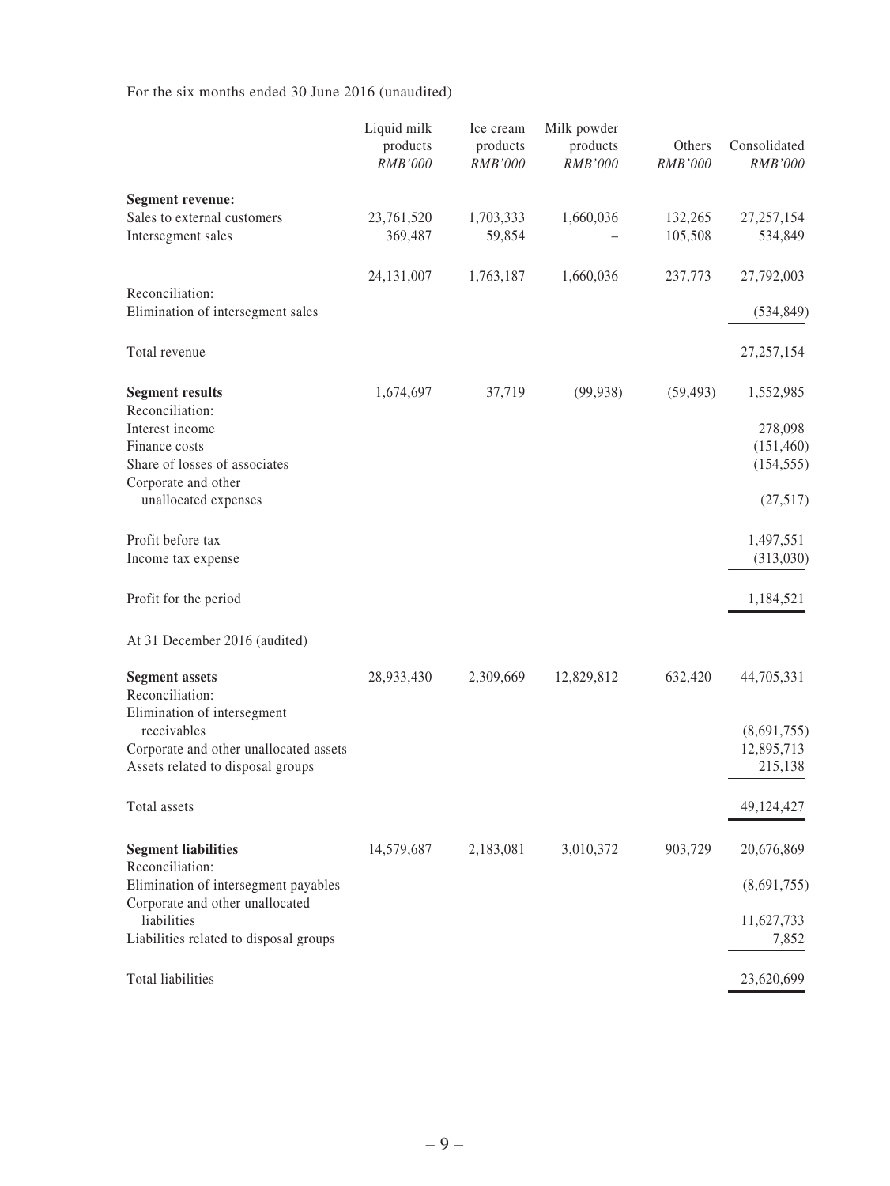For the six months ended 30 June 2016 (unaudited)

| | Liquid milk products *RMB'000* | Ice cream products *RMB'000* | Milk powder products *RMB'000* | Others *RMB'000* | Consolidated *RMB'000* |
|---|---|---|---|---|---|
| **Segment revenue:** | | | | | |
| Sales to external customers | 23,761,520 | 1,703,333 | 1,660,036 | 132,265 | 27,257,154 |
| Intersegment sales | 369,487 | 59,854 | – | 105,508 | 534,849 |
| | 24,131,007 | 1,763,187 | 1,660,036 | 237,773 | 27,792,003 |
| Reconciliation: | | | | | |
| Elimination of intersegment sales | | | | | (534,849) |
| Total revenue | | | | | 27,257,154 |
| **Segment results** | 1,674,697 | 37,719 | (99,938) | (59,493) | 1,552,985 |
| Reconciliation: | | | | | |
| Interest income | | | | | 278,098 |
| Finance costs | | | | | (151,460) |
| Share of losses of associates | | | | | (154,555) |
| Corporate and other unallocated expenses | | | | | (27,517) |
| Profit before tax | | | | | 1,497,551 |
| Income tax expense | | | | | (313,030) |
| Profit for the period | | | | | 1,184,521 |
| At 31 December 2016 (audited) | | | | | |
| **Segment assets** | 28,933,430 | 2,309,669 | 12,829,812 | 632,420 | 44,705,331 |
| Reconciliation: | | | | | |
| Elimination of intersegment receivables | | | | | (8,691,755) |
| Corporate and other unallocated assets | | | | | 12,895,713 |
| Assets related to disposal groups | | | | | 215,138 |
| Total assets | | | | | 49,124,427 |
| **Segment liabilities** | 14,579,687 | 2,183,081 | 3,010,372 | 903,729 | 20,676,869 |
| Reconciliation: | | | | | |
| Elimination of intersegment payables | | | | | (8,691,755) |
| Corporate and other unallocated liabilities | | | | | 11,627,733 |
| Liabilities related to disposal groups | | | | | 7,852 |
| Total liabilities | | | | | 23,620,699 |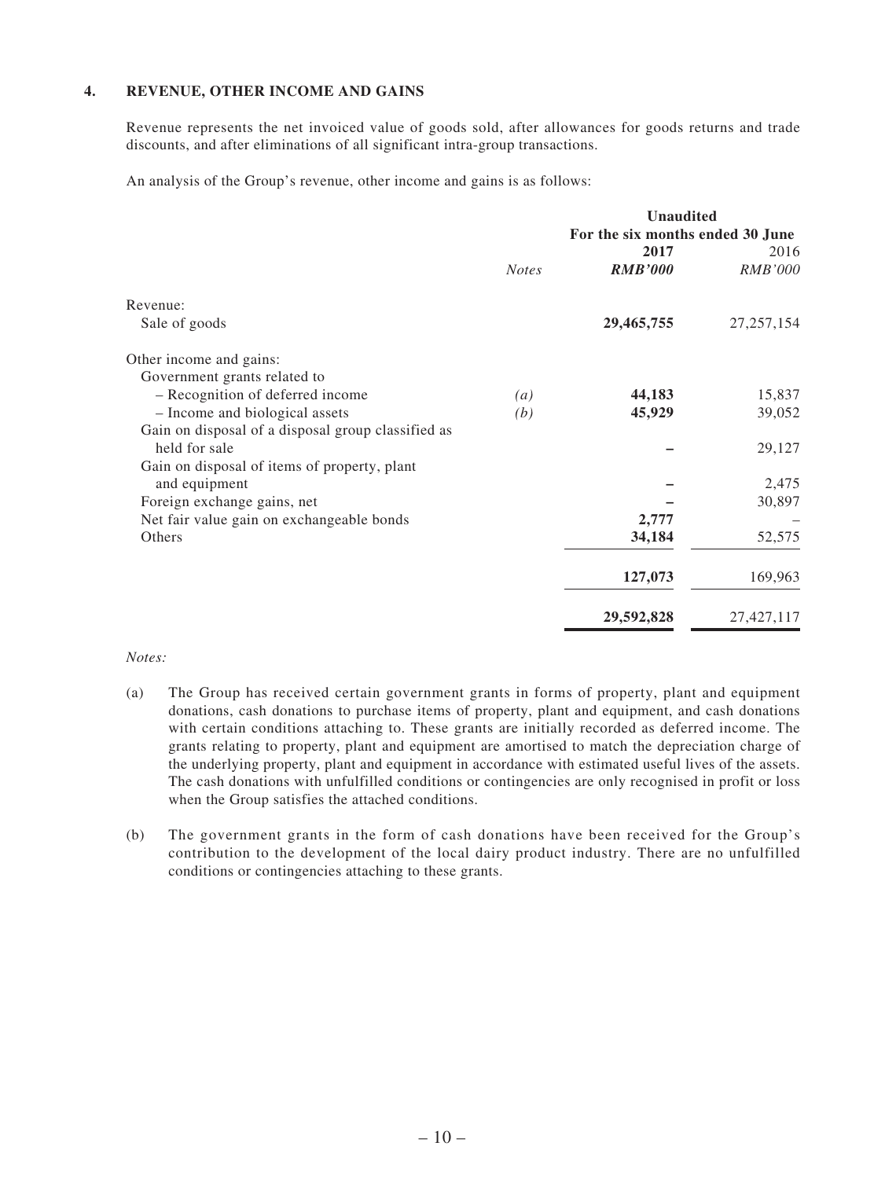## 4. REVENUE, OTHER INCOME AND GAINS

Revenue represents the net invoiced value of goods sold, after allowances for goods returns and trade discounts, and after eliminations of all significant intra-group transactions.

An analysis of the Group's revenue, other income and gains is as follows:

| | | Unaudited | |
|---|---|---|---|
| | | For the six months ended 30 June | |
| | | **2017** | 2016 |
| | *Notes* | ***RMB'000*** | *RMB'000* |
| Revenue: | | | |
| Sale of goods | | **29,465,755** | 27,257,154 |
| Other income and gains: | | | |
| Government grants related to | | | |
| – Recognition of deferred income | *(a)* | **44,183** | 15,837 |
| – Income and biological assets | *(b)* | **45,929** | 39,052 |
| Gain on disposal of a disposal group classified as held for sale | | **–** | 29,127 |
| Gain on disposal of items of property, plant and equipment | | **–** | 2,475 |
| Foreign exchange gains, net | | **–** | 30,897 |
| Net fair value gain on exchangeable bonds | | **2,777** | – |
| Others | | **34,184** | 52,575 |
| | | **127,073** | 169,963 |
| | | **29,592,828** | 27,427,117 |

*Notes:*

(a) The Group has received certain government grants in forms of property, plant and equipment donations, cash donations to purchase items of property, plant and equipment, and cash donations with certain conditions attaching to. These grants are initially recorded as deferred income. The grants relating to property, plant and equipment are amortised to match the depreciation charge of the underlying property, plant and equipment in accordance with estimated useful lives of the assets. The cash donations with unfulfilled conditions or contingencies are only recognised in profit or loss when the Group satisfies the attached conditions.

(b) The government grants in the form of cash donations have been received for the Group's contribution to the development of the local dairy product industry. There are no unfulfilled conditions or contingencies attaching to these grants.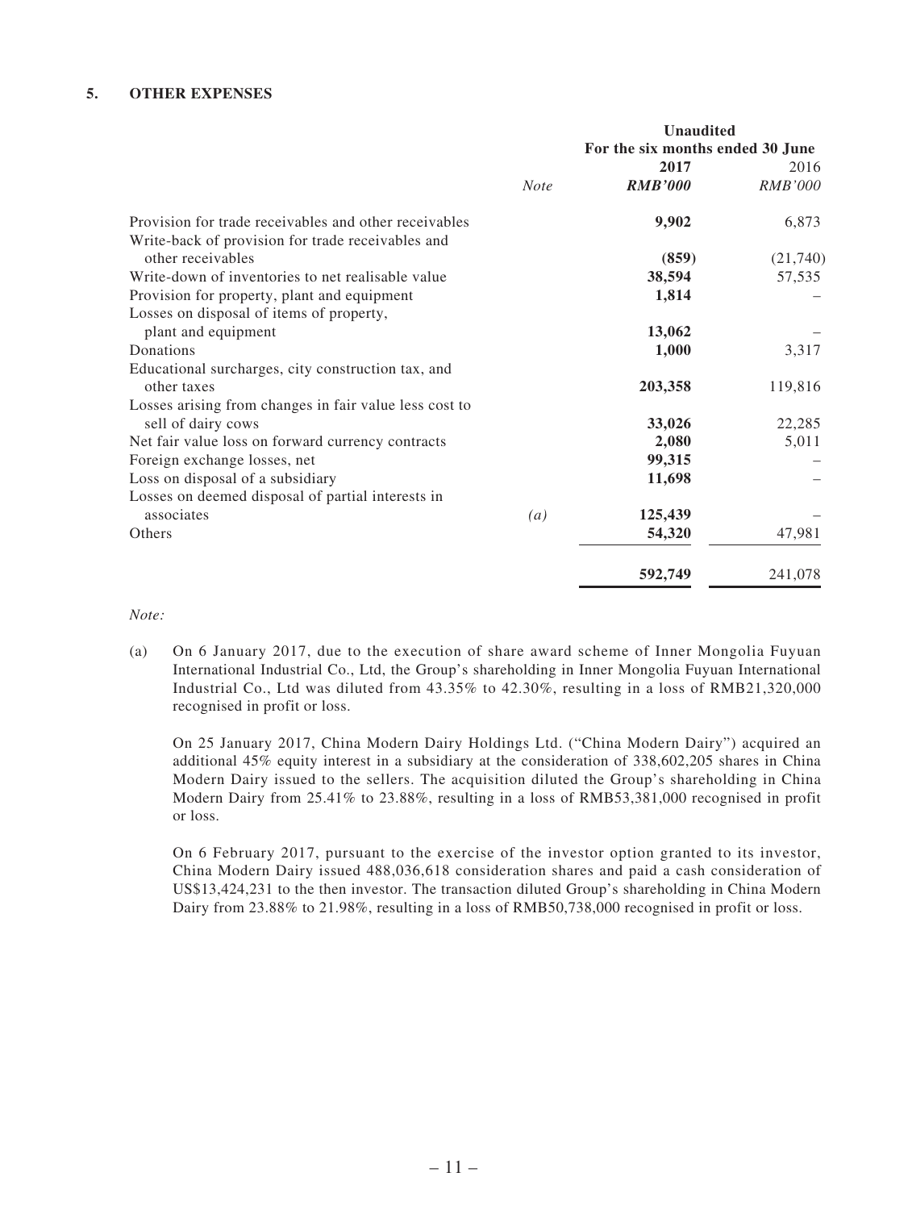## 5. OTHER EXPENSES

| | Note | Unaudited<br>For the six months ended 30 June<br>2017<br>RMB'000 | <br><br>2016<br>RMB'000 |
|---|---|---|---|
| Provision for trade receivables and other receivables | | **9,902** | 6,873 |
| Write-back of provision for trade receivables and other receivables | | **(859)** | (21,740) |
| Write-down of inventories to net realisable value | | **38,594** | 57,535 |
| Provision for property, plant and equipment | | **1,814** | – |
| Losses on disposal of items of property, plant and equipment | | **13,062** | – |
| Donations | | **1,000** | 3,317 |
| Educational surcharges, city construction tax, and other taxes | | **203,358** | 119,816 |
| Losses arising from changes in fair value less cost to sell of dairy cows | | **33,026** | 22,285 |
| Net fair value loss on forward currency contracts | | **2,080** | 5,011 |
| Foreign exchange losses, net | | **99,315** | – |
| Loss on disposal of a subsidiary | | **11,698** | – |
| Losses on deemed disposal of partial interests in associates | *(a)* | **125,439** | – |
| Others | | **54,320** | 47,981 |
| | | **592,749** | 241,078 |

*Note:*

(a) On 6 January 2017, due to the execution of share award scheme of Inner Mongolia Fuyuan International Industrial Co., Ltd, the Group's shareholding in Inner Mongolia Fuyuan International Industrial Co., Ltd was diluted from 43.35% to 42.30%, resulting in a loss of RMB21,320,000 recognised in profit or loss.

On 25 January 2017, China Modern Dairy Holdings Ltd. ("China Modern Dairy") acquired an additional 45% equity interest in a subsidiary at the consideration of 338,602,205 shares in China Modern Dairy issued to the sellers. The acquisition diluted the Group's shareholding in China Modern Dairy from 25.41% to 23.88%, resulting in a loss of RMB53,381,000 recognised in profit or loss.

On 6 February 2017, pursuant to the exercise of the investor option granted to its investor, China Modern Dairy issued 488,036,618 consideration shares and paid a cash consideration of US$13,424,231 to the then investor. The transaction diluted Group's shareholding in China Modern Dairy from 23.88% to 21.98%, resulting in a loss of RMB50,738,000 recognised in profit or loss.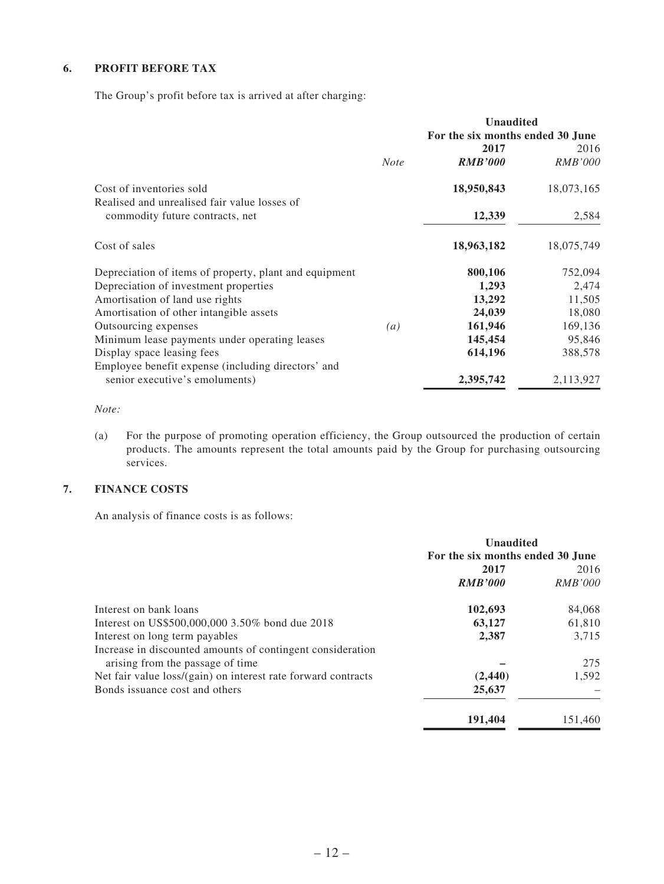## 6. PROFIT BEFORE TAX

The Group's profit before tax is arrived at after charging:

| | | Unaudited | |
|---|---|---|---|
| | | For the six months ended 30 June | |
| | | **2017** | 2016 |
| | *Note* | ***RMB'000*** | *RMB'000* |
| Cost of inventories sold | | **18,950,843** | 18,073,165 |
| Realised and unrealised fair value losses of commodity future contracts, net | | **12,339** | 2,584 |
| Cost of sales | | **18,963,182** | 18,075,749 |
| Depreciation of items of property, plant and equipment | | **800,106** | 752,094 |
| Depreciation of investment properties | | **1,293** | 2,474 |
| Amortisation of land use rights | | **13,292** | 11,505 |
| Amortisation of other intangible assets | | **24,039** | 18,080 |
| Outsourcing expenses | *(a)* | **161,946** | 169,136 |
| Minimum lease payments under operating leases | | **145,454** | 95,846 |
| Display space leasing fees | | **614,196** | 388,578 |
| Employee benefit expense (including directors' and senior executive's emoluments) | | **2,395,742** | 2,113,927 |

*Note:*

(a) For the purpose of promoting operation efficiency, the Group outsourced the production of certain products. The amounts represent the total amounts paid by the Group for purchasing outsourcing services.

## 7. FINANCE COSTS

An analysis of finance costs is as follows:

| | Unaudited | |
|---|---|---|
| | For the six months ended 30 June | |
| | **2017** | 2016 |
| | ***RMB'000*** | *RMB'000* |
| Interest on bank loans | **102,693** | 84,068 |
| Interest on US$500,000,000 3.50% bond due 2018 | **63,127** | 61,810 |
| Interest on long term payables | **2,387** | 3,715 |
| Increase in discounted amounts of contingent consideration arising from the passage of time | **–** | 275 |
| Net fair value loss/(gain) on interest rate forward contracts | **(2,440)** | 1,592 |
| Bonds issuance cost and others | **25,637** | – |
| | **191,404** | 151,460 |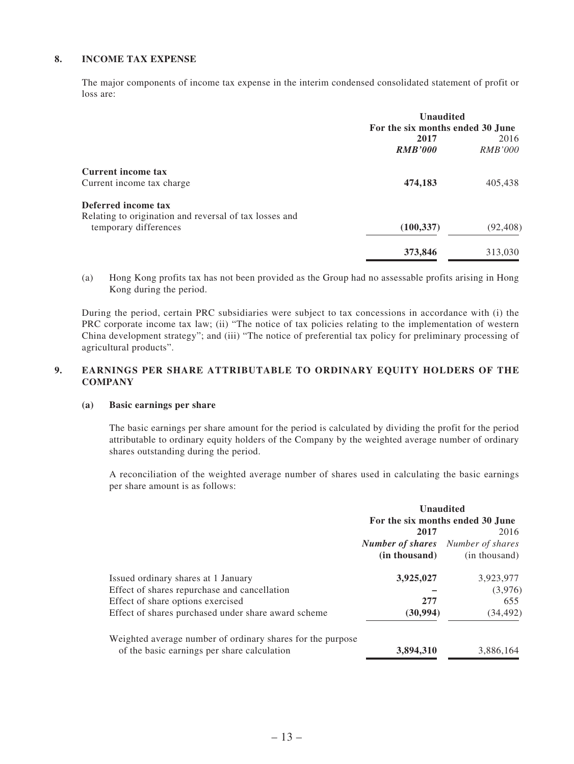## 8. INCOME TAX EXPENSE

The major components of income tax expense in the interim condensed consolidated statement of profit or loss are:

| | Unaudited | |
|---|---|---|
| | For the six months ended 30 June | |
| | **2017** | 2016 |
| | ***RMB'000*** | *RMB'000* |
| **Current income tax** | | |
| Current income tax charge | **474,183** | 405,438 |
| **Deferred income tax** | | |
| Relating to origination and reversal of tax losses and temporary differences | **(100,337)** | (92,408) |
| | **373,846** | 313,030 |

(a) Hong Kong profits tax has not been provided as the Group had no assessable profits arising in Hong Kong during the period.

During the period, certain PRC subsidiaries were subject to tax concessions in accordance with (i) the PRC corporate income tax law; (ii) "The notice of tax policies relating to the implementation of western China development strategy"; and (iii) "The notice of preferential tax policy for preliminary processing of agricultural products".

## 9. EARNINGS PER SHARE ATTRIBUTABLE TO ORDINARY EQUITY HOLDERS OF THE COMPANY

### (a) Basic earnings per share

The basic earnings per share amount for the period is calculated by dividing the profit for the period attributable to ordinary equity holders of the Company by the weighted average number of ordinary shares outstanding during the period.

A reconciliation of the weighted average number of shares used in calculating the basic earnings per share amount is as follows:

| | Unaudited | |
|---|---|---|
| | For the six months ended 30 June | |
| | **2017** | 2016 |
| | ***Number of shares*** **(in thousand)** | *Number of shares* (in thousand) |
| Issued ordinary shares at 1 January | **3,925,027** | 3,923,977 |
| Effect of shares repurchase and cancellation | **–** | (3,976) |
| Effect of share options exercised | **277** | 655 |
| Effect of shares purchased under share award scheme | **(30,994)** | (34,492) |
| Weighted average number of ordinary shares for the purpose of the basic earnings per share calculation | **3,894,310** | 3,886,164 |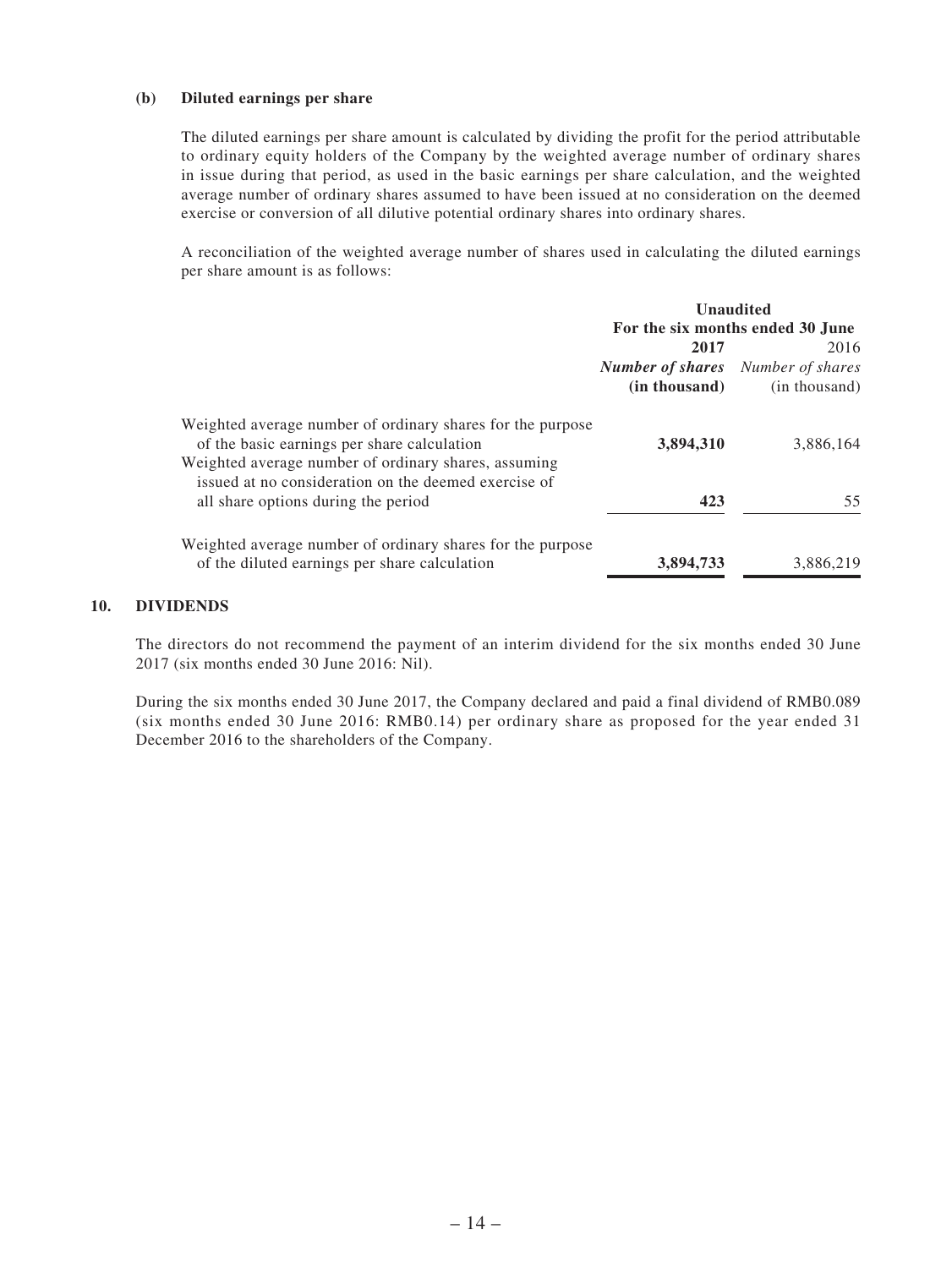**(b) Diluted earnings per share**

The diluted earnings per share amount is calculated by dividing the profit for the period attributable to ordinary equity holders of the Company by the weighted average number of ordinary shares in issue during that period, as used in the basic earnings per share calculation, and the weighted average number of ordinary shares assumed to have been issued at no consideration on the deemed exercise or conversion of all dilutive potential ordinary shares into ordinary shares.

A reconciliation of the weighted average number of shares used in calculating the diluted earnings per share amount is as follows:

| | Unaudited | |
|---|---|---|
| | For the six months ended 30 June | |
| | **2017** | 2016 |
| | ***Number of shares*** **(in thousand)** | *Number of shares* (in thousand) |
| Weighted average number of ordinary shares for the purpose of the basic earnings per share calculation | **3,894,310** | 3,886,164 |
| Weighted average number of ordinary shares, assuming issued at no consideration on the deemed exercise of all share options during the period | **423** | 55 |
| Weighted average number of ordinary shares for the purpose of the diluted earnings per share calculation | **3,894,733** | 3,886,219 |

## 10. DIVIDENDS

The directors do not recommend the payment of an interim dividend for the six months ended 30 June 2017 (six months ended 30 June 2016: Nil).

During the six months ended 30 June 2017, the Company declared and paid a final dividend of RMB0.089 (six months ended 30 June 2016: RMB0.14) per ordinary share as proposed for the year ended 31 December 2016 to the shareholders of the Company.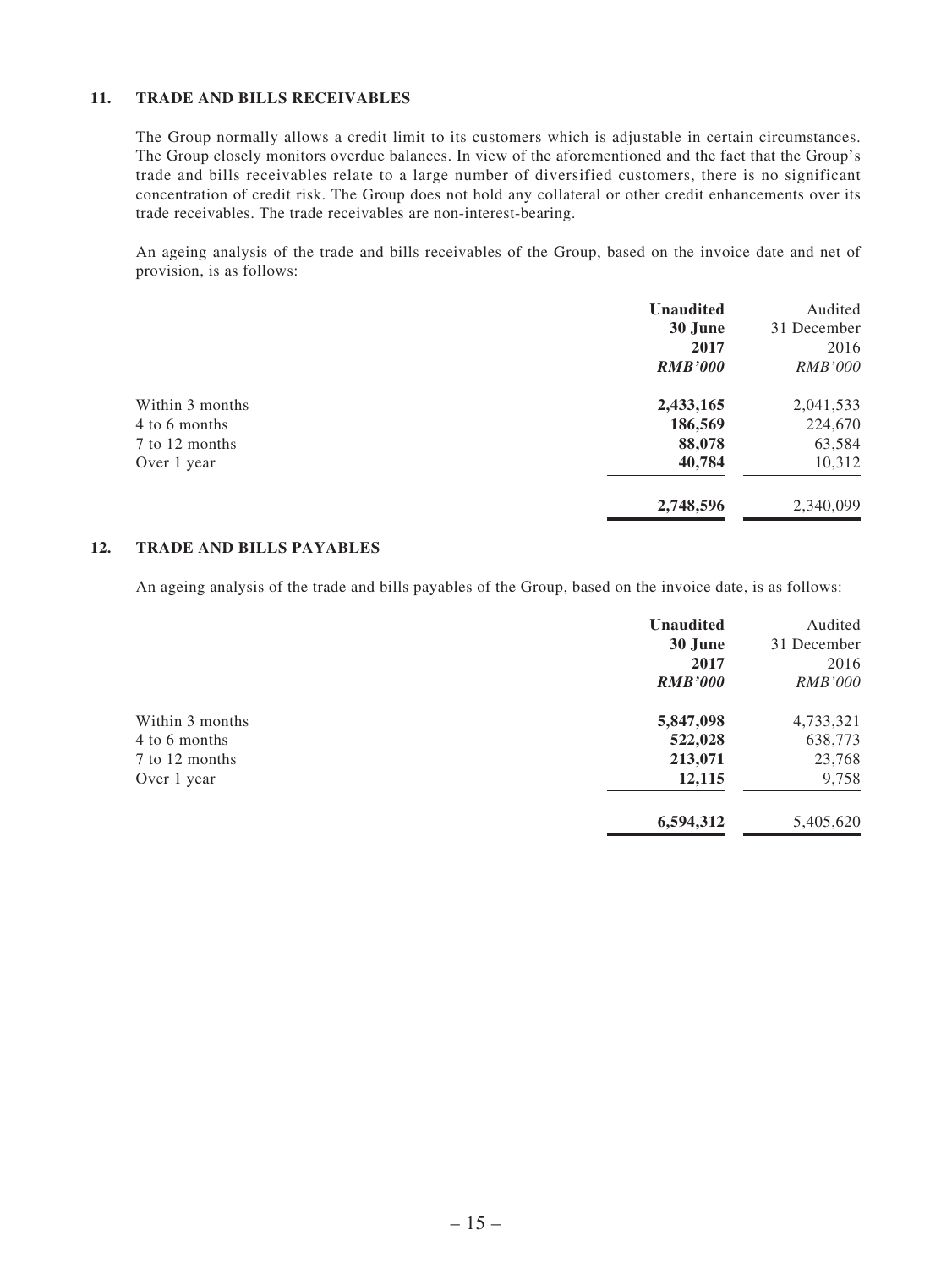### 11. TRADE AND BILLS RECEIVABLES

The Group normally allows a credit limit to its customers which is adjustable in certain circumstances. The Group closely monitors overdue balances. In view of the aforementioned and the fact that the Group's trade and bills receivables relate to a large number of diversified customers, there is no significant concentration of credit risk. The Group does not hold any collateral or other credit enhancements over its trade receivables. The trade receivables are non-interest-bearing.

An ageing analysis of the trade and bills receivables of the Group, based on the invoice date and net of provision, is as follows:

| | **Unaudited 30 June 2017** | Audited 31 December 2016 |
|---|---|---|
| | ***RMB'000*** | *RMB'000* |
| Within 3 months | **2,433,165** | 2,041,533 |
| 4 to 6 months | **186,569** | 224,670 |
| 7 to 12 months | **88,078** | 63,584 |
| Over 1 year | **40,784** | 10,312 |
| | **2,748,596** | 2,340,099 |

### 12. TRADE AND BILLS PAYABLES

An ageing analysis of the trade and bills payables of the Group, based on the invoice date, is as follows:

| | **Unaudited 30 June 2017** | Audited 31 December 2016 |
|---|---|---|
| | ***RMB'000*** | *RMB'000* |
| Within 3 months | **5,847,098** | 4,733,321 |
| 4 to 6 months | **522,028** | 638,773 |
| 7 to 12 months | **213,071** | 23,768 |
| Over 1 year | **12,115** | 9,758 |
| | **6,594,312** | 5,405,620 |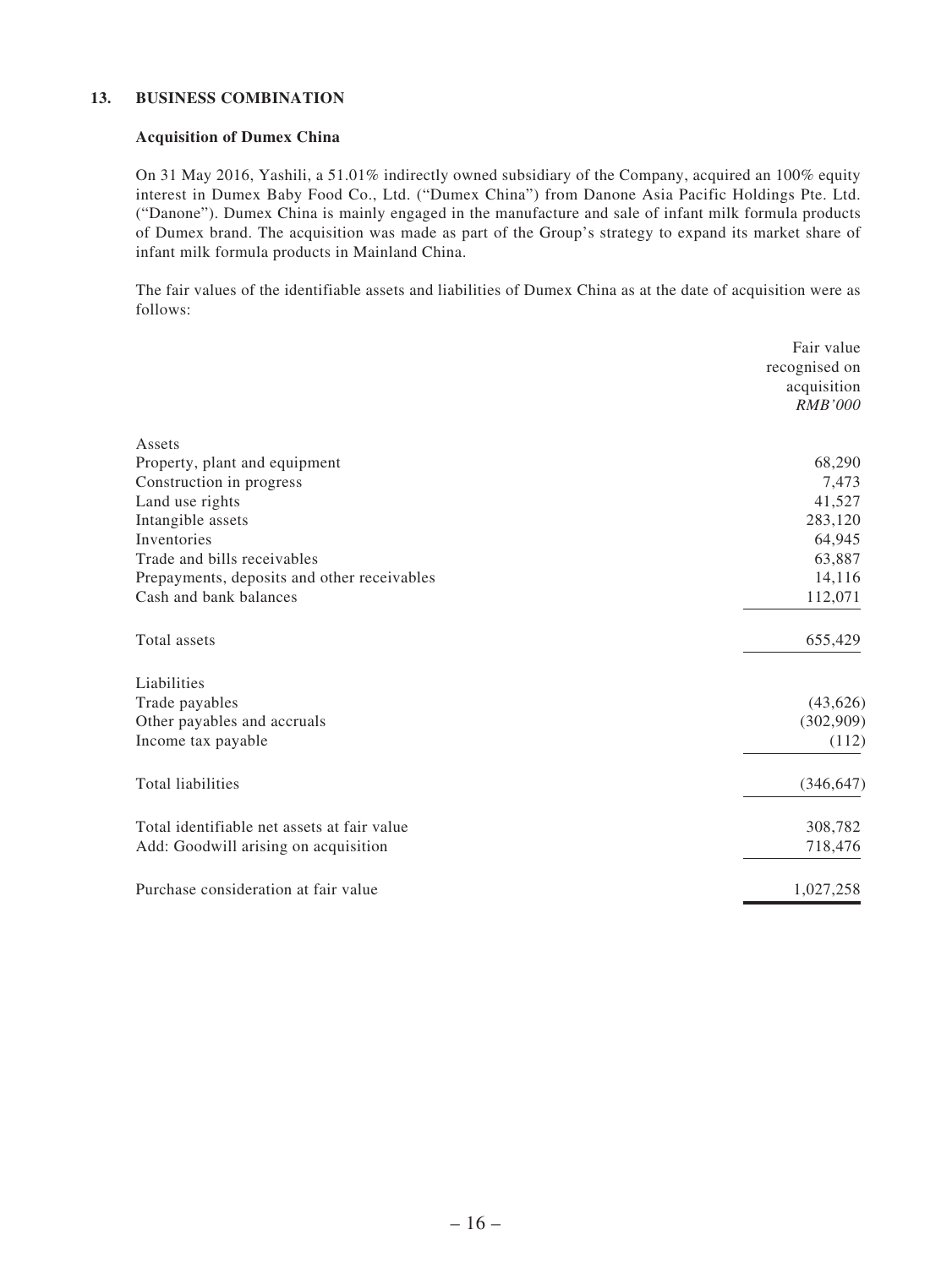## 13. BUSINESS COMBINATION

### Acquisition of Dumex China

On 31 May 2016, Yashili, a 51.01% indirectly owned subsidiary of the Company, acquired an 100% equity interest in Dumex Baby Food Co., Ltd. ("Dumex China") from Danone Asia Pacific Holdings Pte. Ltd. ("Danone"). Dumex China is mainly engaged in the manufacture and sale of infant milk formula products of Dumex brand. The acquisition was made as part of the Group's strategy to expand its market share of infant milk formula products in Mainland China.

The fair values of the identifiable assets and liabilities of Dumex China as at the date of acquisition were as follows:

| | Fair value recognised on acquisition *RMB'000* |
|---|---:|
| Assets | |
| Property, plant and equipment | 68,290 |
| Construction in progress | 7,473 |
| Land use rights | 41,527 |
| Intangible assets | 283,120 |
| Inventories | 64,945 |
| Trade and bills receivables | 63,887 |
| Prepayments, deposits and other receivables | 14,116 |
| Cash and bank balances | 112,071 |
| Total assets | 655,429 |
| Liabilities | |
| Trade payables | (43,626) |
| Other payables and accruals | (302,909) |
| Income tax payable | (112) |
| Total liabilities | (346,647) |
| Total identifiable net assets at fair value | 308,782 |
| Add: Goodwill arising on acquisition | 718,476 |
| Purchase consideration at fair value | 1,027,258 |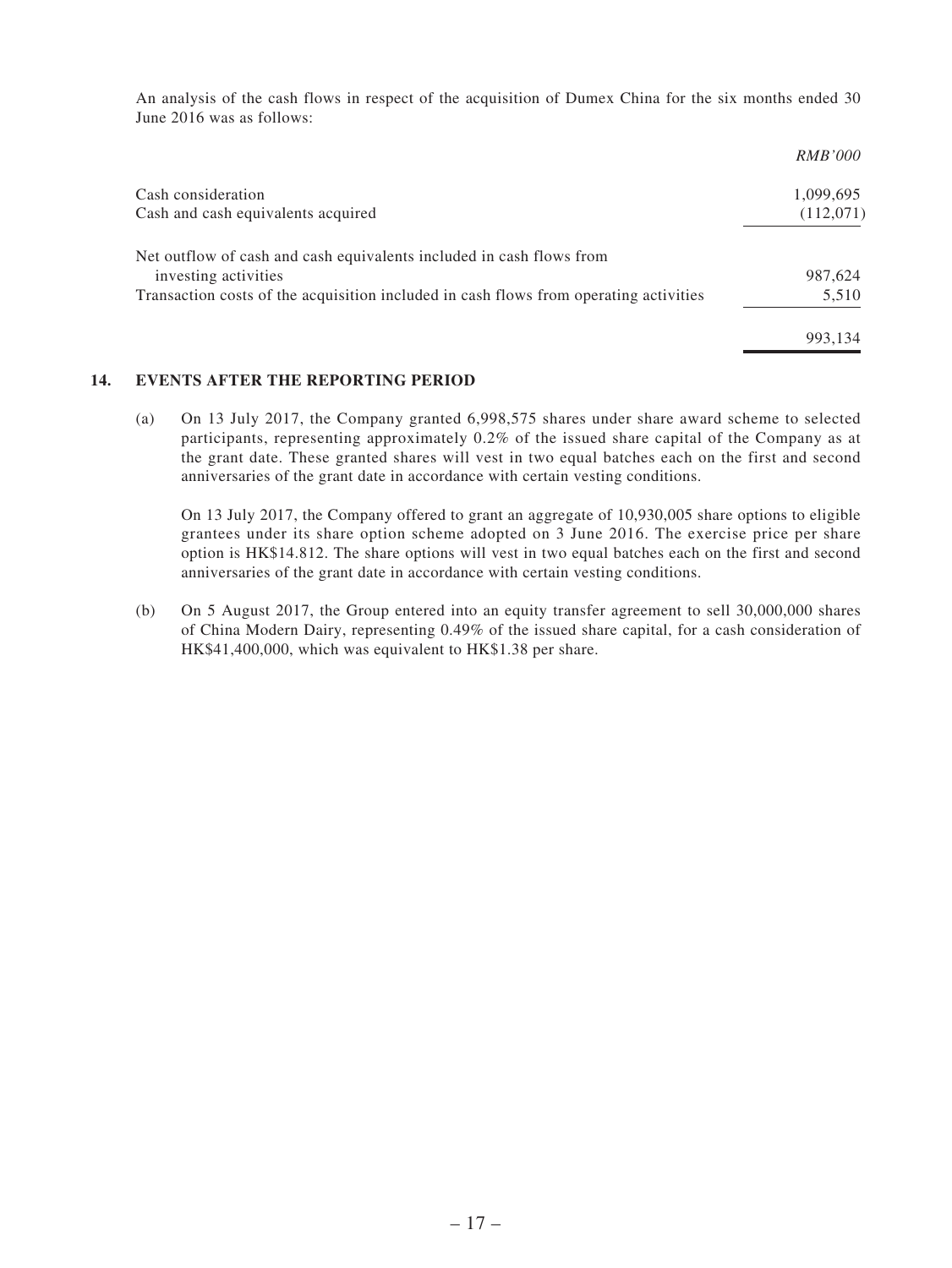An analysis of the cash flows in respect of the acquisition of Dumex China for the six months ended 30 June 2016 was as follows:

| | *RMB'000* |
|---|---|
| Cash consideration | 1,099,695 |
| Cash and cash equivalents acquired | (112,071) |
| Net outflow of cash and cash equivalents included in cash flows from investing activities | 987,624 |
| Transaction costs of the acquisition included in cash flows from operating activities | 5,510 |
| | 993,134 |

## 14. EVENTS AFTER THE REPORTING PERIOD

(a) On 13 July 2017, the Company granted 6,998,575 shares under share award scheme to selected participants, representing approximately 0.2% of the issued share capital of the Company as at the grant date. These granted shares will vest in two equal batches each on the first and second anniversaries of the grant date in accordance with certain vesting conditions.

On 13 July 2017, the Company offered to grant an aggregate of 10,930,005 share options to eligible grantees under its share option scheme adopted on 3 June 2016. The exercise price per share option is HK$14.812. The share options will vest in two equal batches each on the first and second anniversaries of the grant date in accordance with certain vesting conditions.

(b) On 5 August 2017, the Group entered into an equity transfer agreement to sell 30,000,000 shares of China Modern Dairy, representing 0.49% of the issued share capital, for a cash consideration of HK$41,400,000, which was equivalent to HK$1.38 per share.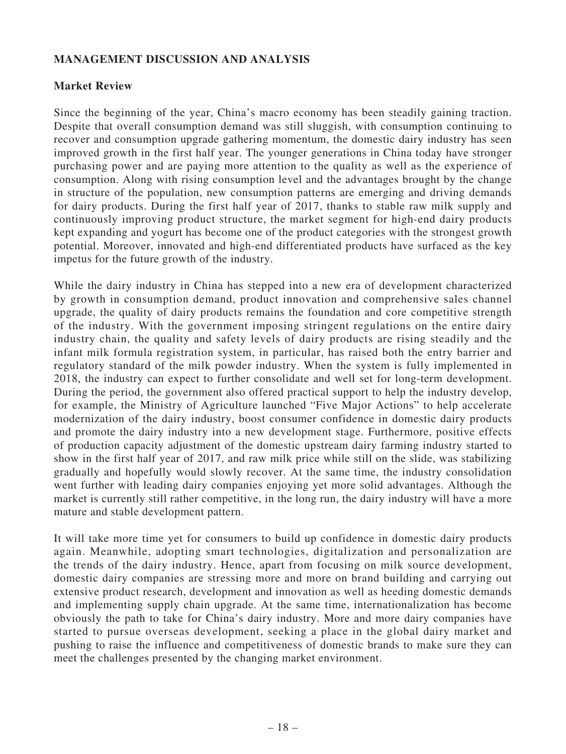## MANAGEMENT DISCUSSION AND ANALYSIS

### Market Review

Since the beginning of the year, China's macro economy has been steadily gaining traction. Despite that overall consumption demand was still sluggish, with consumption continuing to recover and consumption upgrade gathering momentum, the domestic dairy industry has seen improved growth in the first half year. The younger generations in China today have stronger purchasing power and are paying more attention to the quality as well as the experience of consumption. Along with rising consumption level and the advantages brought by the change in structure of the population, new consumption patterns are emerging and driving demands for dairy products. During the first half year of 2017, thanks to stable raw milk supply and continuously improving product structure, the market segment for high-end dairy products kept expanding and yogurt has become one of the product categories with the strongest growth potential. Moreover, innovated and high-end differentiated products have surfaced as the key impetus for the future growth of the industry.

While the dairy industry in China has stepped into a new era of development characterized by growth in consumption demand, product innovation and comprehensive sales channel upgrade, the quality of dairy products remains the foundation and core competitive strength of the industry. With the government imposing stringent regulations on the entire dairy industry chain, the quality and safety levels of dairy products are rising steadily and the infant milk formula registration system, in particular, has raised both the entry barrier and regulatory standard of the milk powder industry. When the system is fully implemented in 2018, the industry can expect to further consolidate and well set for long-term development. During the period, the government also offered practical support to help the industry develop, for example, the Ministry of Agriculture launched "Five Major Actions" to help accelerate modernization of the dairy industry, boost consumer confidence in domestic dairy products and promote the dairy industry into a new development stage. Furthermore, positive effects of production capacity adjustment of the domestic upstream dairy farming industry started to show in the first half year of 2017, and raw milk price while still on the slide, was stabilizing gradually and hopefully would slowly recover. At the same time, the industry consolidation went further with leading dairy companies enjoying yet more solid advantages. Although the market is currently still rather competitive, in the long run, the dairy industry will have a more mature and stable development pattern.

It will take more time yet for consumers to build up confidence in domestic dairy products again. Meanwhile, adopting smart technologies, digitalization and personalization are the trends of the dairy industry. Hence, apart from focusing on milk source development, domestic dairy companies are stressing more and more on brand building and carrying out extensive product research, development and innovation as well as heeding domestic demands and implementing supply chain upgrade. At the same time, internationalization has become obviously the path to take for China's dairy industry. More and more dairy companies have started to pursue overseas development, seeking a place in the global dairy market and pushing to raise the influence and competitiveness of domestic brands to make sure they can meet the challenges presented by the changing market environment.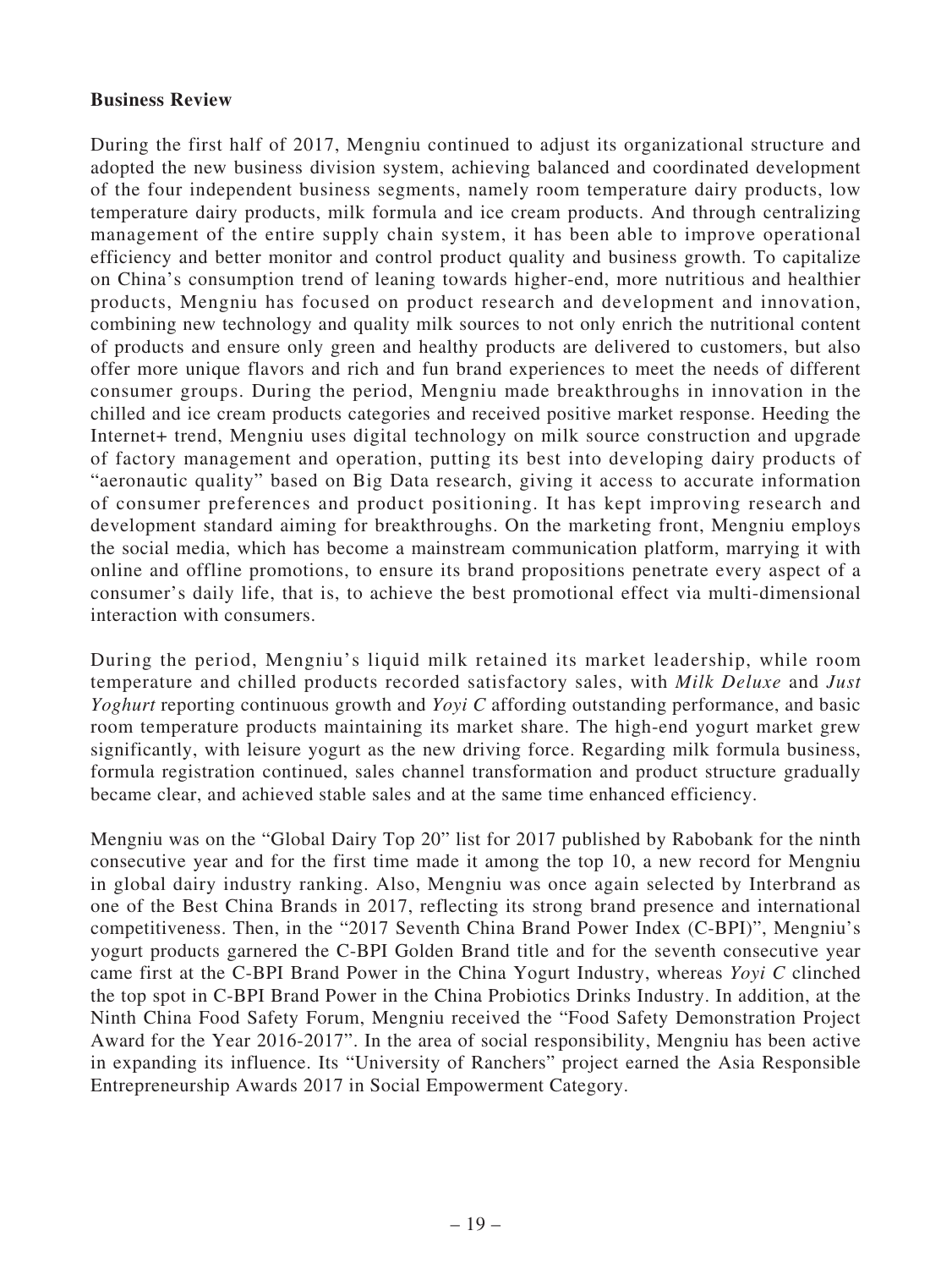**Business Review**

During the first half of 2017, Mengniu continued to adjust its organizational structure and adopted the new business division system, achieving balanced and coordinated development of the four independent business segments, namely room temperature dairy products, low temperature dairy products, milk formula and ice cream products. And through centralizing management of the entire supply chain system, it has been able to improve operational efficiency and better monitor and control product quality and business growth. To capitalize on China's consumption trend of leaning towards higher-end, more nutritious and healthier products, Mengniu has focused on product research and development and innovation, combining new technology and quality milk sources to not only enrich the nutritional content of products and ensure only green and healthy products are delivered to customers, but also offer more unique flavors and rich and fun brand experiences to meet the needs of different consumer groups. During the period, Mengniu made breakthroughs in innovation in the chilled and ice cream products categories and received positive market response. Heeding the Internet+ trend, Mengniu uses digital technology on milk source construction and upgrade of factory management and operation, putting its best into developing dairy products of "aeronautic quality" based on Big Data research, giving it access to accurate information of consumer preferences and product positioning. It has kept improving research and development standard aiming for breakthroughs. On the marketing front, Mengniu employs the social media, which has become a mainstream communication platform, marrying it with online and offline promotions, to ensure its brand propositions penetrate every aspect of a consumer's daily life, that is, to achieve the best promotional effect via multi-dimensional interaction with consumers.

During the period, Mengniu's liquid milk retained its market leadership, while room temperature and chilled products recorded satisfactory sales, with *Milk Deluxe* and *Just Yoghurt* reporting continuous growth and *Yoyi C* affording outstanding performance, and basic room temperature products maintaining its market share. The high-end yogurt market grew significantly, with leisure yogurt as the new driving force. Regarding milk formula business, formula registration continued, sales channel transformation and product structure gradually became clear, and achieved stable sales and at the same time enhanced efficiency.

Mengniu was on the "Global Dairy Top 20" list for 2017 published by Rabobank for the ninth consecutive year and for the first time made it among the top 10, a new record for Mengniu in global dairy industry ranking. Also, Mengniu was once again selected by Interbrand as one of the Best China Brands in 2017, reflecting its strong brand presence and international competitiveness. Then, in the "2017 Seventh China Brand Power Index (C-BPI)", Mengniu's yogurt products garnered the C-BPI Golden Brand title and for the seventh consecutive year came first at the C-BPI Brand Power in the China Yogurt Industry, whereas *Yoyi C* clinched the top spot in C-BPI Brand Power in the China Probiotics Drinks Industry. In addition, at the Ninth China Food Safety Forum, Mengniu received the "Food Safety Demonstration Project Award for the Year 2016-2017". In the area of social responsibility, Mengniu has been active in expanding its influence. Its "University of Ranchers" project earned the Asia Responsible Entrepreneurship Awards 2017 in Social Empowerment Category.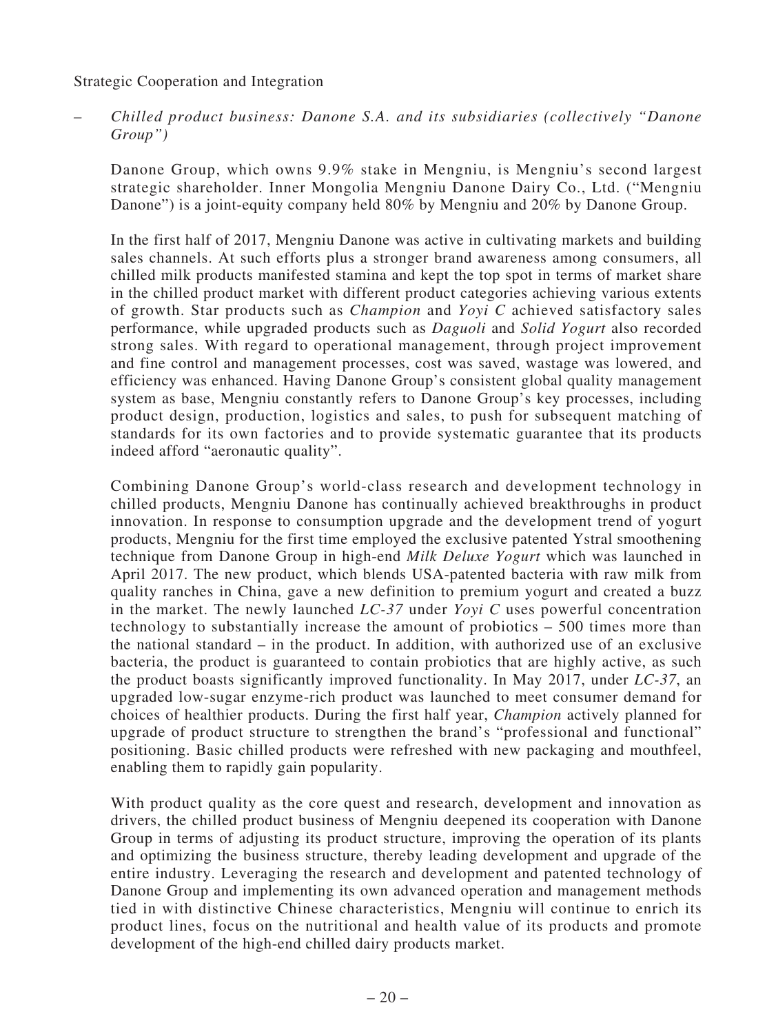Strategic Cooperation and Integration

– *Chilled product business: Danone S.A. and its subsidiaries (collectively "Danone Group")*

Danone Group, which owns 9.9% stake in Mengniu, is Mengniu's second largest strategic shareholder. Inner Mongolia Mengniu Danone Dairy Co., Ltd. ("Mengniu Danone") is a joint-equity company held 80% by Mengniu and 20% by Danone Group.

In the first half of 2017, Mengniu Danone was active in cultivating markets and building sales channels. At such efforts plus a stronger brand awareness among consumers, all chilled milk products manifested stamina and kept the top spot in terms of market share in the chilled product market with different product categories achieving various extents of growth. Star products such as *Champion* and *Yoyi C* achieved satisfactory sales performance, while upgraded products such as *Daguoli* and *Solid Yogurt* also recorded strong sales. With regard to operational management, through project improvement and fine control and management processes, cost was saved, wastage was lowered, and efficiency was enhanced. Having Danone Group's consistent global quality management system as base, Mengniu constantly refers to Danone Group's key processes, including product design, production, logistics and sales, to push for subsequent matching of standards for its own factories and to provide systematic guarantee that its products indeed afford "aeronautic quality".

Combining Danone Group's world-class research and development technology in chilled products, Mengniu Danone has continually achieved breakthroughs in product innovation. In response to consumption upgrade and the development trend of yogurt products, Mengniu for the first time employed the exclusive patented Ystral smoothening technique from Danone Group in high-end *Milk Deluxe Yogurt* which was launched in April 2017. The new product, which blends USA-patented bacteria with raw milk from quality ranches in China, gave a new definition to premium yogurt and created a buzz in the market. The newly launched *LC-37* under *Yoyi C* uses powerful concentration technology to substantially increase the amount of probiotics – 500 times more than the national standard – in the product. In addition, with authorized use of an exclusive bacteria, the product is guaranteed to contain probiotics that are highly active, as such the product boasts significantly improved functionality. In May 2017, under *LC-37*, an upgraded low-sugar enzyme-rich product was launched to meet consumer demand for choices of healthier products. During the first half year, *Champion* actively planned for upgrade of product structure to strengthen the brand's "professional and functional" positioning. Basic chilled products were refreshed with new packaging and mouthfeel, enabling them to rapidly gain popularity.

With product quality as the core quest and research, development and innovation as drivers, the chilled product business of Mengniu deepened its cooperation with Danone Group in terms of adjusting its product structure, improving the operation of its plants and optimizing the business structure, thereby leading development and upgrade of the entire industry. Leveraging the research and development and patented technology of Danone Group and implementing its own advanced operation and management methods tied in with distinctive Chinese characteristics, Mengniu will continue to enrich its product lines, focus on the nutritional and health value of its products and promote development of the high-end chilled dairy products market.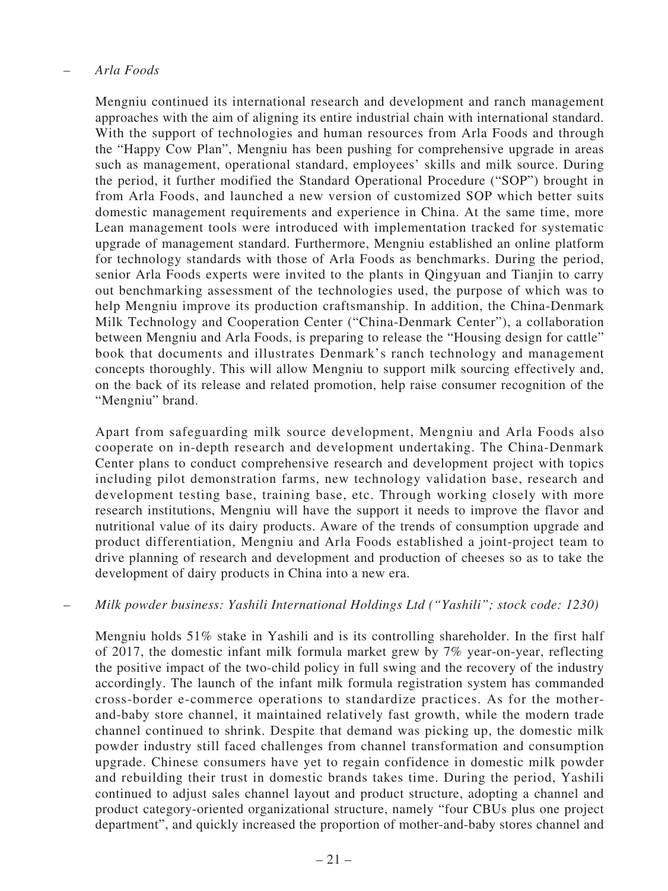– *Arla Foods*

Mengniu continued its international research and development and ranch management approaches with the aim of aligning its entire industrial chain with international standard. With the support of technologies and human resources from Arla Foods and through the "Happy Cow Plan", Mengniu has been pushing for comprehensive upgrade in areas such as management, operational standard, employees' skills and milk source. During the period, it further modified the Standard Operational Procedure ("SOP") brought in from Arla Foods, and launched a new version of customized SOP which better suits domestic management requirements and experience in China. At the same time, more Lean management tools were introduced with implementation tracked for systematic upgrade of management standard. Furthermore, Mengniu established an online platform for technology standards with those of Arla Foods as benchmarks. During the period, senior Arla Foods experts were invited to the plants in Qingyuan and Tianjin to carry out benchmarking assessment of the technologies used, the purpose of which was to help Mengniu improve its production craftsmanship. In addition, the China-Denmark Milk Technology and Cooperation Center ("China-Denmark Center"), a collaboration between Mengniu and Arla Foods, is preparing to release the "Housing design for cattle" book that documents and illustrates Denmark's ranch technology and management concepts thoroughly. This will allow Mengniu to support milk sourcing effectively and, on the back of its release and related promotion, help raise consumer recognition of the "Mengniu" brand.

Apart from safeguarding milk source development, Mengniu and Arla Foods also cooperate on in-depth research and development undertaking. The China-Denmark Center plans to conduct comprehensive research and development project with topics including pilot demonstration farms, new technology validation base, research and development testing base, training base, etc. Through working closely with more research institutions, Mengniu will have the support it needs to improve the flavor and nutritional value of its dairy products. Aware of the trends of consumption upgrade and product differentiation, Mengniu and Arla Foods established a joint-project team to drive planning of research and development and production of cheeses so as to take the development of dairy products in China into a new era.

– *Milk powder business: Yashili International Holdings Ltd ("Yashili"; stock code: 1230)*

Mengniu holds 51% stake in Yashili and is its controlling shareholder. In the first half of 2017, the domestic infant milk formula market grew by 7% year-on-year, reflecting the positive impact of the two-child policy in full swing and the recovery of the industry accordingly. The launch of the infant milk formula registration system has commanded cross-border e-commerce operations to standardize practices. As for the mother-and-baby store channel, it maintained relatively fast growth, while the modern trade channel continued to shrink. Despite that demand was picking up, the domestic milk powder industry still faced challenges from channel transformation and consumption upgrade. Chinese consumers have yet to regain confidence in domestic milk powder and rebuilding their trust in domestic brands takes time. During the period, Yashili continued to adjust sales channel layout and product structure, adopting a channel and product category-oriented organizational structure, namely "four CBUs plus one project department", and quickly increased the proportion of mother-and-baby stores channel and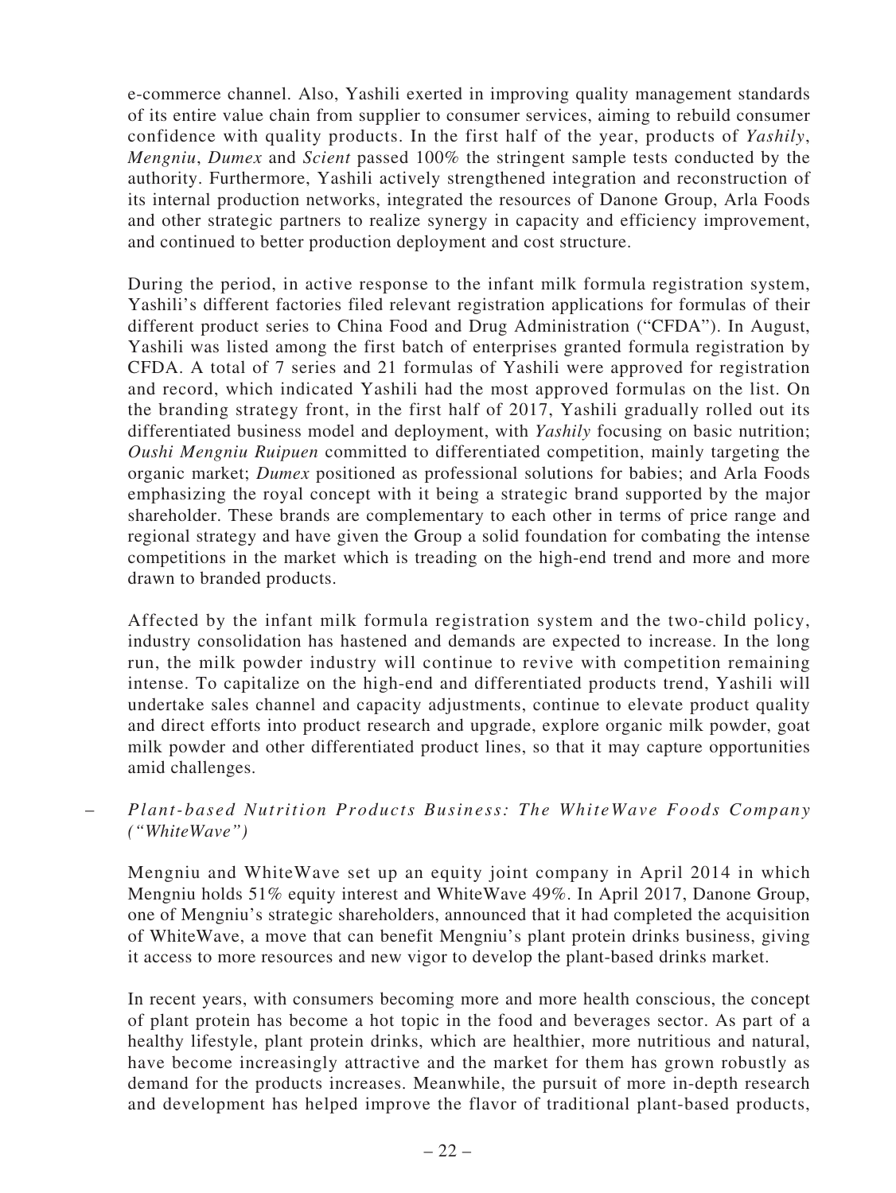e-commerce channel. Also, Yashili exerted in improving quality management standards of its entire value chain from supplier to consumer services, aiming to rebuild consumer confidence with quality products. In the first half of the year, products of *Yashily*, *Mengniu*, *Dumex* and *Scient* passed 100% the stringent sample tests conducted by the authority. Furthermore, Yashili actively strengthened integration and reconstruction of its internal production networks, integrated the resources of Danone Group, Arla Foods and other strategic partners to realize synergy in capacity and efficiency improvement, and continued to better production deployment and cost structure.

During the period, in active response to the infant milk formula registration system, Yashili's different factories filed relevant registration applications for formulas of their different product series to China Food and Drug Administration ("CFDA"). In August, Yashili was listed among the first batch of enterprises granted formula registration by CFDA. A total of 7 series and 21 formulas of Yashili were approved for registration and record, which indicated Yashili had the most approved formulas on the list. On the branding strategy front, in the first half of 2017, Yashili gradually rolled out its differentiated business model and deployment, with *Yashily* focusing on basic nutrition; *Oushi Mengniu Ruipuen* committed to differentiated competition, mainly targeting the organic market; *Dumex* positioned as professional solutions for babies; and Arla Foods emphasizing the royal concept with it being a strategic brand supported by the major shareholder. These brands are complementary to each other in terms of price range and regional strategy and have given the Group a solid foundation for combating the intense competitions in the market which is treading on the high-end trend and more and more drawn to branded products.

Affected by the infant milk formula registration system and the two-child policy, industry consolidation has hastened and demands are expected to increase. In the long run, the milk powder industry will continue to revive with competition remaining intense. To capitalize on the high-end and differentiated products trend, Yashili will undertake sales channel and capacity adjustments, continue to elevate product quality and direct efforts into product research and upgrade, explore organic milk powder, goat milk powder and other differentiated product lines, so that it may capture opportunities amid challenges.

– *Plant-based Nutrition Products Business: The WhiteWave Foods Company ("WhiteWave")*

Mengniu and WhiteWave set up an equity joint company in April 2014 in which Mengniu holds 51% equity interest and WhiteWave 49%. In April 2017, Danone Group, one of Mengniu's strategic shareholders, announced that it had completed the acquisition of WhiteWave, a move that can benefit Mengniu's plant protein drinks business, giving it access to more resources and new vigor to develop the plant-based drinks market.

In recent years, with consumers becoming more and more health conscious, the concept of plant protein has become a hot topic in the food and beverages sector. As part of a healthy lifestyle, plant protein drinks, which are healthier, more nutritious and natural, have become increasingly attractive and the market for them has grown robustly as demand for the products increases. Meanwhile, the pursuit of more in-depth research and development has helped improve the flavor of traditional plant-based products,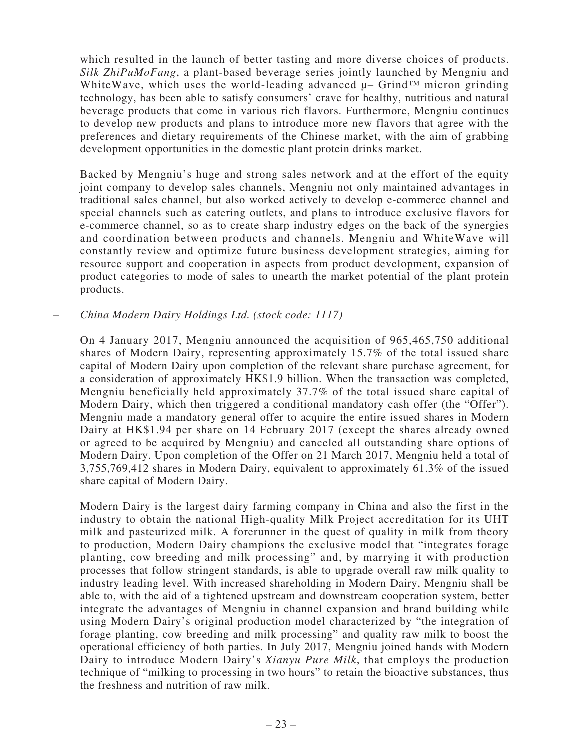which resulted in the launch of better tasting and more diverse choices of products. *Silk ZhiPuMoFang*, a plant-based beverage series jointly launched by Mengniu and WhiteWave, which uses the world-leading advanced μ– Grind™ micron grinding technology, has been able to satisfy consumers' crave for healthy, nutritious and natural beverage products that come in various rich flavors. Furthermore, Mengniu continues to develop new products and plans to introduce more new flavors that agree with the preferences and dietary requirements of the Chinese market, with the aim of grabbing development opportunities in the domestic plant protein drinks market.

Backed by Mengniu's huge and strong sales network and at the effort of the equity joint company to develop sales channels, Mengniu not only maintained advantages in traditional sales channel, but also worked actively to develop e-commerce channel and special channels such as catering outlets, and plans to introduce exclusive flavors for e-commerce channel, so as to create sharp industry edges on the back of the synergies and coordination between products and channels. Mengniu and WhiteWave will constantly review and optimize future business development strategies, aiming for resource support and cooperation in aspects from product development, expansion of product categories to mode of sales to unearth the market potential of the plant protein products.

– *China Modern Dairy Holdings Ltd. (stock code: 1117)*

On 4 January 2017, Mengniu announced the acquisition of 965,465,750 additional shares of Modern Dairy, representing approximately 15.7% of the total issued share capital of Modern Dairy upon completion of the relevant share purchase agreement, for a consideration of approximately HK$1.9 billion. When the transaction was completed, Mengniu beneficially held approximately 37.7% of the total issued share capital of Modern Dairy, which then triggered a conditional mandatory cash offer (the "Offer"). Mengniu made a mandatory general offer to acquire the entire issued shares in Modern Dairy at HK$1.94 per share on 14 February 2017 (except the shares already owned or agreed to be acquired by Mengniu) and canceled all outstanding share options of Modern Dairy. Upon completion of the Offer on 21 March 2017, Mengniu held a total of 3,755,769,412 shares in Modern Dairy, equivalent to approximately 61.3% of the issued share capital of Modern Dairy.

Modern Dairy is the largest dairy farming company in China and also the first in the industry to obtain the national High-quality Milk Project accreditation for its UHT milk and pasteurized milk. A forerunner in the quest of quality in milk from theory to production, Modern Dairy champions the exclusive model that "integrates forage planting, cow breeding and milk processing" and, by marrying it with production processes that follow stringent standards, is able to upgrade overall raw milk quality to industry leading level. With increased shareholding in Modern Dairy, Mengniu shall be able to, with the aid of a tightened upstream and downstream cooperation system, better integrate the advantages of Mengniu in channel expansion and brand building while using Modern Dairy's original production model characterized by "the integration of forage planting, cow breeding and milk processing" and quality raw milk to boost the operational efficiency of both parties. In July 2017, Mengniu joined hands with Modern Dairy to introduce Modern Dairy's *Xianyu Pure Milk*, that employs the production technique of "milking to processing in two hours" to retain the bioactive substances, thus the freshness and nutrition of raw milk.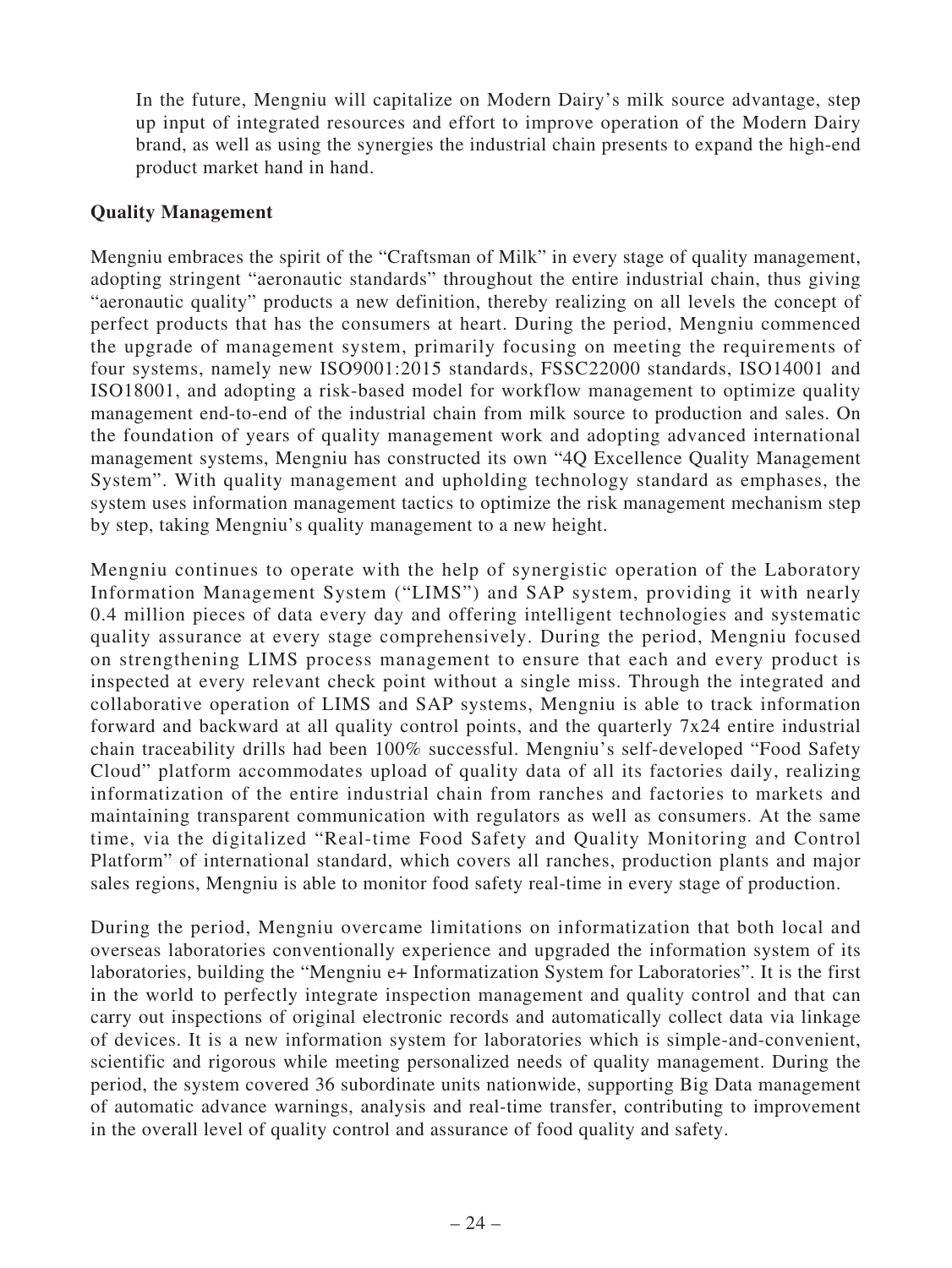In the future, Mengniu will capitalize on Modern Dairy's milk source advantage, step up input of integrated resources and effort to improve operation of the Modern Dairy brand, as well as using the synergies the industrial chain presents to expand the high-end product market hand in hand.

**Quality Management**

Mengniu embraces the spirit of the "Craftsman of Milk" in every stage of quality management, adopting stringent "aeronautic standards" throughout the entire industrial chain, thus giving "aeronautic quality" products a new definition, thereby realizing on all levels the concept of perfect products that has the consumers at heart. During the period, Mengniu commenced the upgrade of management system, primarily focusing on meeting the requirements of four systems, namely new ISO9001:2015 standards, FSSC22000 standards, ISO14001 and ISO18001, and adopting a risk-based model for workflow management to optimize quality management end-to-end of the industrial chain from milk source to production and sales. On the foundation of years of quality management work and adopting advanced international management systems, Mengniu has constructed its own "4Q Excellence Quality Management System". With quality management and upholding technology standard as emphases, the system uses information management tactics to optimize the risk management mechanism step by step, taking Mengniu's quality management to a new height.

Mengniu continues to operate with the help of synergistic operation of the Laboratory Information Management System ("LIMS") and SAP system, providing it with nearly 0.4 million pieces of data every day and offering intelligent technologies and systematic quality assurance at every stage comprehensively. During the period, Mengniu focused on strengthening LIMS process management to ensure that each and every product is inspected at every relevant check point without a single miss. Through the integrated and collaborative operation of LIMS and SAP systems, Mengniu is able to track information forward and backward at all quality control points, and the quarterly 7x24 entire industrial chain traceability drills had been 100% successful. Mengniu's self-developed "Food Safety Cloud" platform accommodates upload of quality data of all its factories daily, realizing informatization of the entire industrial chain from ranches and factories to markets and maintaining transparent communication with regulators as well as consumers. At the same time, via the digitalized "Real-time Food Safety and Quality Monitoring and Control Platform" of international standard, which covers all ranches, production plants and major sales regions, Mengniu is able to monitor food safety real-time in every stage of production.

During the period, Mengniu overcame limitations on informatization that both local and overseas laboratories conventionally experience and upgraded the information system of its laboratories, building the "Mengniu e+ Informatization System for Laboratories". It is the first in the world to perfectly integrate inspection management and quality control and that can carry out inspections of original electronic records and automatically collect data via linkage of devices. It is a new information system for laboratories which is simple-and-convenient, scientific and rigorous while meeting personalized needs of quality management. During the period, the system covered 36 subordinate units nationwide, supporting Big Data management of automatic advance warnings, analysis and real-time transfer, contributing to improvement in the overall level of quality control and assurance of food quality and safety.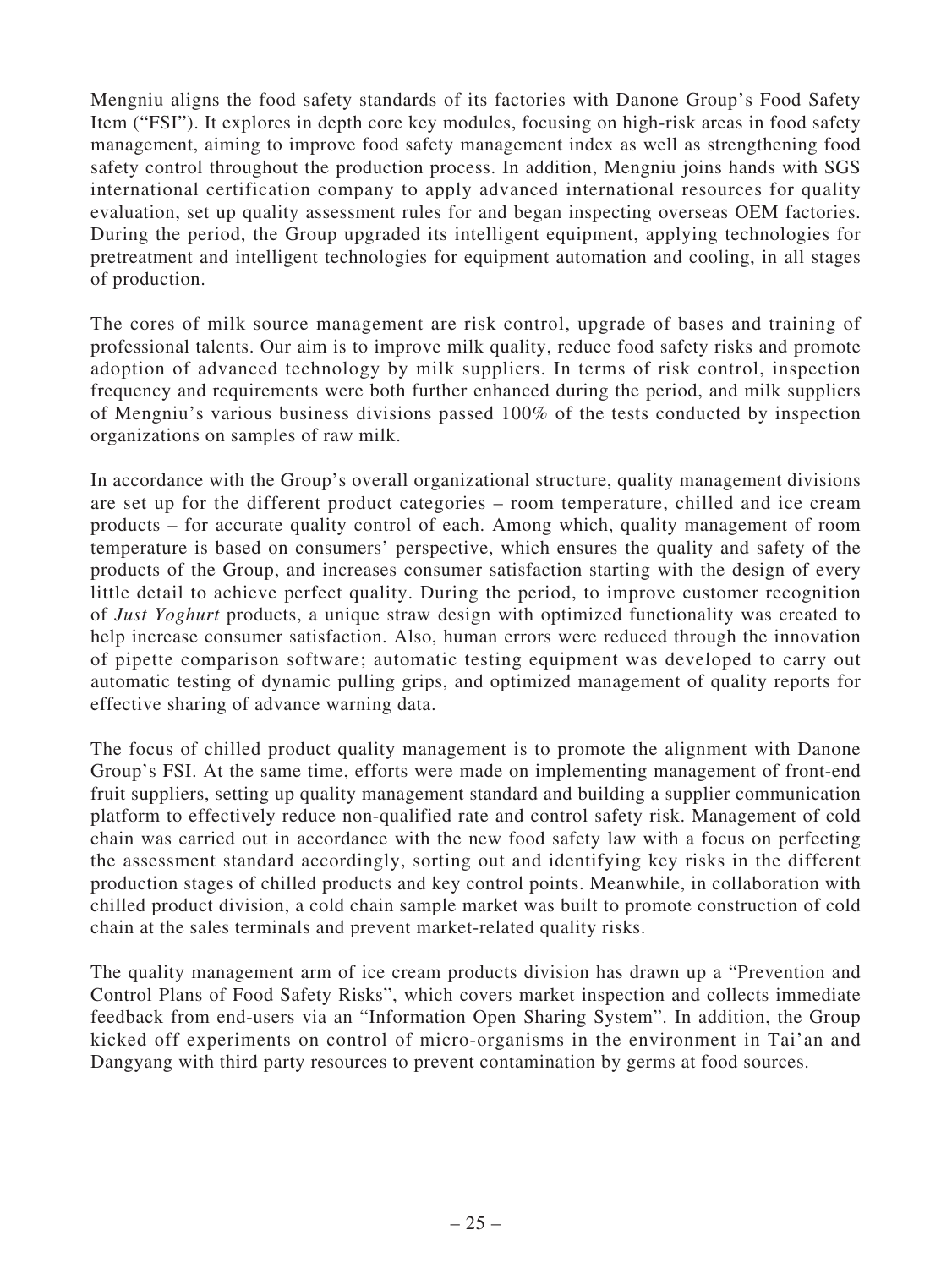Mengniu aligns the food safety standards of its factories with Danone Group's Food Safety Item ("FSI"). It explores in depth core key modules, focusing on high-risk areas in food safety management, aiming to improve food safety management index as well as strengthening food safety control throughout the production process. In addition, Mengniu joins hands with SGS international certification company to apply advanced international resources for quality evaluation, set up quality assessment rules for and began inspecting overseas OEM factories. During the period, the Group upgraded its intelligent equipment, applying technologies for pretreatment and intelligent technologies for equipment automation and cooling, in all stages of production.

The cores of milk source management are risk control, upgrade of bases and training of professional talents. Our aim is to improve milk quality, reduce food safety risks and promote adoption of advanced technology by milk suppliers. In terms of risk control, inspection frequency and requirements were both further enhanced during the period, and milk suppliers of Mengniu's various business divisions passed 100% of the tests conducted by inspection organizations on samples of raw milk.

In accordance with the Group's overall organizational structure, quality management divisions are set up for the different product categories – room temperature, chilled and ice cream products – for accurate quality control of each. Among which, quality management of room temperature is based on consumers' perspective, which ensures the quality and safety of the products of the Group, and increases consumer satisfaction starting with the design of every little detail to achieve perfect quality. During the period, to improve customer recognition of *Just Yoghurt* products, a unique straw design with optimized functionality was created to help increase consumer satisfaction. Also, human errors were reduced through the innovation of pipette comparison software; automatic testing equipment was developed to carry out automatic testing of dynamic pulling grips, and optimized management of quality reports for effective sharing of advance warning data.

The focus of chilled product quality management is to promote the alignment with Danone Group's FSI. At the same time, efforts were made on implementing management of front-end fruit suppliers, setting up quality management standard and building a supplier communication platform to effectively reduce non-qualified rate and control safety risk. Management of cold chain was carried out in accordance with the new food safety law with a focus on perfecting the assessment standard accordingly, sorting out and identifying key risks in the different production stages of chilled products and key control points. Meanwhile, in collaboration with chilled product division, a cold chain sample market was built to promote construction of cold chain at the sales terminals and prevent market-related quality risks.

The quality management arm of ice cream products division has drawn up a "Prevention and Control Plans of Food Safety Risks", which covers market inspection and collects immediate feedback from end-users via an "Information Open Sharing System". In addition, the Group kicked off experiments on control of micro-organisms in the environment in Tai'an and Dangyang with third party resources to prevent contamination by germs at food sources.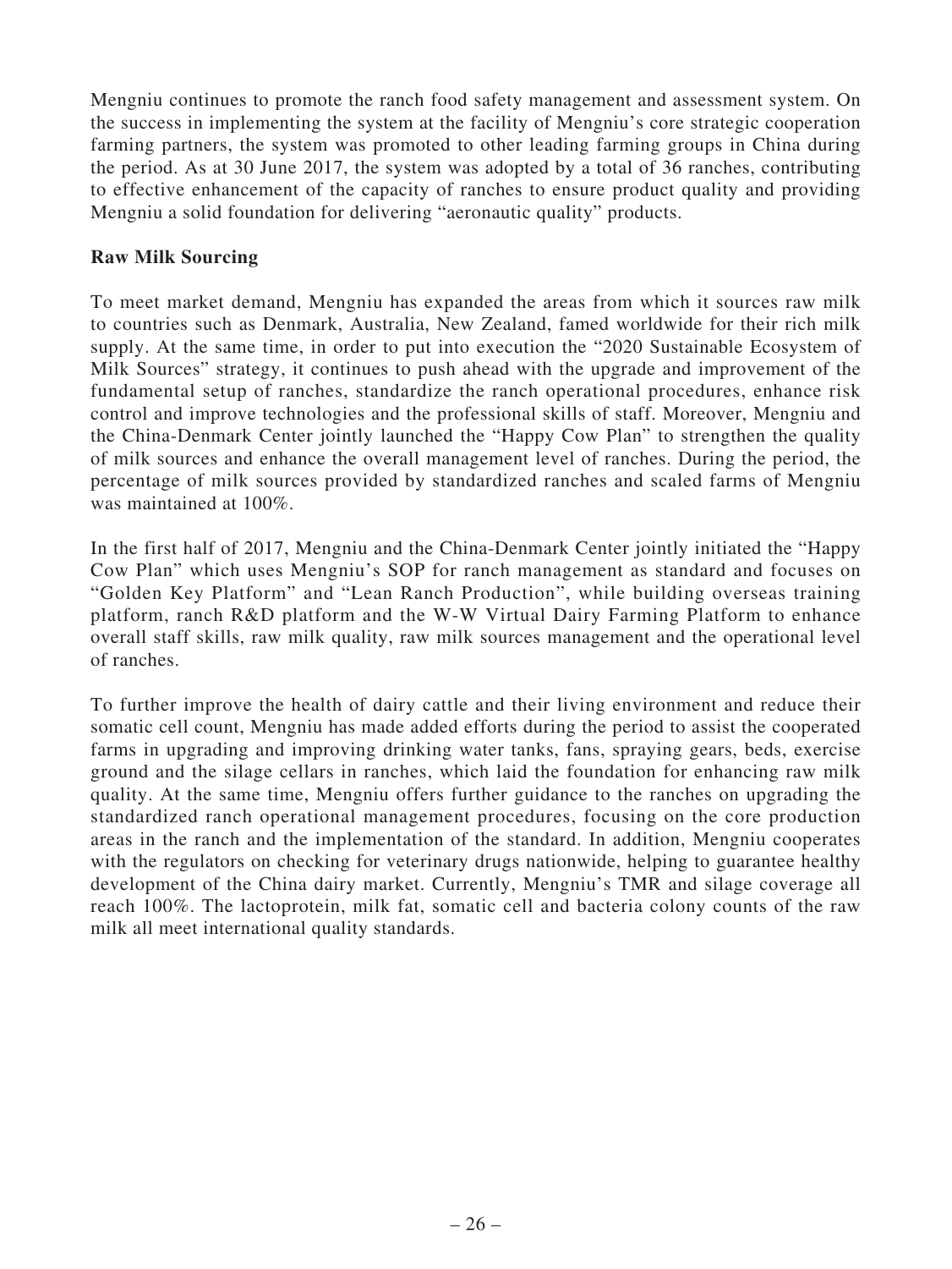Mengniu continues to promote the ranch food safety management and assessment system. On the success in implementing the system at the facility of Mengniu's core strategic cooperation farming partners, the system was promoted to other leading farming groups in China during the period. As at 30 June 2017, the system was adopted by a total of 36 ranches, contributing to effective enhancement of the capacity of ranches to ensure product quality and providing Mengniu a solid foundation for delivering "aeronautic quality" products.

**Raw Milk Sourcing**

To meet market demand, Mengniu has expanded the areas from which it sources raw milk to countries such as Denmark, Australia, New Zealand, famed worldwide for their rich milk supply. At the same time, in order to put into execution the "2020 Sustainable Ecosystem of Milk Sources" strategy, it continues to push ahead with the upgrade and improvement of the fundamental setup of ranches, standardize the ranch operational procedures, enhance risk control and improve technologies and the professional skills of staff. Moreover, Mengniu and the China-Denmark Center jointly launched the "Happy Cow Plan" to strengthen the quality of milk sources and enhance the overall management level of ranches. During the period, the percentage of milk sources provided by standardized ranches and scaled farms of Mengniu was maintained at 100%.

In the first half of 2017, Mengniu and the China-Denmark Center jointly initiated the "Happy Cow Plan" which uses Mengniu's SOP for ranch management as standard and focuses on "Golden Key Platform" and "Lean Ranch Production", while building overseas training platform, ranch R&D platform and the W-W Virtual Dairy Farming Platform to enhance overall staff skills, raw milk quality, raw milk sources management and the operational level of ranches.

To further improve the health of dairy cattle and their living environment and reduce their somatic cell count, Mengniu has made added efforts during the period to assist the cooperated farms in upgrading and improving drinking water tanks, fans, spraying gears, beds, exercise ground and the silage cellars in ranches, which laid the foundation for enhancing raw milk quality. At the same time, Mengniu offers further guidance to the ranches on upgrading the standardized ranch operational management procedures, focusing on the core production areas in the ranch and the implementation of the standard. In addition, Mengniu cooperates with the regulators on checking for veterinary drugs nationwide, helping to guarantee healthy development of the China dairy market. Currently, Mengniu's TMR and silage coverage all reach 100%. The lactoprotein, milk fat, somatic cell and bacteria colony counts of the raw milk all meet international quality standards.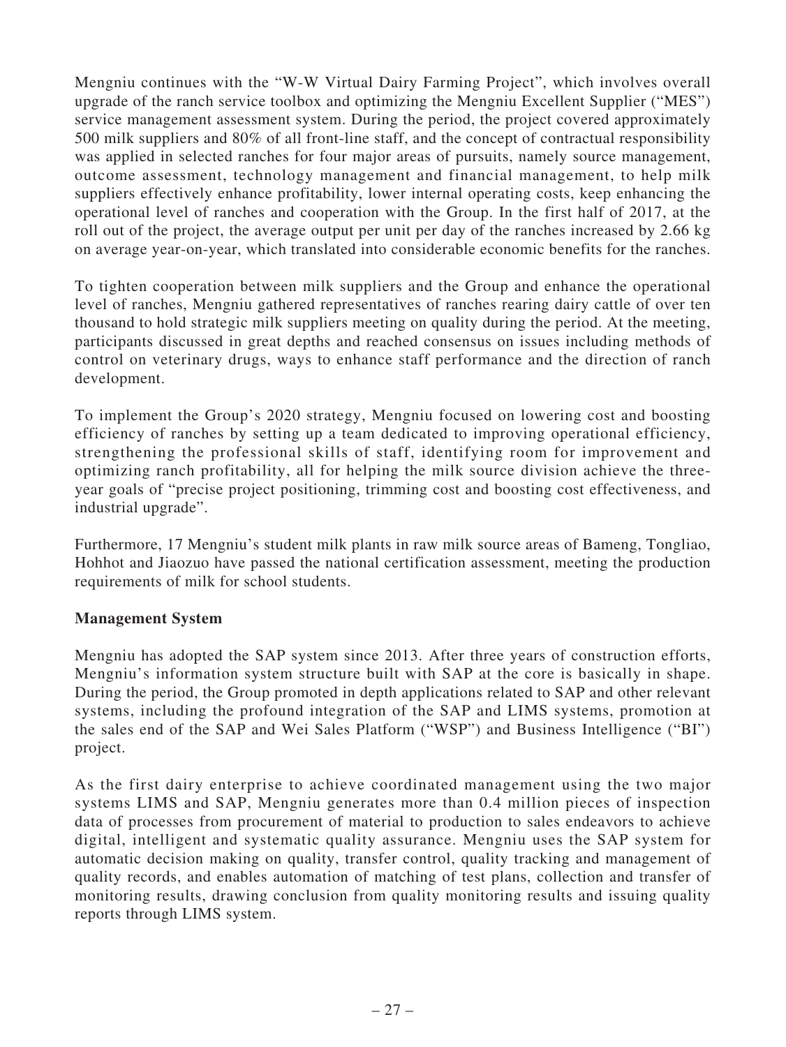Mengniu continues with the "W-W Virtual Dairy Farming Project", which involves overall upgrade of the ranch service toolbox and optimizing the Mengniu Excellent Supplier ("MES") service management assessment system. During the period, the project covered approximately 500 milk suppliers and 80% of all front-line staff, and the concept of contractual responsibility was applied in selected ranches for four major areas of pursuits, namely source management, outcome assessment, technology management and financial management, to help milk suppliers effectively enhance profitability, lower internal operating costs, keep enhancing the operational level of ranches and cooperation with the Group. In the first half of 2017, at the roll out of the project, the average output per unit per day of the ranches increased by 2.66 kg on average year-on-year, which translated into considerable economic benefits for the ranches.

To tighten cooperation between milk suppliers and the Group and enhance the operational level of ranches, Mengniu gathered representatives of ranches rearing dairy cattle of over ten thousand to hold strategic milk suppliers meeting on quality during the period. At the meeting, participants discussed in great depths and reached consensus on issues including methods of control on veterinary drugs, ways to enhance staff performance and the direction of ranch development.

To implement the Group's 2020 strategy, Mengniu focused on lowering cost and boosting efficiency of ranches by setting up a team dedicated to improving operational efficiency, strengthening the professional skills of staff, identifying room for improvement and optimizing ranch profitability, all for helping the milk source division achieve the three-year goals of "precise project positioning, trimming cost and boosting cost effectiveness, and industrial upgrade".

Furthermore, 17 Mengniu's student milk plants in raw milk source areas of Bameng, Tongliao, Hohhot and Jiaozuo have passed the national certification assessment, meeting the production requirements of milk for school students.

**Management System**

Mengniu has adopted the SAP system since 2013. After three years of construction efforts, Mengniu's information system structure built with SAP at the core is basically in shape. During the period, the Group promoted in depth applications related to SAP and other relevant systems, including the profound integration of the SAP and LIMS systems, promotion at the sales end of the SAP and Wei Sales Platform ("WSP") and Business Intelligence ("BI") project.

As the first dairy enterprise to achieve coordinated management using the two major systems LIMS and SAP, Mengniu generates more than 0.4 million pieces of inspection data of processes from procurement of material to production to sales endeavors to achieve digital, intelligent and systematic quality assurance. Mengniu uses the SAP system for automatic decision making on quality, transfer control, quality tracking and management of quality records, and enables automation of matching of test plans, collection and transfer of monitoring results, drawing conclusion from quality monitoring results and issuing quality reports through LIMS system.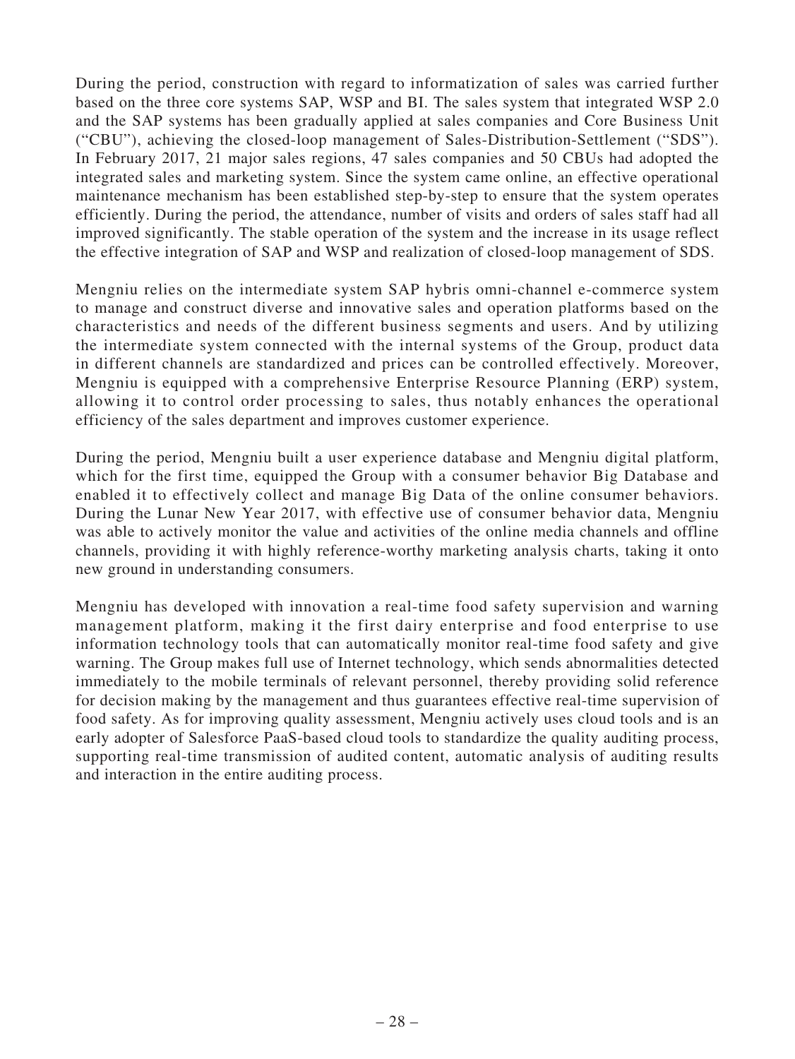During the period, construction with regard to informatization of sales was carried further based on the three core systems SAP, WSP and BI. The sales system that integrated WSP 2.0 and the SAP systems has been gradually applied at sales companies and Core Business Unit ("CBU"), achieving the closed-loop management of Sales-Distribution-Settlement ("SDS"). In February 2017, 21 major sales regions, 47 sales companies and 50 CBUs had adopted the integrated sales and marketing system. Since the system came online, an effective operational maintenance mechanism has been established step-by-step to ensure that the system operates efficiently. During the period, the attendance, number of visits and orders of sales staff had all improved significantly. The stable operation of the system and the increase in its usage reflect the effective integration of SAP and WSP and realization of closed-loop management of SDS.

Mengniu relies on the intermediate system SAP hybris omni-channel e-commerce system to manage and construct diverse and innovative sales and operation platforms based on the characteristics and needs of the different business segments and users. And by utilizing the intermediate system connected with the internal systems of the Group, product data in different channels are standardized and prices can be controlled effectively. Moreover, Mengniu is equipped with a comprehensive Enterprise Resource Planning (ERP) system, allowing it to control order processing to sales, thus notably enhances the operational efficiency of the sales department and improves customer experience.

During the period, Mengniu built a user experience database and Mengniu digital platform, which for the first time, equipped the Group with a consumer behavior Big Database and enabled it to effectively collect and manage Big Data of the online consumer behaviors. During the Lunar New Year 2017, with effective use of consumer behavior data, Mengniu was able to actively monitor the value and activities of the online media channels and offline channels, providing it with highly reference-worthy marketing analysis charts, taking it onto new ground in understanding consumers.

Mengniu has developed with innovation a real-time food safety supervision and warning management platform, making it the first dairy enterprise and food enterprise to use information technology tools that can automatically monitor real-time food safety and give warning. The Group makes full use of Internet technology, which sends abnormalities detected immediately to the mobile terminals of relevant personnel, thereby providing solid reference for decision making by the management and thus guarantees effective real-time supervision of food safety. As for improving quality assessment, Mengniu actively uses cloud tools and is an early adopter of Salesforce PaaS-based cloud tools to standardize the quality auditing process, supporting real-time transmission of audited content, automatic analysis of auditing results and interaction in the entire auditing process.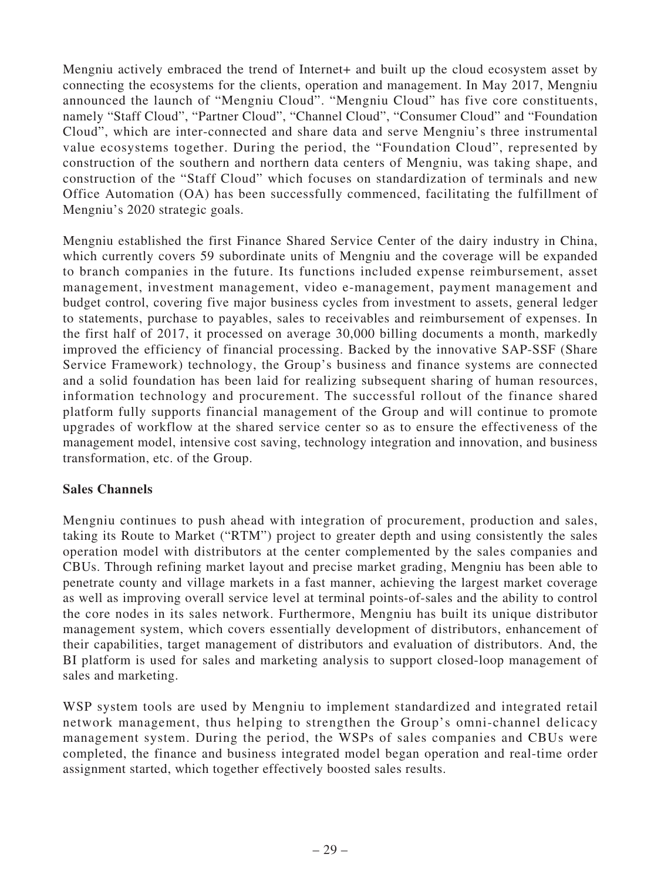Mengniu actively embraced the trend of Internet+ and built up the cloud ecosystem asset by connecting the ecosystems for the clients, operation and management. In May 2017, Mengniu announced the launch of "Mengniu Cloud". "Mengniu Cloud" has five core constituents, namely "Staff Cloud", "Partner Cloud", "Channel Cloud", "Consumer Cloud" and "Foundation Cloud", which are inter-connected and share data and serve Mengniu's three instrumental value ecosystems together. During the period, the "Foundation Cloud", represented by construction of the southern and northern data centers of Mengniu, was taking shape, and construction of the "Staff Cloud" which focuses on standardization of terminals and new Office Automation (OA) has been successfully commenced, facilitating the fulfillment of Mengniu's 2020 strategic goals.

Mengniu established the first Finance Shared Service Center of the dairy industry in China, which currently covers 59 subordinate units of Mengniu and the coverage will be expanded to branch companies in the future. Its functions included expense reimbursement, asset management, investment management, video e-management, payment management and budget control, covering five major business cycles from investment to assets, general ledger to statements, purchase to payables, sales to receivables and reimbursement of expenses. In the first half of 2017, it processed on average 30,000 billing documents a month, markedly improved the efficiency of financial processing. Backed by the innovative SAP-SSF (Share Service Framework) technology, the Group's business and finance systems are connected and a solid foundation has been laid for realizing subsequent sharing of human resources, information technology and procurement. The successful rollout of the finance shared platform fully supports financial management of the Group and will continue to promote upgrades of workflow at the shared service center so as to ensure the effectiveness of the management model, intensive cost saving, technology integration and innovation, and business transformation, etc. of the Group.

**Sales Channels**

Mengniu continues to push ahead with integration of procurement, production and sales, taking its Route to Market ("RTM") project to greater depth and using consistently the sales operation model with distributors at the center complemented by the sales companies and CBUs. Through refining market layout and precise market grading, Mengniu has been able to penetrate county and village markets in a fast manner, achieving the largest market coverage as well as improving overall service level at terminal points-of-sales and the ability to control the core nodes in its sales network. Furthermore, Mengniu has built its unique distributor management system, which covers essentially development of distributors, enhancement of their capabilities, target management of distributors and evaluation of distributors. And, the BI platform is used for sales and marketing analysis to support closed-loop management of sales and marketing.

WSP system tools are used by Mengniu to implement standardized and integrated retail network management, thus helping to strengthen the Group's omni-channel delicacy management system. During the period, the WSPs of sales companies and CBUs were completed, the finance and business integrated model began operation and real-time order assignment started, which together effectively boosted sales results.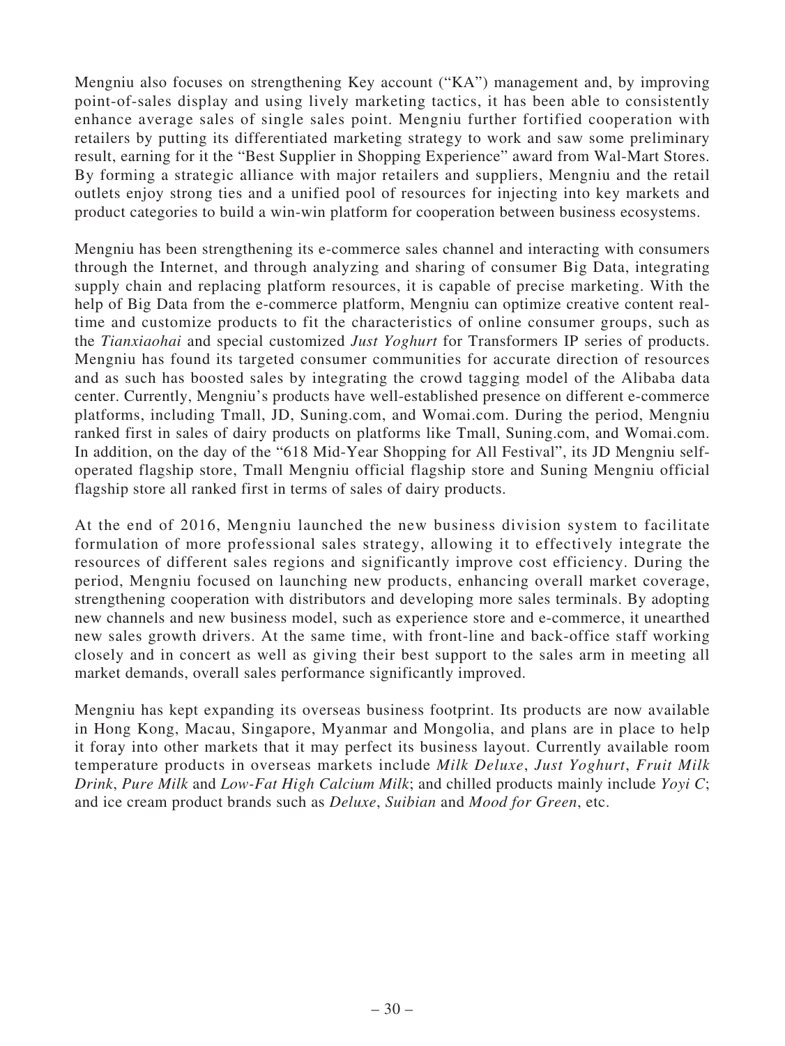Mengniu also focuses on strengthening Key account ("KA") management and, by improving point-of-sales display and using lively marketing tactics, it has been able to consistently enhance average sales of single sales point. Mengniu further fortified cooperation with retailers by putting its differentiated marketing strategy to work and saw some preliminary result, earning for it the "Best Supplier in Shopping Experience" award from Wal-Mart Stores. By forming a strategic alliance with major retailers and suppliers, Mengniu and the retail outlets enjoy strong ties and a unified pool of resources for injecting into key markets and product categories to build a win-win platform for cooperation between business ecosystems.

Mengniu has been strengthening its e-commerce sales channel and interacting with consumers through the Internet, and through analyzing and sharing of consumer Big Data, integrating supply chain and replacing platform resources, it is capable of precise marketing. With the help of Big Data from the e-commerce platform, Mengniu can optimize creative content real-time and customize products to fit the characteristics of online consumer groups, such as the *Tianxiaohai* and special customized *Just Yoghurt* for Transformers IP series of products. Mengniu has found its targeted consumer communities for accurate direction of resources and as such has boosted sales by integrating the crowd tagging model of the Alibaba data center. Currently, Mengniu's products have well-established presence on different e-commerce platforms, including Tmall, JD, Suning.com, and Womai.com. During the period, Mengniu ranked first in sales of dairy products on platforms like Tmall, Suning.com, and Womai.com. In addition, on the day of the "618 Mid-Year Shopping for All Festival", its JD Mengniu self-operated flagship store, Tmall Mengniu official flagship store and Suning Mengniu official flagship store all ranked first in terms of sales of dairy products.

At the end of 2016, Mengniu launched the new business division system to facilitate formulation of more professional sales strategy, allowing it to effectively integrate the resources of different sales regions and significantly improve cost efficiency. During the period, Mengniu focused on launching new products, enhancing overall market coverage, strengthening cooperation with distributors and developing more sales terminals. By adopting new channels and new business model, such as experience store and e-commerce, it unearthed new sales growth drivers. At the same time, with front-line and back-office staff working closely and in concert as well as giving their best support to the sales arm in meeting all market demands, overall sales performance significantly improved.

Mengniu has kept expanding its overseas business footprint. Its products are now available in Hong Kong, Macau, Singapore, Myanmar and Mongolia, and plans are in place to help it foray into other markets that it may perfect its business layout. Currently available room temperature products in overseas markets include *Milk Deluxe*, *Just Yoghurt*, *Fruit Milk Drink*, *Pure Milk* and *Low-Fat High Calcium Milk*; and chilled products mainly include *Yoyi C*; and ice cream product brands such as *Deluxe*, *Suibian* and *Mood for Green*, etc.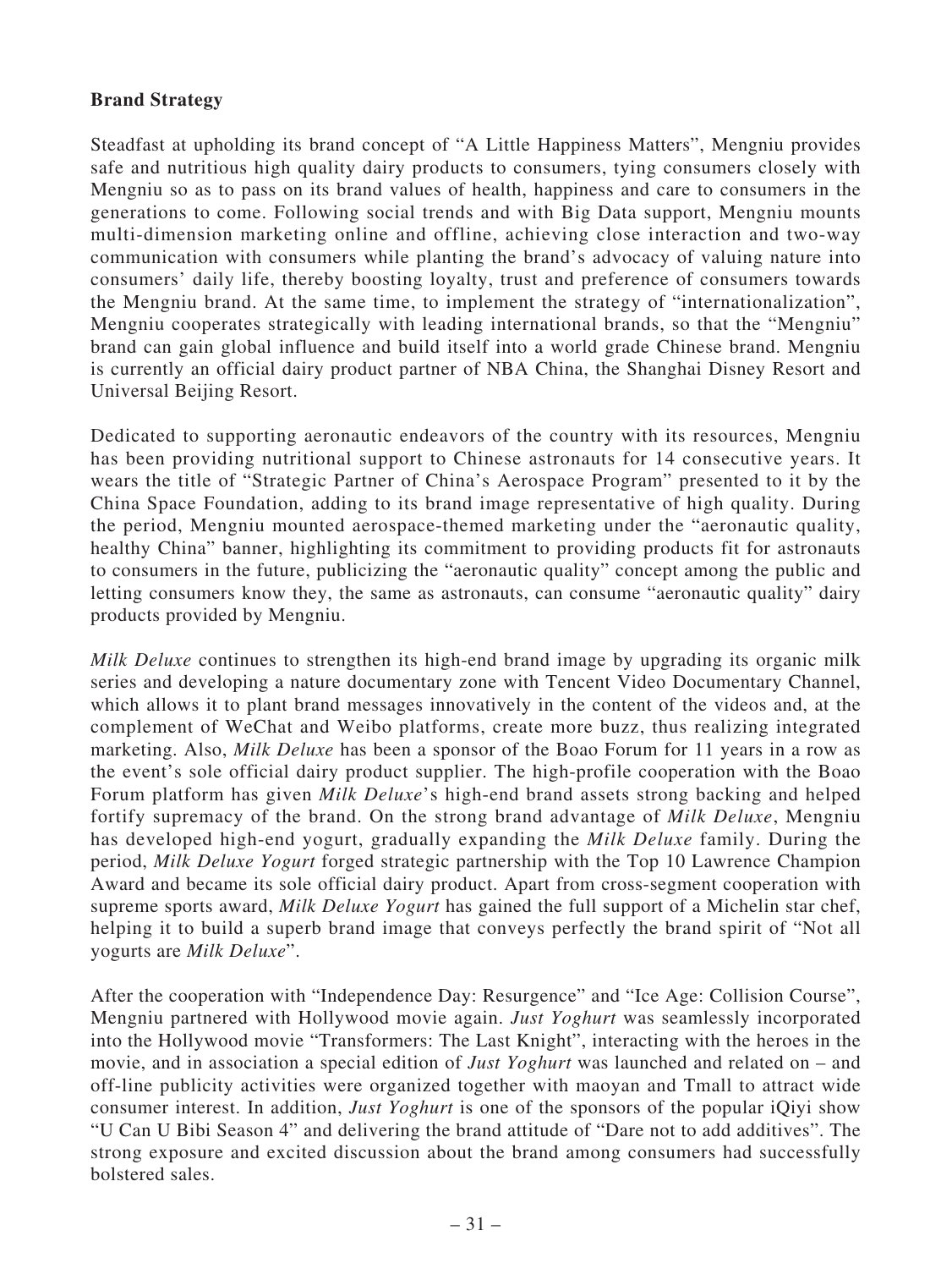**Brand Strategy**

Steadfast at upholding its brand concept of "A Little Happiness Matters", Mengniu provides safe and nutritious high quality dairy products to consumers, tying consumers closely with Mengniu so as to pass on its brand values of health, happiness and care to consumers in the generations to come. Following social trends and with Big Data support, Mengniu mounts multi-dimension marketing online and offline, achieving close interaction and two-way communication with consumers while planting the brand's advocacy of valuing nature into consumers' daily life, thereby boosting loyalty, trust and preference of consumers towards the Mengniu brand. At the same time, to implement the strategy of "internationalization", Mengniu cooperates strategically with leading international brands, so that the "Mengniu" brand can gain global influence and build itself into a world grade Chinese brand. Mengniu is currently an official dairy product partner of NBA China, the Shanghai Disney Resort and Universal Beijing Resort.

Dedicated to supporting aeronautic endeavors of the country with its resources, Mengniu has been providing nutritional support to Chinese astronauts for 14 consecutive years. It wears the title of "Strategic Partner of China's Aerospace Program" presented to it by the China Space Foundation, adding to its brand image representative of high quality. During the period, Mengniu mounted aerospace-themed marketing under the "aeronautic quality, healthy China" banner, highlighting its commitment to providing products fit for astronauts to consumers in the future, publicizing the "aeronautic quality" concept among the public and letting consumers know they, the same as astronauts, can consume "aeronautic quality" dairy products provided by Mengniu.

*Milk Deluxe* continues to strengthen its high-end brand image by upgrading its organic milk series and developing a nature documentary zone with Tencent Video Documentary Channel, which allows it to plant brand messages innovatively in the content of the videos and, at the complement of WeChat and Weibo platforms, create more buzz, thus realizing integrated marketing. Also, *Milk Deluxe* has been a sponsor of the Boao Forum for 11 years in a row as the event's sole official dairy product supplier. The high-profile cooperation with the Boao Forum platform has given *Milk Deluxe*'s high-end brand assets strong backing and helped fortify supremacy of the brand. On the strong brand advantage of *Milk Deluxe*, Mengniu has developed high-end yogurt, gradually expanding the *Milk Deluxe* family. During the period, *Milk Deluxe Yogurt* forged strategic partnership with the Top 10 Lawrence Champion Award and became its sole official dairy product. Apart from cross-segment cooperation with supreme sports award, *Milk Deluxe Yogurt* has gained the full support of a Michelin star chef, helping it to build a superb brand image that conveys perfectly the brand spirit of "Not all yogurts are *Milk Deluxe*".

After the cooperation with "Independence Day: Resurgence" and "Ice Age: Collision Course", Mengniu partnered with Hollywood movie again. *Just Yoghurt* was seamlessly incorporated into the Hollywood movie "Transformers: The Last Knight", interacting with the heroes in the movie, and in association a special edition of *Just Yoghurt* was launched and related on – and off-line publicity activities were organized together with maoyan and Tmall to attract wide consumer interest. In addition, *Just Yoghurt* is one of the sponsors of the popular iQiyi show "U Can U Bibi Season 4" and delivering the brand attitude of "Dare not to add additives". The strong exposure and excited discussion about the brand among consumers had successfully bolstered sales.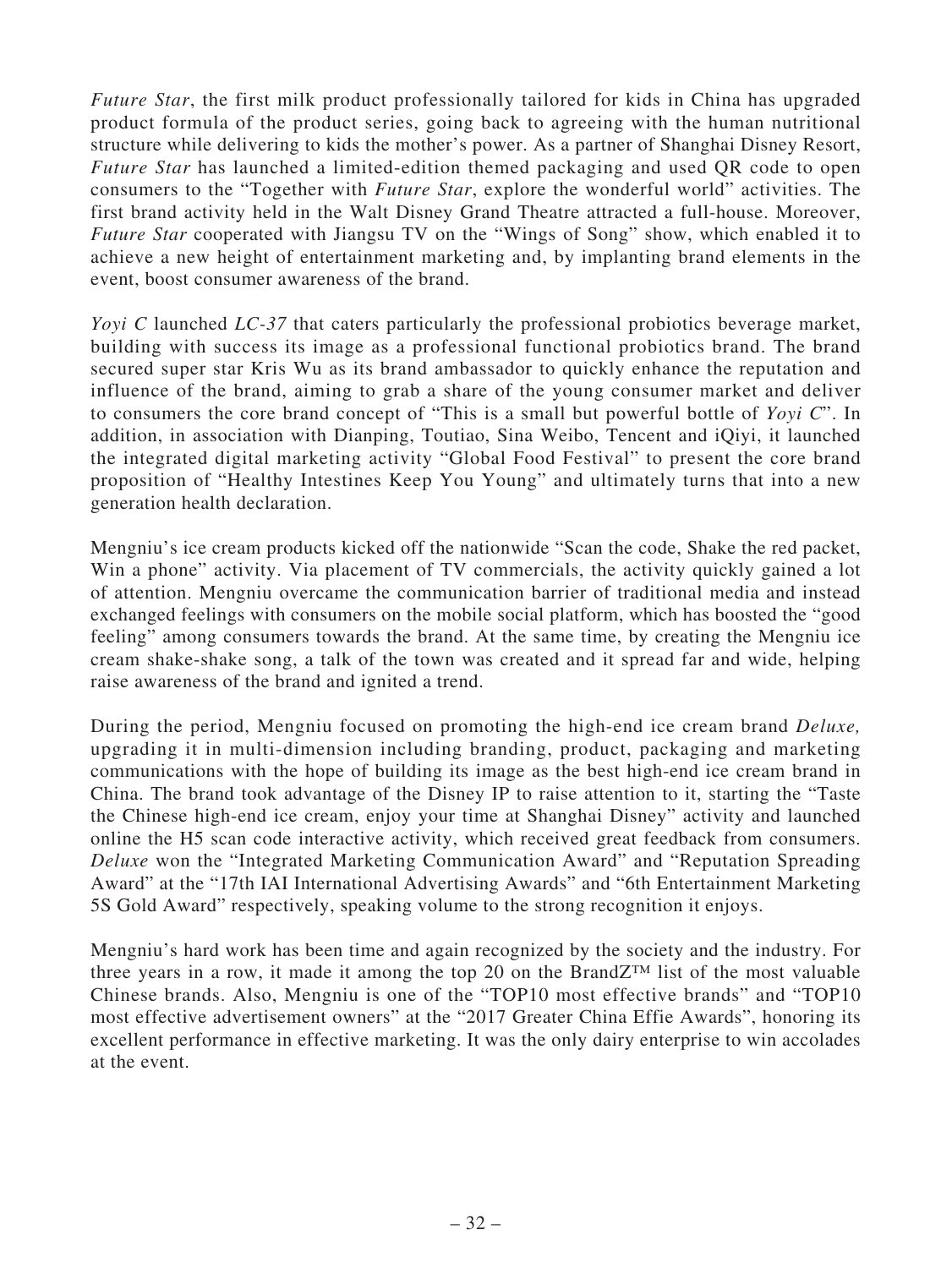*Future Star*, the first milk product professionally tailored for kids in China has upgraded product formula of the product series, going back to agreeing with the human nutritional structure while delivering to kids the mother's power. As a partner of Shanghai Disney Resort, *Future Star* has launched a limited-edition themed packaging and used QR code to open consumers to the "Together with *Future Star*, explore the wonderful world" activities. The first brand activity held in the Walt Disney Grand Theatre attracted a full-house. Moreover, *Future Star* cooperated with Jiangsu TV on the "Wings of Song" show, which enabled it to achieve a new height of entertainment marketing and, by implanting brand elements in the event, boost consumer awareness of the brand.

*Yoyi C* launched *LC-37* that caters particularly the professional probiotics beverage market, building with success its image as a professional functional probiotics brand. The brand secured super star Kris Wu as its brand ambassador to quickly enhance the reputation and influence of the brand, aiming to grab a share of the young consumer market and deliver to consumers the core brand concept of "This is a small but powerful bottle of *Yoyi C*". In addition, in association with Dianping, Toutiao, Sina Weibo, Tencent and iQiyi, it launched the integrated digital marketing activity "Global Food Festival" to present the core brand proposition of "Healthy Intestines Keep You Young" and ultimately turns that into a new generation health declaration.

Mengniu's ice cream products kicked off the nationwide "Scan the code, Shake the red packet, Win a phone" activity. Via placement of TV commercials, the activity quickly gained a lot of attention. Mengniu overcame the communication barrier of traditional media and instead exchanged feelings with consumers on the mobile social platform, which has boosted the "good feeling" among consumers towards the brand. At the same time, by creating the Mengniu ice cream shake-shake song, a talk of the town was created and it spread far and wide, helping raise awareness of the brand and ignited a trend.

During the period, Mengniu focused on promoting the high-end ice cream brand *Deluxe,* upgrading it in multi-dimension including branding, product, packaging and marketing communications with the hope of building its image as the best high-end ice cream brand in China. The brand took advantage of the Disney IP to raise attention to it, starting the "Taste the Chinese high-end ice cream, enjoy your time at Shanghai Disney" activity and launched online the H5 scan code interactive activity, which received great feedback from consumers. *Deluxe* won the "Integrated Marketing Communication Award" and "Reputation Spreading Award" at the "17th IAI International Advertising Awards" and "6th Entertainment Marketing 5S Gold Award" respectively, speaking volume to the strong recognition it enjoys.

Mengniu's hard work has been time and again recognized by the society and the industry. For three years in a row, it made it among the top 20 on the BrandZ™ list of the most valuable Chinese brands. Also, Mengniu is one of the "TOP10 most effective brands" and "TOP10 most effective advertisement owners" at the "2017 Greater China Effie Awards", honoring its excellent performance in effective marketing. It was the only dairy enterprise to win accolades at the event.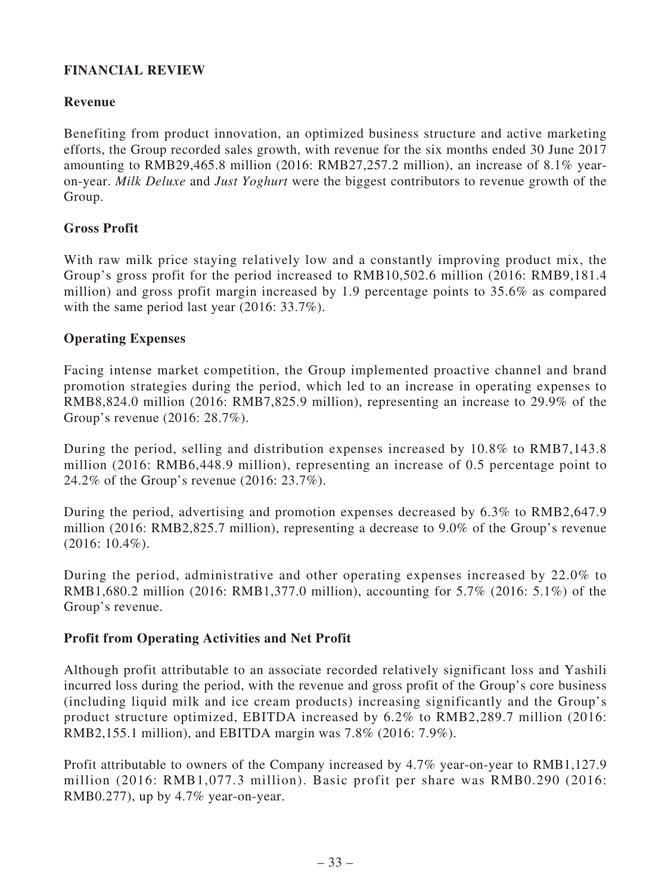## FINANCIAL REVIEW

### Revenue

Benefiting from product innovation, an optimized business structure and active marketing efforts, the Group recorded sales growth, with revenue for the six months ended 30 June 2017 amounting to RMB29,465.8 million (2016: RMB27,257.2 million), an increase of 8.1% year-on-year. *Milk Deluxe* and *Just Yoghurt* were the biggest contributors to revenue growth of the Group.

### Gross Profit

With raw milk price staying relatively low and a constantly improving product mix, the Group's gross profit for the period increased to RMB10,502.6 million (2016: RMB9,181.4 million) and gross profit margin increased by 1.9 percentage points to 35.6% as compared with the same period last year (2016: 33.7%).

### Operating Expenses

Facing intense market competition, the Group implemented proactive channel and brand promotion strategies during the period, which led to an increase in operating expenses to RMB8,824.0 million (2016: RMB7,825.9 million), representing an increase to 29.9% of the Group's revenue (2016: 28.7%).

During the period, selling and distribution expenses increased by 10.8% to RMB7,143.8 million (2016: RMB6,448.9 million), representing an increase of 0.5 percentage point to 24.2% of the Group's revenue (2016: 23.7%).

During the period, advertising and promotion expenses decreased by 6.3% to RMB2,647.9 million (2016: RMB2,825.7 million), representing a decrease to 9.0% of the Group's revenue (2016: 10.4%).

During the period, administrative and other operating expenses increased by 22.0% to RMB1,680.2 million (2016: RMB1,377.0 million), accounting for 5.7% (2016: 5.1%) of the Group's revenue.

### Profit from Operating Activities and Net Profit

Although profit attributable to an associate recorded relatively significant loss and Yashili incurred loss during the period, with the revenue and gross profit of the Group's core business (including liquid milk and ice cream products) increasing significantly and the Group's product structure optimized, EBITDA increased by 6.2% to RMB2,289.7 million (2016: RMB2,155.1 million), and EBITDA margin was 7.8% (2016: 7.9%).

Profit attributable to owners of the Company increased by 4.7% year-on-year to RMB1,127.9 million (2016: RMB1,077.3 million). Basic profit per share was RMB0.290 (2016: RMB0.277), up by 4.7% year-on-year.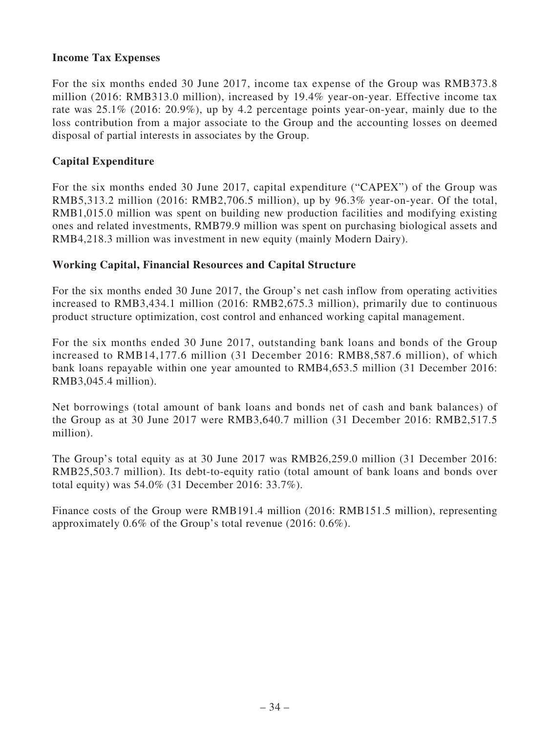**Income Tax Expenses**

For the six months ended 30 June 2017, income tax expense of the Group was RMB373.8 million (2016: RMB313.0 million), increased by 19.4% year-on-year. Effective income tax rate was 25.1% (2016: 20.9%), up by 4.2 percentage points year-on-year, mainly due to the loss contribution from a major associate to the Group and the accounting losses on deemed disposal of partial interests in associates by the Group.

**Capital Expenditure**

For the six months ended 30 June 2017, capital expenditure ("CAPEX") of the Group was RMB5,313.2 million (2016: RMB2,706.5 million), up by 96.3% year-on-year. Of the total, RMB1,015.0 million was spent on building new production facilities and modifying existing ones and related investments, RMB79.9 million was spent on purchasing biological assets and RMB4,218.3 million was investment in new equity (mainly Modern Dairy).

**Working Capital, Financial Resources and Capital Structure**

For the six months ended 30 June 2017, the Group's net cash inflow from operating activities increased to RMB3,434.1 million (2016: RMB2,675.3 million), primarily due to continuous product structure optimization, cost control and enhanced working capital management.

For the six months ended 30 June 2017, outstanding bank loans and bonds of the Group increased to RMB14,177.6 million (31 December 2016: RMB8,587.6 million), of which bank loans repayable within one year amounted to RMB4,653.5 million (31 December 2016: RMB3,045.4 million).

Net borrowings (total amount of bank loans and bonds net of cash and bank balances) of the Group as at 30 June 2017 were RMB3,640.7 million (31 December 2016: RMB2,517.5 million).

The Group's total equity as at 30 June 2017 was RMB26,259.0 million (31 December 2016: RMB25,503.7 million). Its debt-to-equity ratio (total amount of bank loans and bonds over total equity) was 54.0% (31 December 2016: 33.7%).

Finance costs of the Group were RMB191.4 million (2016: RMB151.5 million), representing approximately 0.6% of the Group's total revenue (2016: 0.6%).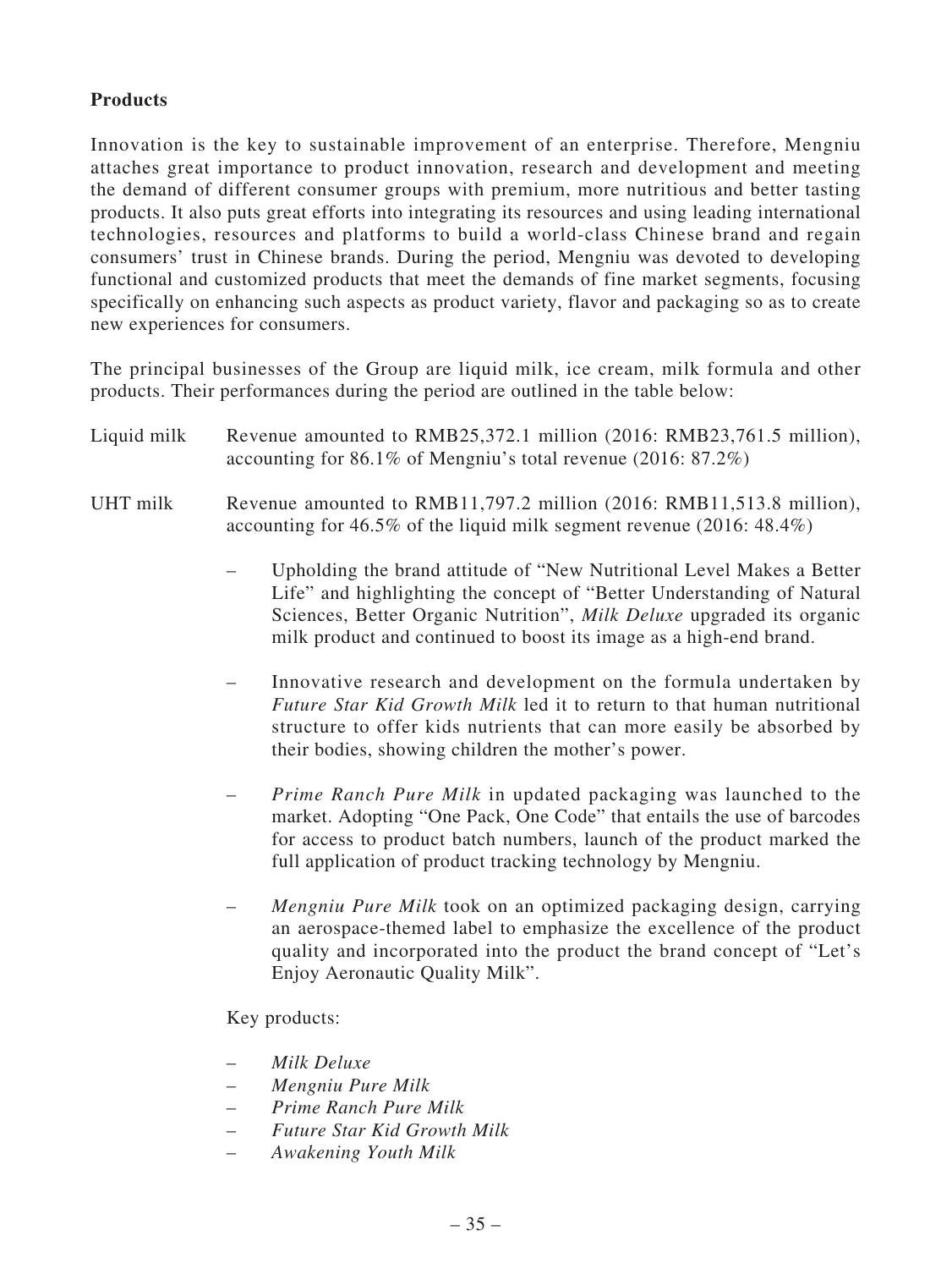**Products**

Innovation is the key to sustainable improvement of an enterprise. Therefore, Mengniu attaches great importance to product innovation, research and development and meeting the demand of different consumer groups with premium, more nutritious and better tasting products. It also puts great efforts into integrating its resources and using leading international technologies, resources and platforms to build a world-class Chinese brand and regain consumers' trust in Chinese brands. During the period, Mengniu was devoted to developing functional and customized products that meet the demands of fine market segments, focusing specifically on enhancing such aspects as product variety, flavor and packaging so as to create new experiences for consumers.

The principal businesses of the Group are liquid milk, ice cream, milk formula and other products. Their performances during the period are outlined in the table below:

Liquid milk — Revenue amounted to RMB25,372.1 million (2016: RMB23,761.5 million), accounting for 86.1% of Mengniu's total revenue (2016: 87.2%)

UHT milk — Revenue amounted to RMB11,797.2 million (2016: RMB11,513.8 million), accounting for 46.5% of the liquid milk segment revenue (2016: 48.4%)

- Upholding the brand attitude of "New Nutritional Level Makes a Better Life" and highlighting the concept of "Better Understanding of Natural Sciences, Better Organic Nutrition", *Milk Deluxe* upgraded its organic milk product and continued to boost its image as a high-end brand.
- Innovative research and development on the formula undertaken by *Future Star Kid Growth Milk* led it to return to that human nutritional structure to offer kids nutrients that can more easily be absorbed by their bodies, showing children the mother's power.
- *Prime Ranch Pure Milk* in updated packaging was launched to the market. Adopting "One Pack, One Code" that entails the use of barcodes for access to product batch numbers, launch of the product marked the full application of product tracking technology by Mengniu.
- *Mengniu Pure Milk* took on an optimized packaging design, carrying an aerospace-themed label to emphasize the excellence of the product quality and incorporated into the product the brand concept of "Let's Enjoy Aeronautic Quality Milk".

Key products:

- *Milk Deluxe*
- *Mengniu Pure Milk*
- *Prime Ranch Pure Milk*
- *Future Star Kid Growth Milk*
- *Awakening Youth Milk*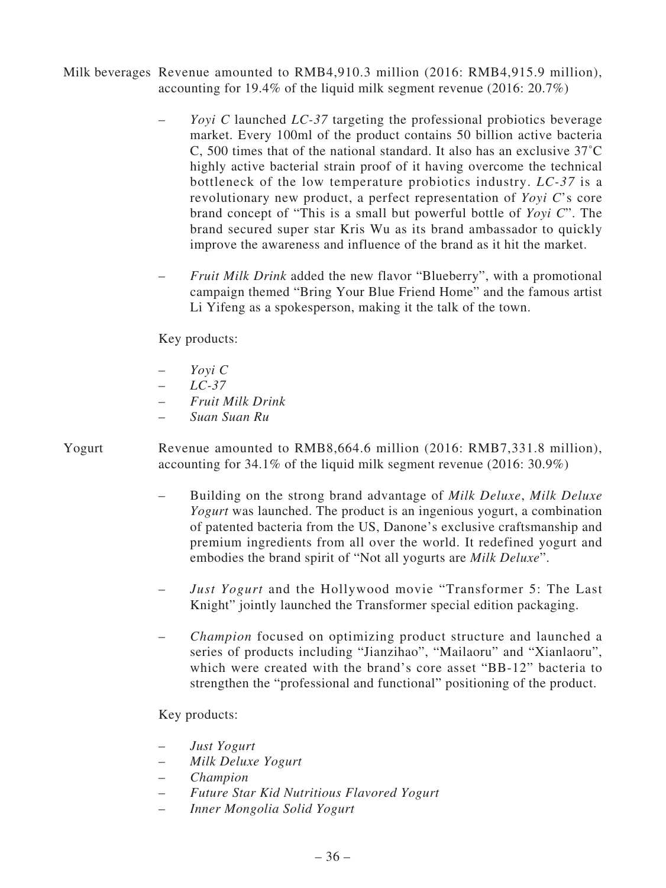**Milk beverages** Revenue amounted to RMB4,910.3 million (2016: RMB4,915.9 million), accounting for 19.4% of the liquid milk segment revenue (2016: 20.7%)

- *Yoyi C* launched *LC-37* targeting the professional probiotics beverage market. Every 100ml of the product contains 50 billion active bacteria C, 500 times that of the national standard. It also has an exclusive 37°C highly active bacterial strain proof of it having overcome the technical bottleneck of the low temperature probiotics industry. *LC-37* is a revolutionary new product, a perfect representation of *Yoyi C*'s core brand concept of "This is a small but powerful bottle of *Yoyi C*". The brand secured super star Kris Wu as its brand ambassador to quickly improve the awareness and influence of the brand as it hit the market.

- *Fruit Milk Drink* added the new flavor "Blueberry", with a promotional campaign themed "Bring Your Blue Friend Home" and the famous artist Li Yifeng as a spokesperson, making it the talk of the town.

Key products:

- *Yoyi C*
- *LC-37*
- *Fruit Milk Drink*
- *Suan Suan Ru*

**Yogurt** Revenue amounted to RMB8,664.6 million (2016: RMB7,331.8 million), accounting for 34.1% of the liquid milk segment revenue (2016: 30.9%)

- Building on the strong brand advantage of *Milk Deluxe*, *Milk Deluxe Yogurt* was launched. The product is an ingenious yogurt, a combination of patented bacteria from the US, Danone's exclusive craftsmanship and premium ingredients from all over the world. It redefined yogurt and embodies the brand spirit of "Not all yogurts are *Milk Deluxe*".

- *Just Yogurt* and the Hollywood movie "Transformer 5: The Last Knight" jointly launched the Transformer special edition packaging.

- *Champion* focused on optimizing product structure and launched a series of products including "Jianzihao", "Mailaoru" and "Xianlaoru", which were created with the brand's core asset "BB-12" bacteria to strengthen the "professional and functional" positioning of the product.

Key products:

- *Just Yogurt*
- *Milk Deluxe Yogurt*
- *Champion*
- *Future Star Kid Nutritious Flavored Yogurt*
- *Inner Mongolia Solid Yogurt*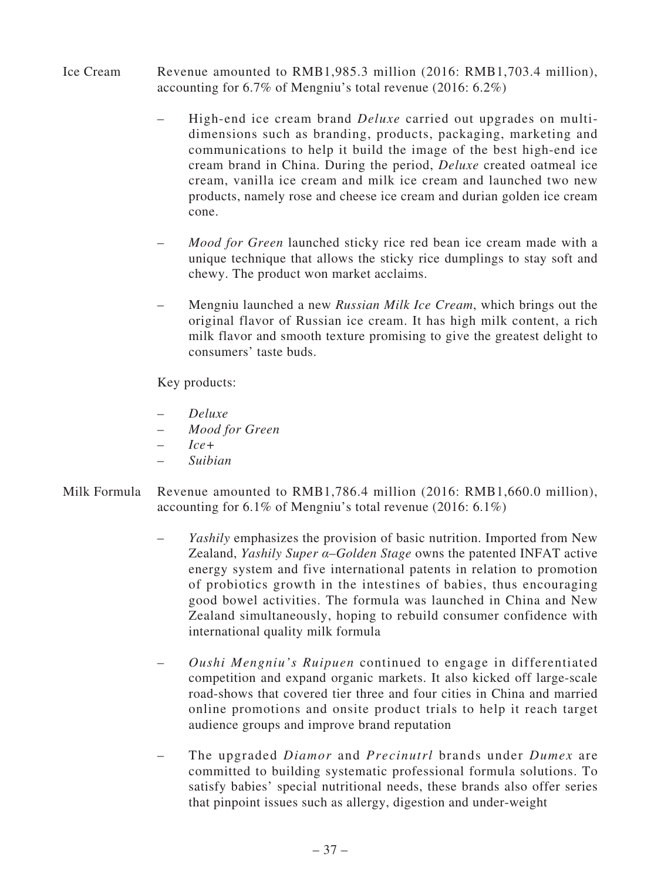**Ice Cream** Revenue amounted to RMB1,985.3 million (2016: RMB1,703.4 million), accounting for 6.7% of Mengniu's total revenue (2016: 6.2%)

- High-end ice cream brand *Deluxe* carried out upgrades on multi-dimensions such as branding, products, packaging, marketing and communications to help it build the image of the best high-end ice cream brand in China. During the period, *Deluxe* created oatmeal ice cream, vanilla ice cream and milk ice cream and launched two new products, namely rose and cheese ice cream and durian golden ice cream cone.

- *Mood for Green* launched sticky rice red bean ice cream made with a unique technique that allows the sticky rice dumplings to stay soft and chewy. The product won market acclaims.

- Mengniu launched a new *Russian Milk Ice Cream*, which brings out the original flavor of Russian ice cream. It has high milk content, a rich milk flavor and smooth texture promising to give the greatest delight to consumers' taste buds.

Key products:

- *Deluxe*
- *Mood for Green*
- *Ice+*
- *Suibian*

**Milk Formula** Revenue amounted to RMB1,786.4 million (2016: RMB1,660.0 million), accounting for 6.1% of Mengniu's total revenue (2016: 6.1%)

- *Yashily* emphasizes the provision of basic nutrition. Imported from New Zealand, *Yashily Super α–Golden Stage* owns the patented INFAT active energy system and five international patents in relation to promotion of probiotics growth in the intestines of babies, thus encouraging good bowel activities. The formula was launched in China and New Zealand simultaneously, hoping to rebuild consumer confidence with international quality milk formula

- *Oushi Mengniu's Ruipuen* continued to engage in differentiated competition and expand organic markets. It also kicked off large-scale road-shows that covered tier three and four cities in China and married online promotions and onsite product trials to help it reach target audience groups and improve brand reputation

- The upgraded *Diamor* and *Precinutrl* brands under *Dumex* are committed to building systematic professional formula solutions. To satisfy babies' special nutritional needs, these brands also offer series that pinpoint issues such as allergy, digestion and under-weight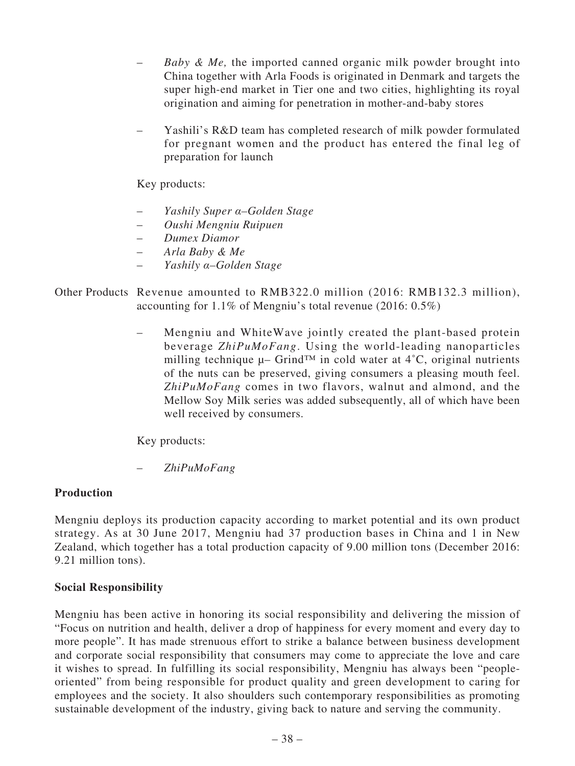– *Baby & Me,* the imported canned organic milk powder brought into China together with Arla Foods is originated in Denmark and targets the super high-end market in Tier one and two cities, highlighting its royal origination and aiming for penetration in mother-and-baby stores

– Yashili's R&D team has completed research of milk powder formulated for pregnant women and the product has entered the final leg of preparation for launch

Key products:

– *Yashily Super α–Golden Stage*
– *Oushi Mengniu Ruipuen*
– *Dumex Diamor*
– *Arla Baby & Me*
– *Yashily α–Golden Stage*

Other Products Revenue amounted to RMB322.0 million (2016: RMB132.3 million), accounting for 1.1% of Mengniu's total revenue (2016: 0.5%)

– Mengniu and WhiteWave jointly created the plant-based protein beverage *ZhiPuMoFang*. Using the world-leading nanoparticles milling technique μ– Grind™ in cold water at 4˚C, original nutrients of the nuts can be preserved, giving consumers a pleasing mouth feel. *ZhiPuMoFang* comes in two flavors, walnut and almond, and the Mellow Soy Milk series was added subsequently, all of which have been well received by consumers.

Key products:

– *ZhiPuMoFang*

**Production**

Mengniu deploys its production capacity according to market potential and its own product strategy. As at 30 June 2017, Mengniu had 37 production bases in China and 1 in New Zealand, which together has a total production capacity of 9.00 million tons (December 2016: 9.21 million tons).

**Social Responsibility**

Mengniu has been active in honoring its social responsibility and delivering the mission of "Focus on nutrition and health, deliver a drop of happiness for every moment and every day to more people". It has made strenuous effort to strike a balance between business development and corporate social responsibility that consumers may come to appreciate the love and care it wishes to spread. In fulfilling its social responsibility, Mengniu has always been "people-oriented" from being responsible for product quality and green development to caring for employees and the society. It also shoulders such contemporary responsibilities as promoting sustainable development of the industry, giving back to nature and serving the community.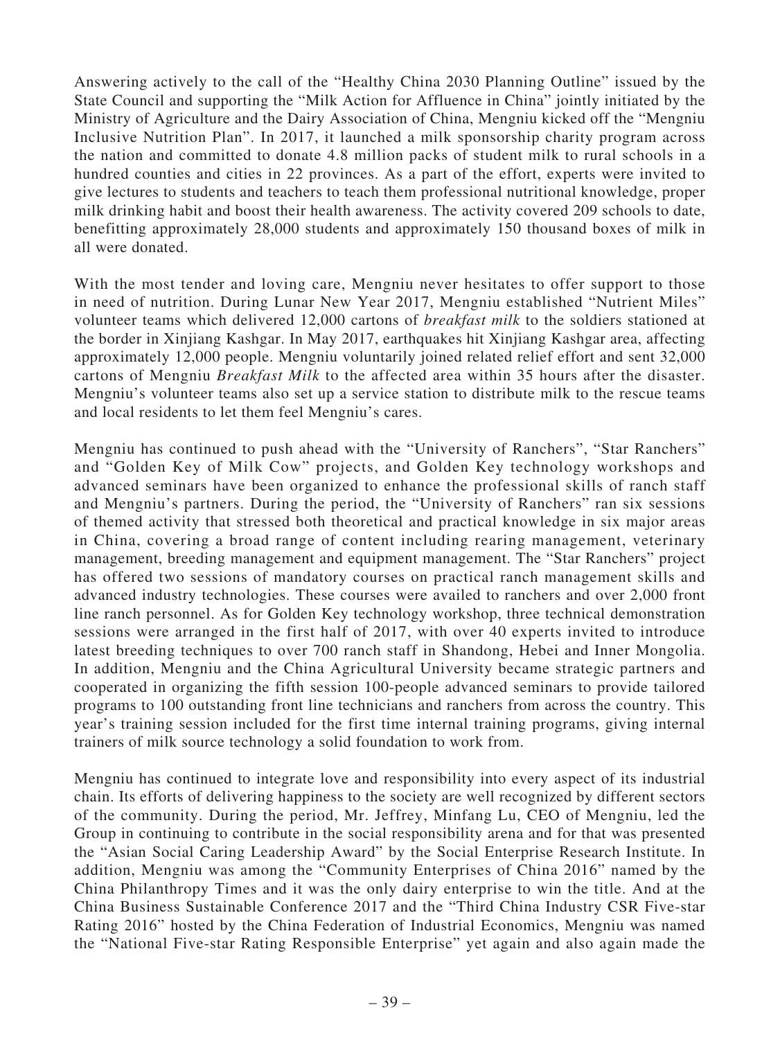Answering actively to the call of the "Healthy China 2030 Planning Outline" issued by the State Council and supporting the "Milk Action for Affluence in China" jointly initiated by the Ministry of Agriculture and the Dairy Association of China, Mengniu kicked off the "Mengniu Inclusive Nutrition Plan". In 2017, it launched a milk sponsorship charity program across the nation and committed to donate 4.8 million packs of student milk to rural schools in a hundred counties and cities in 22 provinces. As a part of the effort, experts were invited to give lectures to students and teachers to teach them professional nutritional knowledge, proper milk drinking habit and boost their health awareness. The activity covered 209 schools to date, benefitting approximately 28,000 students and approximately 150 thousand boxes of milk in all were donated.

With the most tender and loving care, Mengniu never hesitates to offer support to those in need of nutrition. During Lunar New Year 2017, Mengniu established "Nutrient Miles" volunteer teams which delivered 12,000 cartons of *breakfast milk* to the soldiers stationed at the border in Xinjiang Kashgar. In May 2017, earthquakes hit Xinjiang Kashgar area, affecting approximately 12,000 people. Mengniu voluntarily joined related relief effort and sent 32,000 cartons of Mengniu *Breakfast Milk* to the affected area within 35 hours after the disaster. Mengniu's volunteer teams also set up a service station to distribute milk to the rescue teams and local residents to let them feel Mengniu's cares.

Mengniu has continued to push ahead with the "University of Ranchers", "Star Ranchers" and "Golden Key of Milk Cow" projects, and Golden Key technology workshops and advanced seminars have been organized to enhance the professional skills of ranch staff and Mengniu's partners. During the period, the "University of Ranchers" ran six sessions of themed activity that stressed both theoretical and practical knowledge in six major areas in China, covering a broad range of content including rearing management, veterinary management, breeding management and equipment management. The "Star Ranchers" project has offered two sessions of mandatory courses on practical ranch management skills and advanced industry technologies. These courses were availed to ranchers and over 2,000 front line ranch personnel. As for Golden Key technology workshop, three technical demonstration sessions were arranged in the first half of 2017, with over 40 experts invited to introduce latest breeding techniques to over 700 ranch staff in Shandong, Hebei and Inner Mongolia. In addition, Mengniu and the China Agricultural University became strategic partners and cooperated in organizing the fifth session 100-people advanced seminars to provide tailored programs to 100 outstanding front line technicians and ranchers from across the country. This year's training session included for the first time internal training programs, giving internal trainers of milk source technology a solid foundation to work from.

Mengniu has continued to integrate love and responsibility into every aspect of its industrial chain. Its efforts of delivering happiness to the society are well recognized by different sectors of the community. During the period, Mr. Jeffrey, Minfang Lu, CEO of Mengniu, led the Group in continuing to contribute in the social responsibility arena and for that was presented the "Asian Social Caring Leadership Award" by the Social Enterprise Research Institute. In addition, Mengniu was among the "Community Enterprises of China 2016" named by the China Philanthropy Times and it was the only dairy enterprise to win the title. And at the China Business Sustainable Conference 2017 and the "Third China Industry CSR Five-star Rating 2016" hosted by the China Federation of Industrial Economics, Mengniu was named the "National Five-star Rating Responsible Enterprise" yet again and also again made the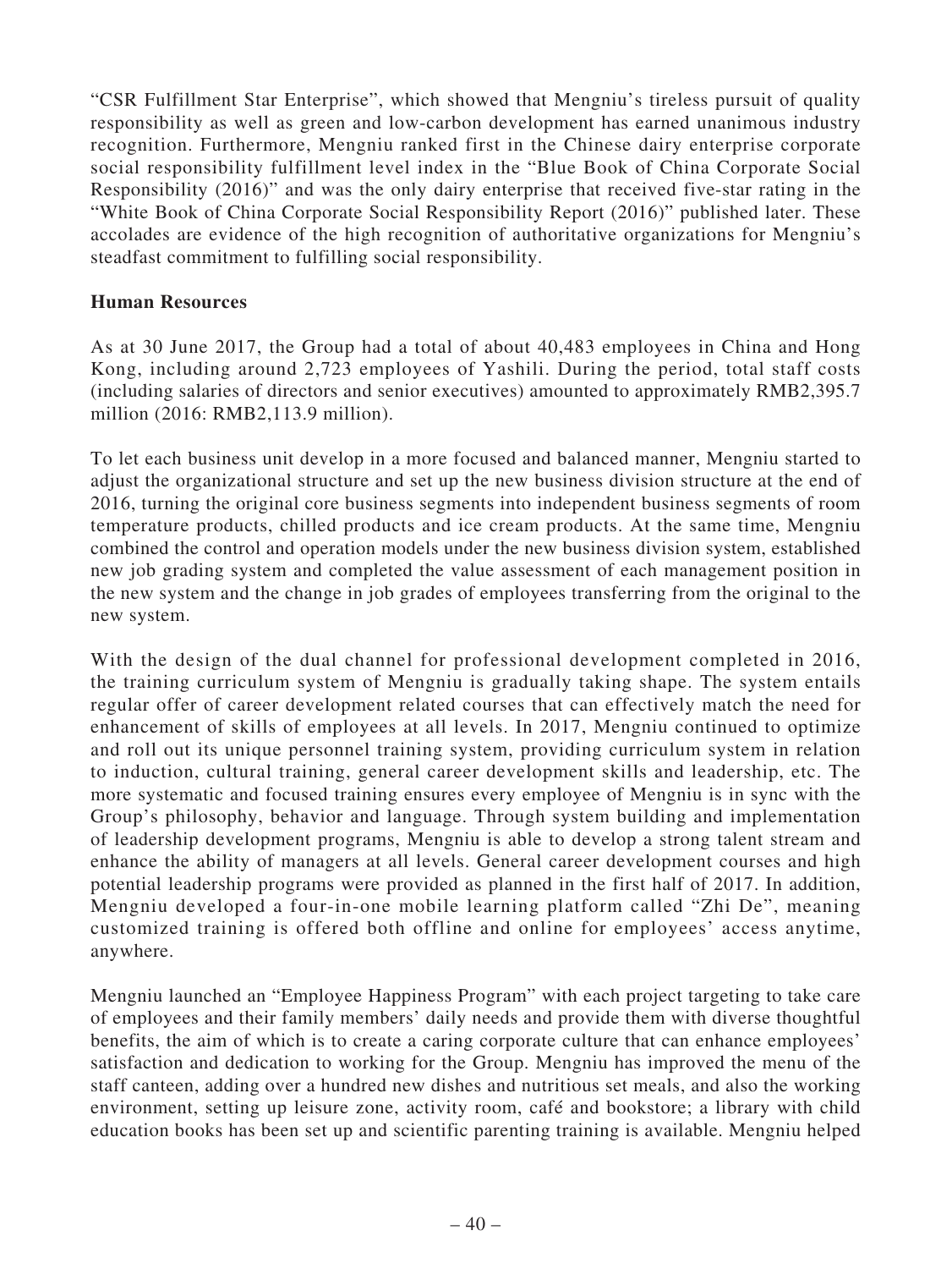"CSR Fulfillment Star Enterprise", which showed that Mengniu's tireless pursuit of quality responsibility as well as green and low-carbon development has earned unanimous industry recognition. Furthermore, Mengniu ranked first in the Chinese dairy enterprise corporate social responsibility fulfillment level index in the "Blue Book of China Corporate Social Responsibility (2016)" and was the only dairy enterprise that received five-star rating in the "White Book of China Corporate Social Responsibility Report (2016)" published later. These accolades are evidence of the high recognition of authoritative organizations for Mengniu's steadfast commitment to fulfilling social responsibility.

**Human Resources**

As at 30 June 2017, the Group had a total of about 40,483 employees in China and Hong Kong, including around 2,723 employees of Yashili. During the period, total staff costs (including salaries of directors and senior executives) amounted to approximately RMB2,395.7 million (2016: RMB2,113.9 million).

To let each business unit develop in a more focused and balanced manner, Mengniu started to adjust the organizational structure and set up the new business division structure at the end of 2016, turning the original core business segments into independent business segments of room temperature products, chilled products and ice cream products. At the same time, Mengniu combined the control and operation models under the new business division system, established new job grading system and completed the value assessment of each management position in the new system and the change in job grades of employees transferring from the original to the new system.

With the design of the dual channel for professional development completed in 2016, the training curriculum system of Mengniu is gradually taking shape. The system entails regular offer of career development related courses that can effectively match the need for enhancement of skills of employees at all levels. In 2017, Mengniu continued to optimize and roll out its unique personnel training system, providing curriculum system in relation to induction, cultural training, general career development skills and leadership, etc. The more systematic and focused training ensures every employee of Mengniu is in sync with the Group's philosophy, behavior and language. Through system building and implementation of leadership development programs, Mengniu is able to develop a strong talent stream and enhance the ability of managers at all levels. General career development courses and high potential leadership programs were provided as planned in the first half of 2017. In addition, Mengniu developed a four-in-one mobile learning platform called "Zhi De", meaning customized training is offered both offline and online for employees' access anytime, anywhere.

Mengniu launched an "Employee Happiness Program" with each project targeting to take care of employees and their family members' daily needs and provide them with diverse thoughtful benefits, the aim of which is to create a caring corporate culture that can enhance employees' satisfaction and dedication to working for the Group. Mengniu has improved the menu of the staff canteen, adding over a hundred new dishes and nutritious set meals, and also the working environment, setting up leisure zone, activity room, café and bookstore; a library with child education books has been set up and scientific parenting training is available. Mengniu helped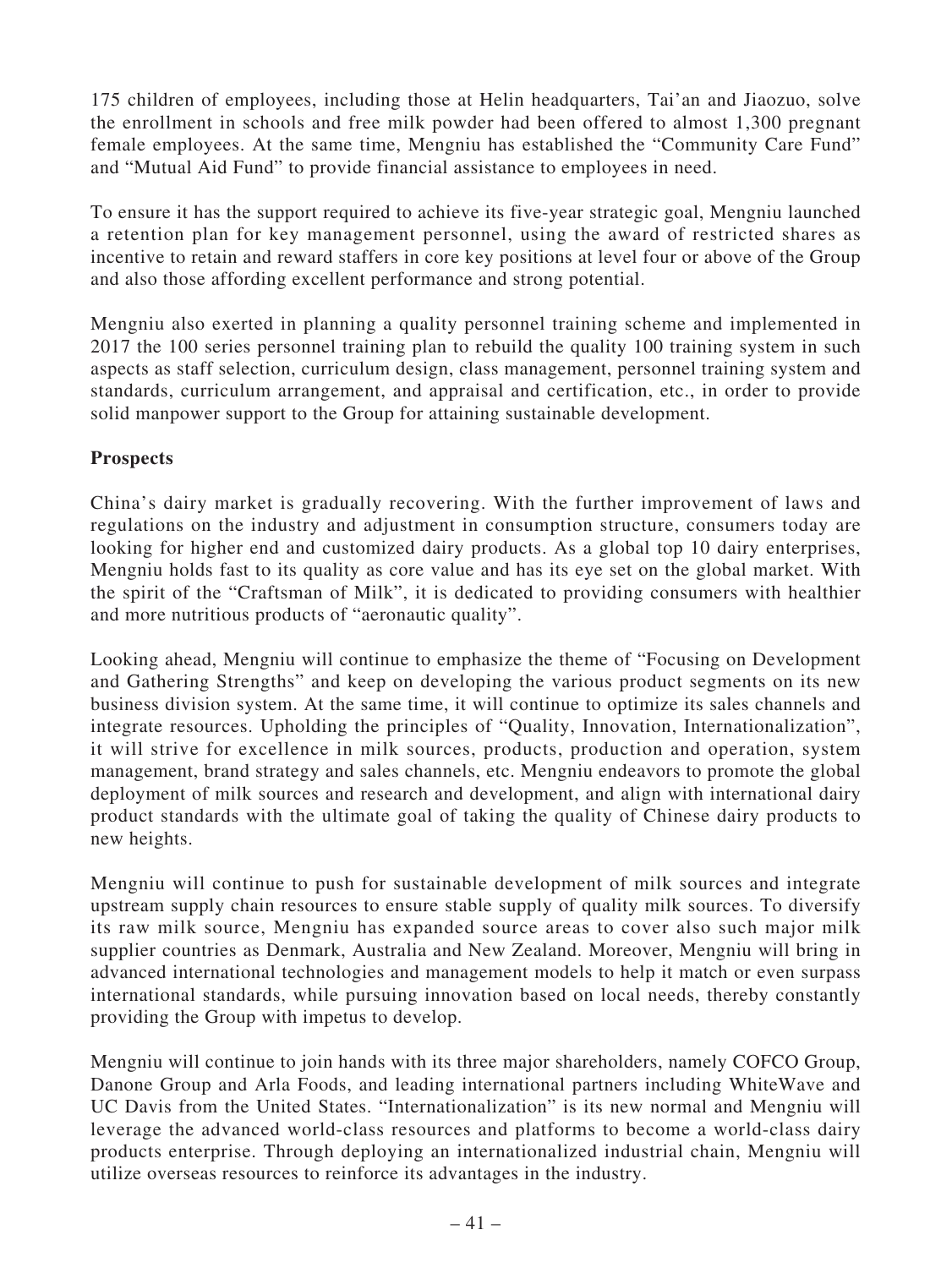175 children of employees, including those at Helin headquarters, Tai'an and Jiaozuo, solve the enrollment in schools and free milk powder had been offered to almost 1,300 pregnant female employees. At the same time, Mengniu has established the "Community Care Fund" and "Mutual Aid Fund" to provide financial assistance to employees in need.

To ensure it has the support required to achieve its five-year strategic goal, Mengniu launched a retention plan for key management personnel, using the award of restricted shares as incentive to retain and reward staffers in core key positions at level four or above of the Group and also those affording excellent performance and strong potential.

Mengniu also exerted in planning a quality personnel training scheme and implemented in 2017 the 100 series personnel training plan to rebuild the quality 100 training system in such aspects as staff selection, curriculum design, class management, personnel training system and standards, curriculum arrangement, and appraisal and certification, etc., in order to provide solid manpower support to the Group for attaining sustainable development.

**Prospects**

China's dairy market is gradually recovering. With the further improvement of laws and regulations on the industry and adjustment in consumption structure, consumers today are looking for higher end and customized dairy products. As a global top 10 dairy enterprises, Mengniu holds fast to its quality as core value and has its eye set on the global market. With the spirit of the "Craftsman of Milk", it is dedicated to providing consumers with healthier and more nutritious products of "aeronautic quality".

Looking ahead, Mengniu will continue to emphasize the theme of "Focusing on Development and Gathering Strengths" and keep on developing the various product segments on its new business division system. At the same time, it will continue to optimize its sales channels and integrate resources. Upholding the principles of "Quality, Innovation, Internationalization", it will strive for excellence in milk sources, products, production and operation, system management, brand strategy and sales channels, etc. Mengniu endeavors to promote the global deployment of milk sources and research and development, and align with international dairy product standards with the ultimate goal of taking the quality of Chinese dairy products to new heights.

Mengniu will continue to push for sustainable development of milk sources and integrate upstream supply chain resources to ensure stable supply of quality milk sources. To diversify its raw milk source, Mengniu has expanded source areas to cover also such major milk supplier countries as Denmark, Australia and New Zealand. Moreover, Mengniu will bring in advanced international technologies and management models to help it match or even surpass international standards, while pursuing innovation based on local needs, thereby constantly providing the Group with impetus to develop.

Mengniu will continue to join hands with its three major shareholders, namely COFCO Group, Danone Group and Arla Foods, and leading international partners including WhiteWave and UC Davis from the United States. "Internationalization" is its new normal and Mengniu will leverage the advanced world-class resources and platforms to become a world-class dairy products enterprise. Through deploying an internationalized industrial chain, Mengniu will utilize overseas resources to reinforce its advantages in the industry.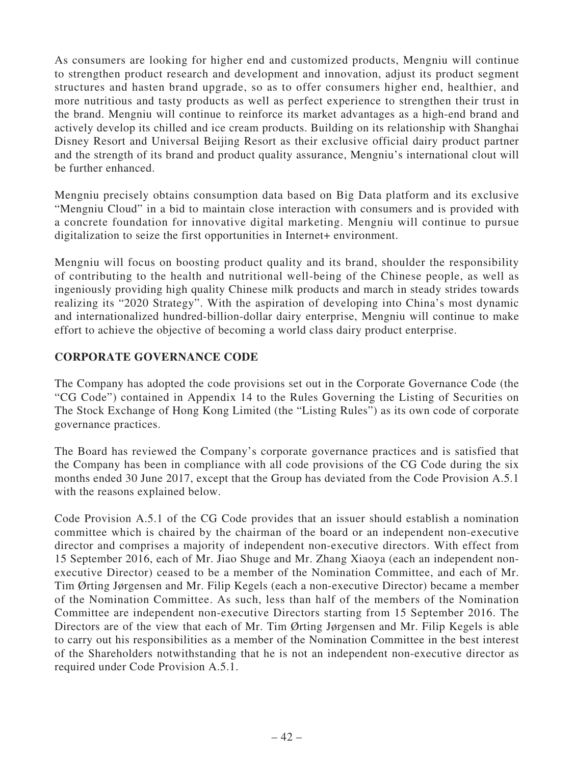As consumers are looking for higher end and customized products, Mengniu will continue to strengthen product research and development and innovation, adjust its product segment structures and hasten brand upgrade, so as to offer consumers higher end, healthier, and more nutritious and tasty products as well as perfect experience to strengthen their trust in the brand. Mengniu will continue to reinforce its market advantages as a high-end brand and actively develop its chilled and ice cream products. Building on its relationship with Shanghai Disney Resort and Universal Beijing Resort as their exclusive official dairy product partner and the strength of its brand and product quality assurance, Mengniu's international clout will be further enhanced.

Mengniu precisely obtains consumption data based on Big Data platform and its exclusive "Mengniu Cloud" in a bid to maintain close interaction with consumers and is provided with a concrete foundation for innovative digital marketing. Mengniu will continue to pursue digitalization to seize the first opportunities in Internet+ environment.

Mengniu will focus on boosting product quality and its brand, shoulder the responsibility of contributing to the health and nutritional well-being of the Chinese people, as well as ingeniously providing high quality Chinese milk products and march in steady strides towards realizing its "2020 Strategy". With the aspiration of developing into China's most dynamic and internationalized hundred-billion-dollar dairy enterprise, Mengniu will continue to make effort to achieve the objective of becoming a world class dairy product enterprise.

## CORPORATE GOVERNANCE CODE

The Company has adopted the code provisions set out in the Corporate Governance Code (the "CG Code") contained in Appendix 14 to the Rules Governing the Listing of Securities on The Stock Exchange of Hong Kong Limited (the "Listing Rules") as its own code of corporate governance practices.

The Board has reviewed the Company's corporate governance practices and is satisfied that the Company has been in compliance with all code provisions of the CG Code during the six months ended 30 June 2017, except that the Group has deviated from the Code Provision A.5.1 with the reasons explained below.

Code Provision A.5.1 of the CG Code provides that an issuer should establish a nomination committee which is chaired by the chairman of the board or an independent non-executive director and comprises a majority of independent non-executive directors. With effect from 15 September 2016, each of Mr. Jiao Shuge and Mr. Zhang Xiaoya (each an independent non-executive Director) ceased to be a member of the Nomination Committee, and each of Mr. Tim Ørting Jørgensen and Mr. Filip Kegels (each a non-executive Director) became a member of the Nomination Committee. As such, less than half of the members of the Nomination Committee are independent non-executive Directors starting from 15 September 2016. The Directors are of the view that each of Mr. Tim Ørting Jørgensen and Mr. Filip Kegels is able to carry out his responsibilities as a member of the Nomination Committee in the best interest of the Shareholders notwithstanding that he is not an independent non-executive director as required under Code Provision A.5.1.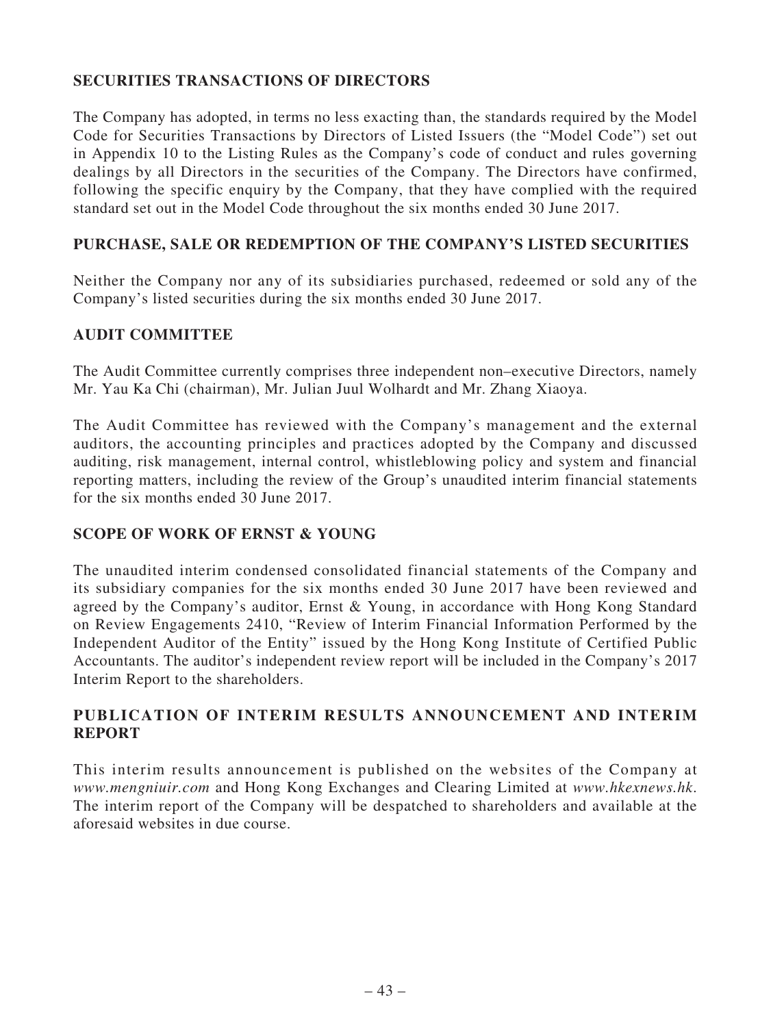## SECURITIES TRANSACTIONS OF DIRECTORS

The Company has adopted, in terms no less exacting than, the standards required by the Model Code for Securities Transactions by Directors of Listed Issuers (the "Model Code") set out in Appendix 10 to the Listing Rules as the Company's code of conduct and rules governing dealings by all Directors in the securities of the Company. The Directors have confirmed, following the specific enquiry by the Company, that they have complied with the required standard set out in the Model Code throughout the six months ended 30 June 2017.

## PURCHASE, SALE OR REDEMPTION OF THE COMPANY'S LISTED SECURITIES

Neither the Company nor any of its subsidiaries purchased, redeemed or sold any of the Company's listed securities during the six months ended 30 June 2017.

## AUDIT COMMITTEE

The Audit Committee currently comprises three independent non–executive Directors, namely Mr. Yau Ka Chi (chairman), Mr. Julian Juul Wolhardt and Mr. Zhang Xiaoya.

The Audit Committee has reviewed with the Company's management and the external auditors, the accounting principles and practices adopted by the Company and discussed auditing, risk management, internal control, whistleblowing policy and system and financial reporting matters, including the review of the Group's unaudited interim financial statements for the six months ended 30 June 2017.

## SCOPE OF WORK OF ERNST & YOUNG

The unaudited interim condensed consolidated financial statements of the Company and its subsidiary companies for the six months ended 30 June 2017 have been reviewed and agreed by the Company's auditor, Ernst & Young, in accordance with Hong Kong Standard on Review Engagements 2410, "Review of Interim Financial Information Performed by the Independent Auditor of the Entity" issued by the Hong Kong Institute of Certified Public Accountants. The auditor's independent review report will be included in the Company's 2017 Interim Report to the shareholders.

## PUBLICATION OF INTERIM RESULTS ANNOUNCEMENT AND INTERIM REPORT

This interim results announcement is published on the websites of the Company at *www.mengniuir.com* and Hong Kong Exchanges and Clearing Limited at *www.hkexnews.hk*. The interim report of the Company will be despatched to shareholders and available at the aforesaid websites in due course.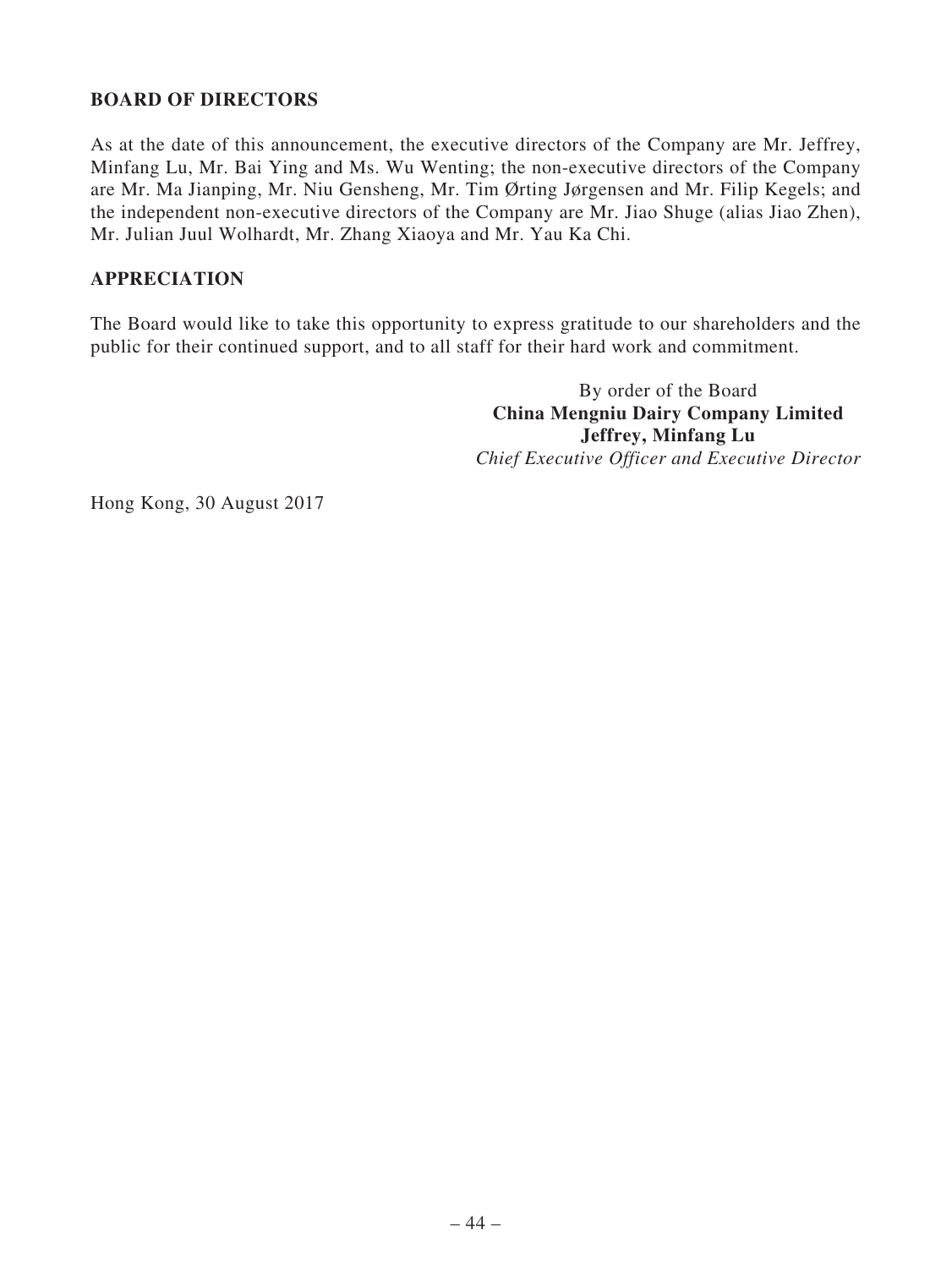## BOARD OF DIRECTORS

As at the date of this announcement, the executive directors of the Company are Mr. Jeffrey, Minfang Lu, Mr. Bai Ying and Ms. Wu Wenting; the non-executive directors of the Company are Mr. Ma Jianping, Mr. Niu Gensheng, Mr. Tim Ørting Jørgensen and Mr. Filip Kegels; and the independent non-executive directors of the Company are Mr. Jiao Shuge (alias Jiao Zhen), Mr. Julian Juul Wolhardt, Mr. Zhang Xiaoya and Mr. Yau Ka Chi.

## APPRECIATION

The Board would like to take this opportunity to express gratitude to our shareholders and the public for their continued support, and to all staff for their hard work and commitment.

By order of the Board
**China Mengniu Dairy Company Limited**
**Jeffrey, Minfang Lu**
*Chief Executive Officer and Executive Director*

Hong Kong, 30 August 2017